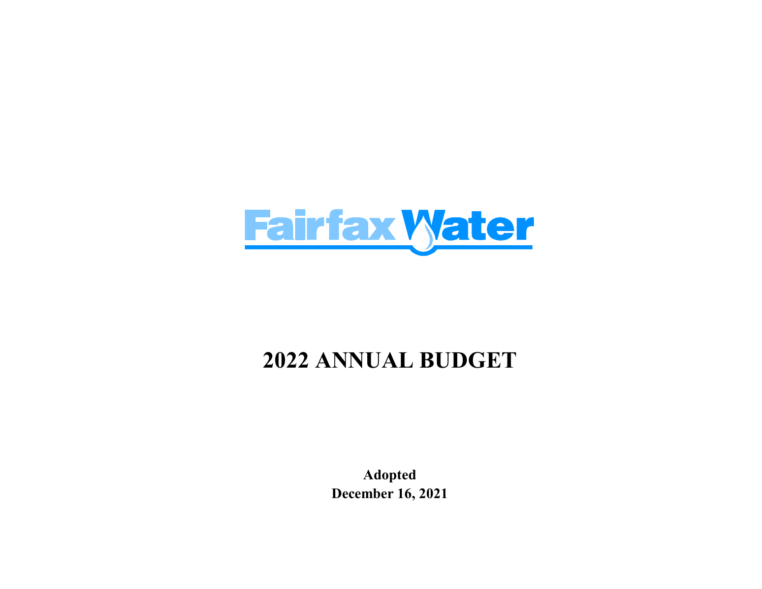Fairfax Water

# 2022 ANNUAL BUDGET

**Adopted**
**December 16, 2021**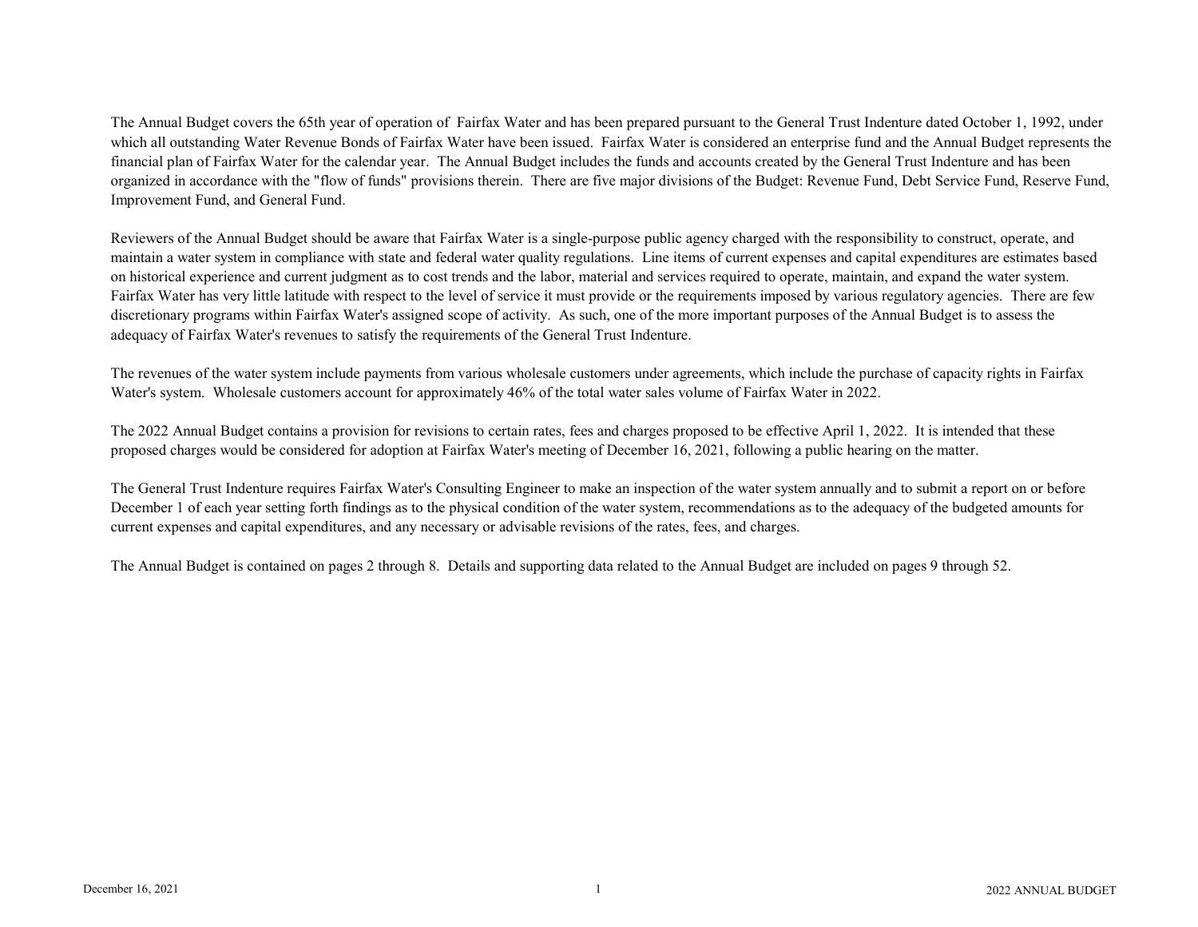The Annual Budget covers the 65th year of operation of  Fairfax Water and has been prepared pursuant to the General Trust Indenture dated October 1, 1992, under which all outstanding Water Revenue Bonds of Fairfax Water have been issued.  Fairfax Water is considered an enterprise fund and the Annual Budget represents the financial plan of Fairfax Water for the calendar year.  The Annual Budget includes the funds and accounts created by the General Trust Indenture and has been organized in accordance with the "flow of funds" provisions therein.  There are five major divisions of the Budget: Revenue Fund, Debt Service Fund, Reserve Fund, Improvement Fund, and General Fund.

Reviewers of the Annual Budget should be aware that Fairfax Water is a single-purpose public agency charged with the responsibility to construct, operate, and maintain a water system in compliance with state and federal water quality regulations.  Line items of current expenses and capital expenditures are estimates based on historical experience and current judgment as to cost trends and the labor, material and services required to operate, maintain, and expand the water system.  Fairfax Water has very little latitude with respect to the level of service it must provide or the requirements imposed by various regulatory agencies.  There are few discretionary programs within Fairfax Water's assigned scope of activity.  As such, one of the more important purposes of the Annual Budget is to assess the adequacy of Fairfax Water's revenues to satisfy the requirements of the General Trust Indenture.

The revenues of the water system include payments from various wholesale customers under agreements, which include the purchase of capacity rights in Fairfax Water's system.  Wholesale customers account for approximately 46% of the total water sales volume of Fairfax Water in 2022.

The 2022 Annual Budget contains a provision for revisions to certain rates, fees and charges proposed to be effective April 1, 2022.  It is intended that these proposed charges would be considered for adoption at Fairfax Water's meeting of December 16, 2021, following a public hearing on the matter.

The General Trust Indenture requires Fairfax Water's Consulting Engineer to make an inspection of the water system annually and to submit a report on or before December 1 of each year setting forth findings as to the physical condition of the water system, recommendations as to the adequacy of the budgeted amounts for current expenses and capital expenditures, and any necessary or advisable revisions of the rates, fees, and charges.

The Annual Budget is contained on pages 2 through 8.  Details and supporting data related to the Annual Budget are included on pages 9 through 52.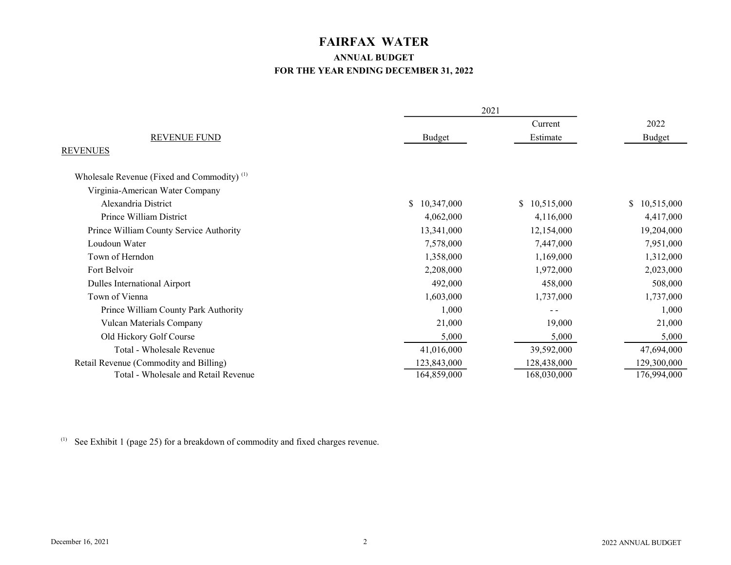# FAIRFAX WATER

## ANNUAL BUDGET

### FOR THE YEAR ENDING DECEMBER 31, 2022

| REVENUE FUND | 2021 Budget | 2021 Current Estimate | 2022 Budget |
|---|---|---|---|
| REVENUES | | | |
| Wholesale Revenue (Fixed and Commodity) [(1)] | | | |
| Virginia-American Water Company | | | |
| Alexandria District | $ 10,347,000 | $ 10,515,000 | $ 10,515,000 |
| Prince William District | 4,062,000 | 4,116,000 | 4,417,000 |
| Prince William County Service Authority | 13,341,000 | 12,154,000 | 19,204,000 |
| Loudoun Water | 7,578,000 | 7,447,000 | 7,951,000 |
| Town of Herndon | 1,358,000 | 1,169,000 | 1,312,000 |
| Fort Belvoir | 2,208,000 | 1,972,000 | 2,023,000 |
| Dulles International Airport | 492,000 | 458,000 | 508,000 |
| Town of Vienna | 1,603,000 | 1,737,000 | 1,737,000 |
| Prince William County Park Authority | 1,000 | - - | 1,000 |
| Vulcan Materials Company | 21,000 | 19,000 | 21,000 |
| Old Hickory Golf Course | 5,000 | 5,000 | 5,000 |
| Total - Wholesale Revenue | 41,016,000 | 39,592,000 | 47,694,000 |
| Retail Revenue (Commodity and Billing) | 123,843,000 | 128,438,000 | 129,300,000 |
| Total - Wholesale and Retail Revenue | 164,859,000 | 168,030,000 | 176,994,000 |

(1) See Exhibit 1 (page 25) for a breakdown of commodity and fixed charges revenue.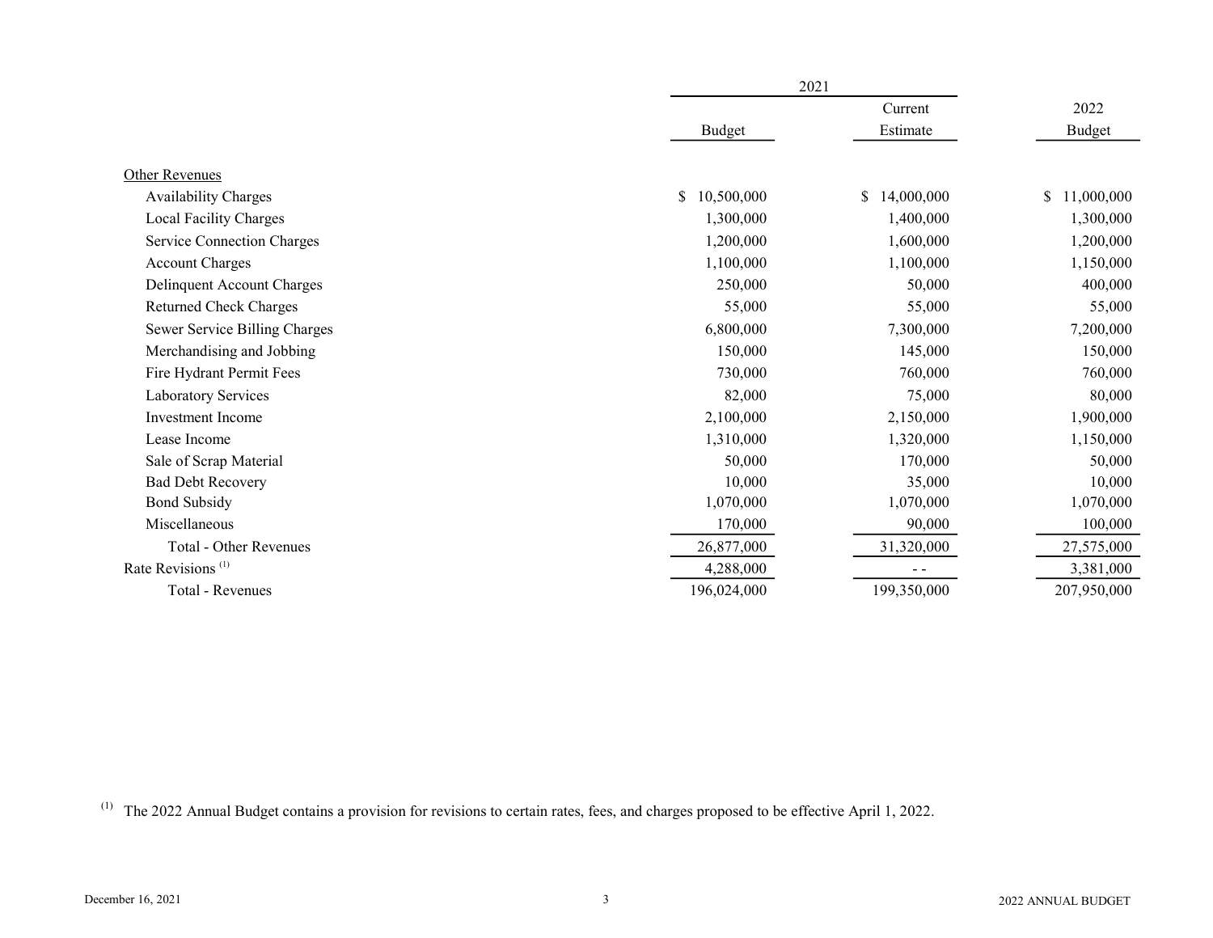|  | 2021 |  |  |
|---|---|---|---|
|  | Budget | Current Estimate | 2022 Budget |
| Other Revenues |  |  |  |
| Availability Charges | $ 10,500,000 | $ 14,000,000 | $ 11,000,000 |
| Local Facility Charges | 1,300,000 | 1,400,000 | 1,300,000 |
| Service Connection Charges | 1,200,000 | 1,600,000 | 1,200,000 |
| Account Charges | 1,100,000 | 1,100,000 | 1,150,000 |
| Delinquent Account Charges | 250,000 | 50,000 | 400,000 |
| Returned Check Charges | 55,000 | 55,000 | 55,000 |
| Sewer Service Billing Charges | 6,800,000 | 7,300,000 | 7,200,000 |
| Merchandising and Jobbing | 150,000 | 145,000 | 150,000 |
| Fire Hydrant Permit Fees | 730,000 | 760,000 | 760,000 |
| Laboratory Services | 82,000 | 75,000 | 80,000 |
| Investment Income | 2,100,000 | 2,150,000 | 1,900,000 |
| Lease Income | 1,310,000 | 1,320,000 | 1,150,000 |
| Sale of Scrap Material | 50,000 | 170,000 | 50,000 |
| Bad Debt Recovery | 10,000 | 35,000 | 10,000 |
| Bond Subsidy | 1,070,000 | 1,070,000 | 1,070,000 |
| Miscellaneous | 170,000 | 90,000 | 100,000 |
| Total - Other Revenues | 26,877,000 | 31,320,000 | 27,575,000 |
| Rate Revisions [(1)] | 4,288,000 | - - | 3,381,000 |
| Total - Revenues | 196,024,000 | 199,350,000 | 207,950,000 |

[(1)] The 2022 Annual Budget contains a provision for revisions to certain rates, fees, and charges proposed to be effective April 1, 2022.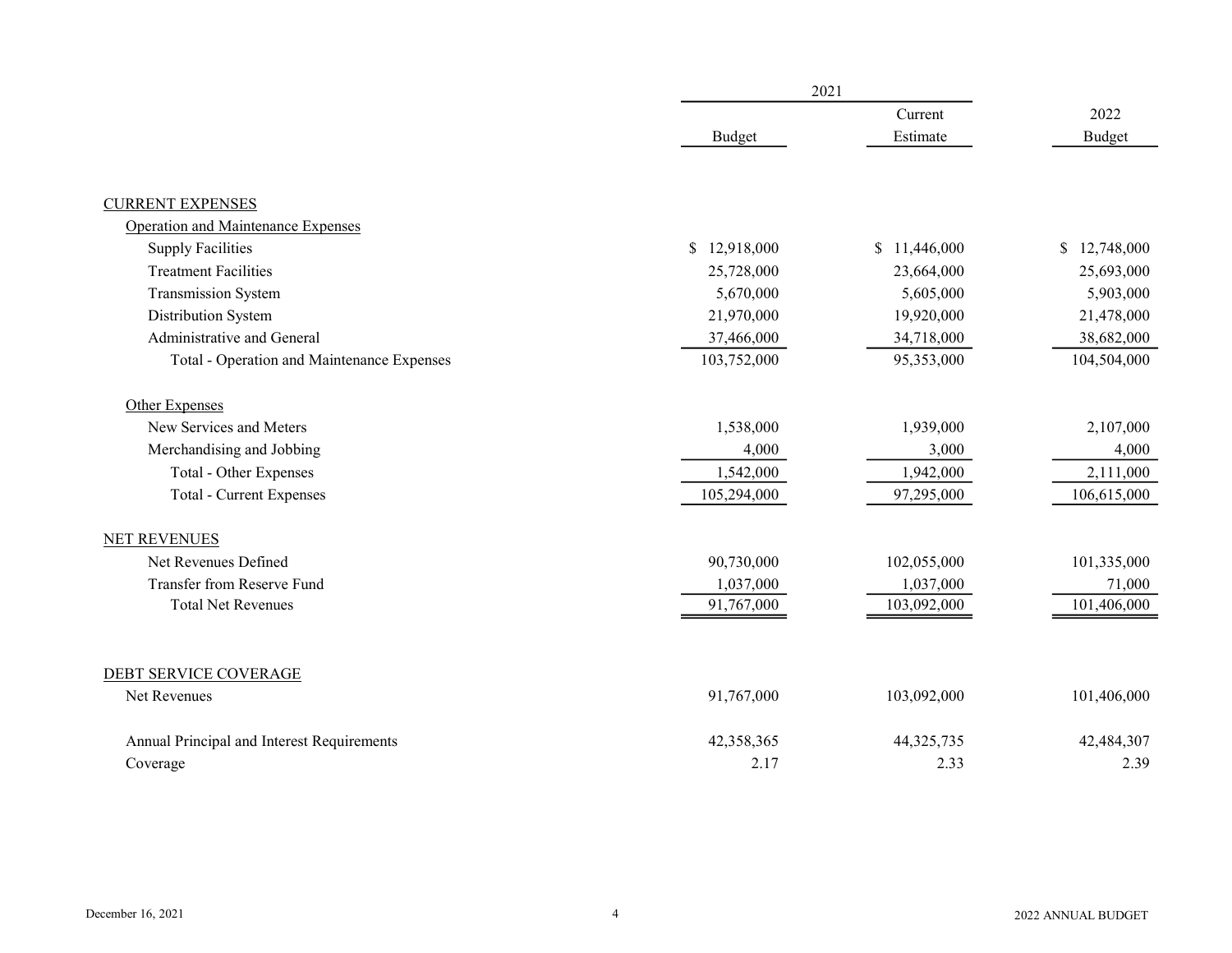| | 2021 | | |
|---|---|---|---|
| | Budget | Current Estimate | 2022 Budget |
| **CURRENT EXPENSES** | | | |
| Operation and Maintenance Expenses | | | |
| Supply Facilities | $ 12,918,000 | $ 11,446,000 | $ 12,748,000 |
| Treatment Facilities | 25,728,000 | 23,664,000 | 25,693,000 |
| Transmission System | 5,670,000 | 5,605,000 | 5,903,000 |
| Distribution System | 21,970,000 | 19,920,000 | 21,478,000 |
| Administrative and General | 37,466,000 | 34,718,000 | 38,682,000 |
| Total - Operation and Maintenance Expenses | 103,752,000 | 95,353,000 | 104,504,000 |
| Other Expenses | | | |
| New Services and Meters | 1,538,000 | 1,939,000 | 2,107,000 |
| Merchandising and Jobbing | 4,000 | 3,000 | 4,000 |
| Total - Other Expenses | 1,542,000 | 1,942,000 | 2,111,000 |
| Total - Current Expenses | 105,294,000 | 97,295,000 | 106,615,000 |
| **NET REVENUES** | | | |
| Net Revenues Defined | 90,730,000 | 102,055,000 | 101,335,000 |
| Transfer from Reserve Fund | 1,037,000 | 1,037,000 | 71,000 |
| Total Net Revenues | 91,767,000 | 103,092,000 | 101,406,000 |
| **DEBT SERVICE COVERAGE** | | | |
| Net Revenues | 91,767,000 | 103,092,000 | 101,406,000 |
| Annual Principal and Interest Requirements | 42,358,365 | 44,325,735 | 42,484,307 |
| Coverage | 2.17 | 2.33 | 2.39 |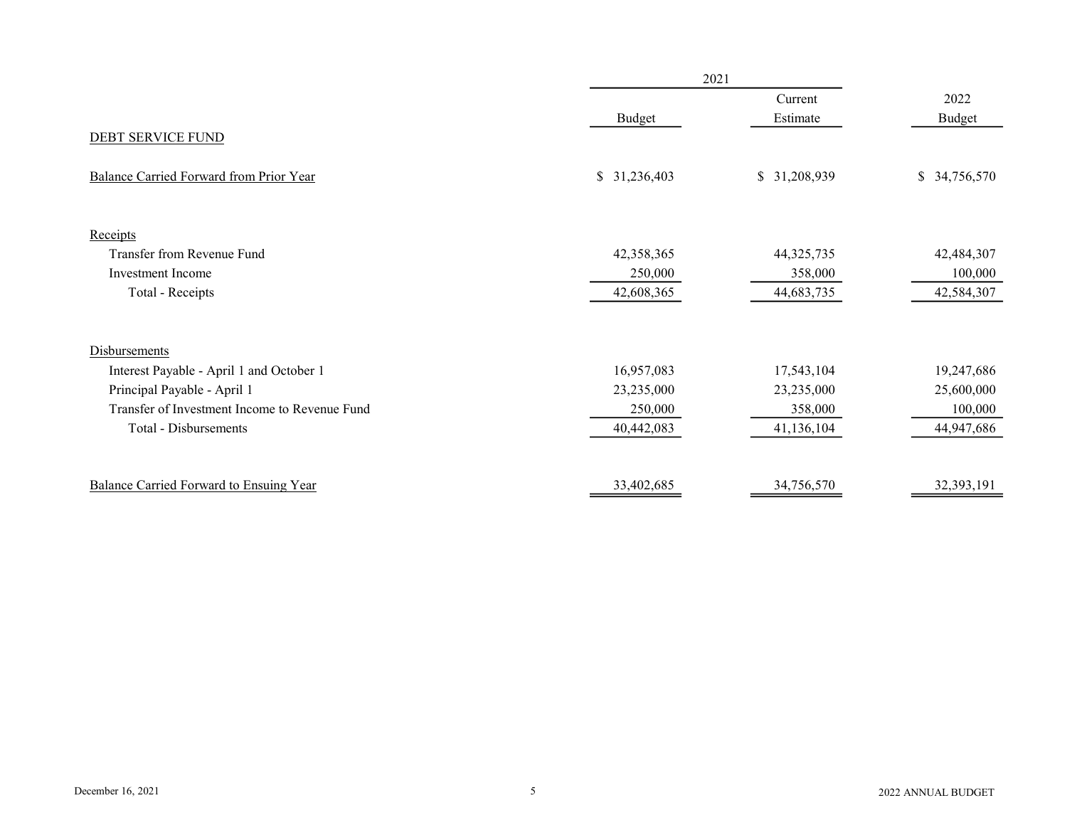| | 2021 | | |
|---|---|---|---|
| | Budget | Current Estimate | 2022 Budget |
| DEBT SERVICE FUND | | | |
| Balance Carried Forward from Prior Year | $ 31,236,403 | $ 31,208,939 | $ 34,756,570 |
| Receipts | | | |
| Transfer from Revenue Fund | 42,358,365 | 44,325,735 | 42,484,307 |
| Investment Income | 250,000 | 358,000 | 100,000 |
| Total - Receipts | 42,608,365 | 44,683,735 | 42,584,307 |
| Disbursements | | | |
| Interest Payable - April 1 and October 1 | 16,957,083 | 17,543,104 | 19,247,686 |
| Principal Payable - April 1 | 23,235,000 | 23,235,000 | 25,600,000 |
| Transfer of Investment Income to Revenue Fund | 250,000 | 358,000 | 100,000 |
| Total - Disbursements | 40,442,083 | 41,136,104 | 44,947,686 |
| Balance Carried Forward to Ensuing Year | 33,402,685 | 34,756,570 | 32,393,191 |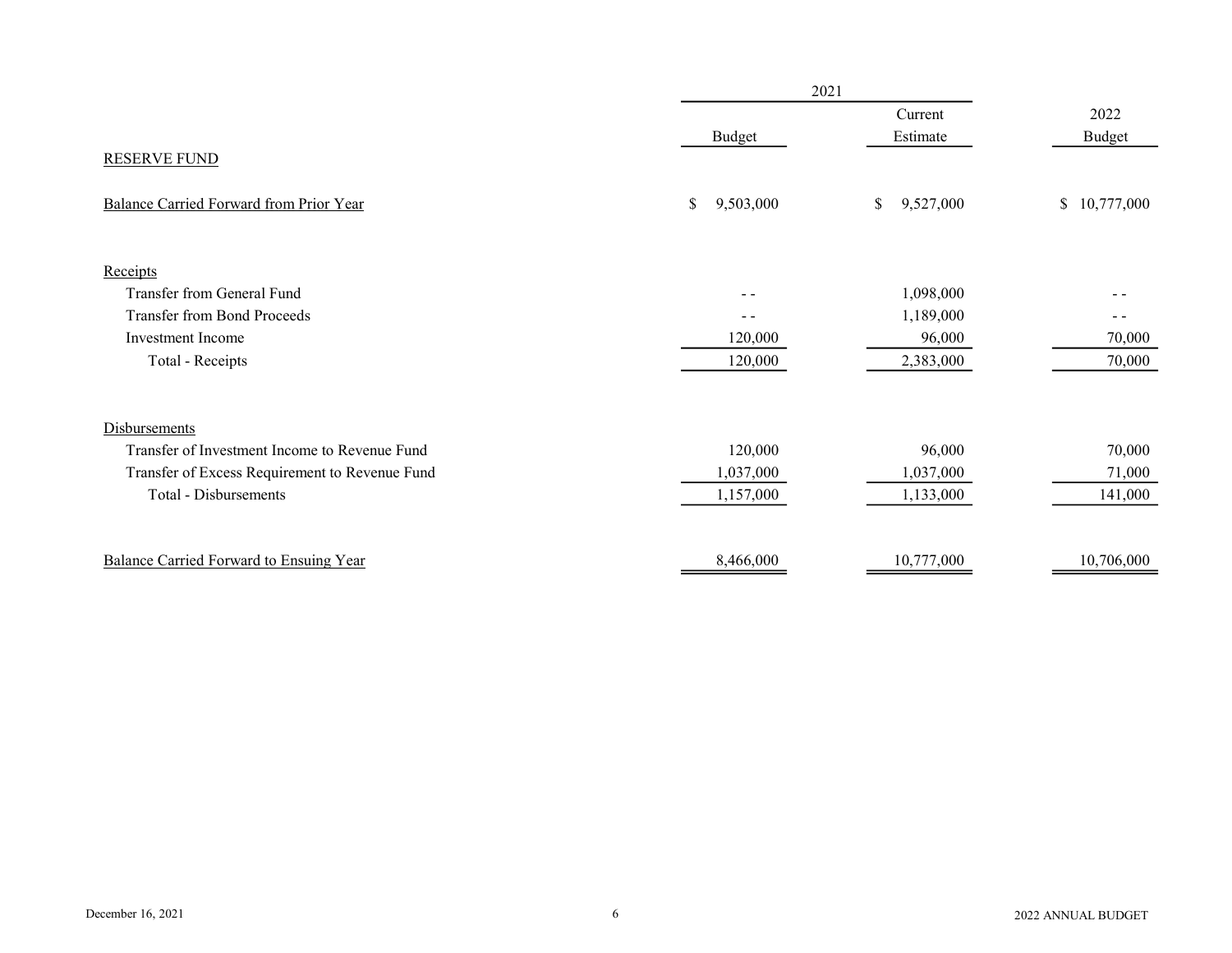| | 2021 | | |
| --- | --- | --- | --- |
| | Budget | Current Estimate | 2022 Budget |
| RESERVE FUND | | | |
| Balance Carried Forward from Prior Year | $ 9,503,000 | $ 9,527,000 | $ 10,777,000 |
| Receipts | | | |
| Transfer from General Fund | - - | 1,098,000 | - - |
| Transfer from Bond Proceeds | - - | 1,189,000 | - - |
| Investment Income | 120,000 | 96,000 | 70,000 |
| Total - Receipts | 120,000 | 2,383,000 | 70,000 |
| Disbursements | | | |
| Transfer of Investment Income to Revenue Fund | 120,000 | 96,000 | 70,000 |
| Transfer of Excess Requirement to Revenue Fund | 1,037,000 | 1,037,000 | 71,000 |
| Total - Disbursements | 1,157,000 | 1,133,000 | 141,000 |
| Balance Carried Forward to Ensuing Year | 8,466,000 | 10,777,000 | 10,706,000 |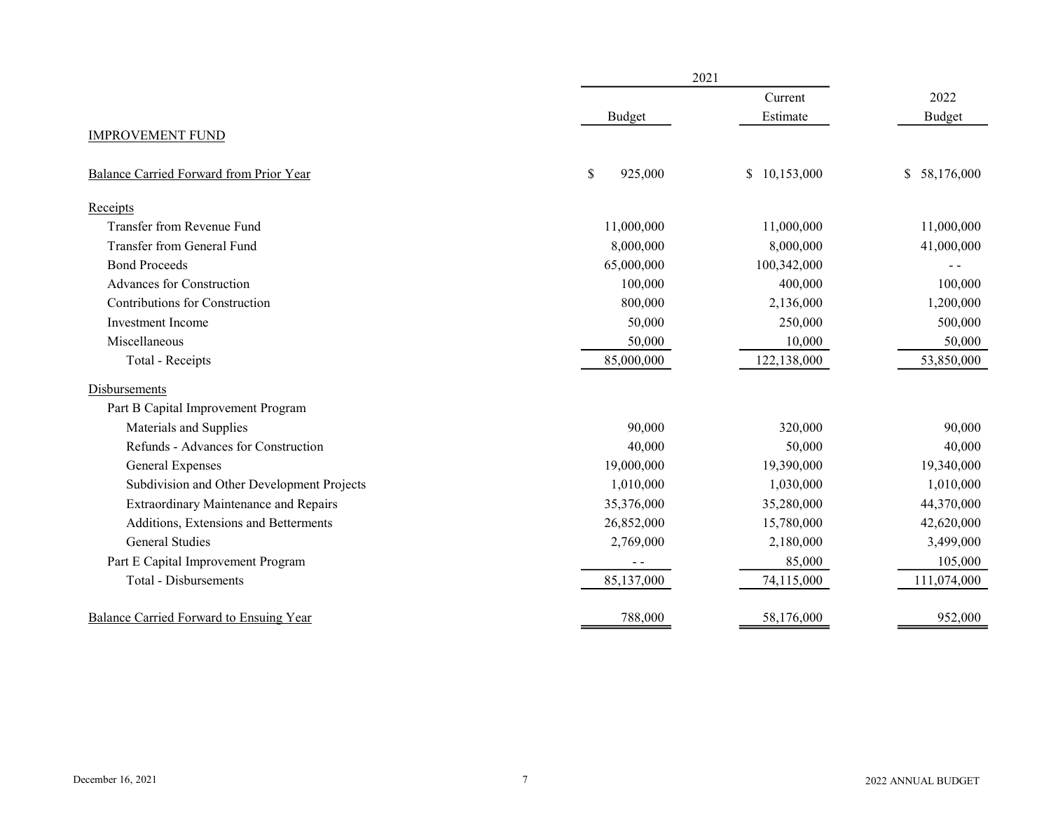| | 2021 | | |
|---|---|---|---|
| | Budget | Current Estimate | 2022 Budget |
| IMPROVEMENT FUND | | | |
| Balance Carried Forward from Prior Year | $ 925,000 | $ 10,153,000 | $ 58,176,000 |
| **Receipts** | | | |
| Transfer from Revenue Fund | 11,000,000 | 11,000,000 | 11,000,000 |
| Transfer from General Fund | 8,000,000 | 8,000,000 | 41,000,000 |
| Bond Proceeds | 65,000,000 | 100,342,000 | - - |
| Advances for Construction | 100,000 | 400,000 | 100,000 |
| Contributions for Construction | 800,000 | 2,136,000 | 1,200,000 |
| Investment Income | 50,000 | 250,000 | 500,000 |
| Miscellaneous | 50,000 | 10,000 | 50,000 |
| Total - Receipts | 85,000,000 | 122,138,000 | 53,850,000 |
| **Disbursements** | | | |
| Part B Capital Improvement Program | | | |
| Materials and Supplies | 90,000 | 320,000 | 90,000 |
| Refunds - Advances for Construction | 40,000 | 50,000 | 40,000 |
| General Expenses | 19,000,000 | 19,390,000 | 19,340,000 |
| Subdivision and Other Development Projects | 1,010,000 | 1,030,000 | 1,010,000 |
| Extraordinary Maintenance and Repairs | 35,376,000 | 35,280,000 | 44,370,000 |
| Additions, Extensions and Betterments | 26,852,000 | 15,780,000 | 42,620,000 |
| General Studies | 2,769,000 | 2,180,000 | 3,499,000 |
| Part E Capital Improvement Program | - - | 85,000 | 105,000 |
| Total - Disbursements | 85,137,000 | 74,115,000 | 111,074,000 |
| Balance Carried Forward to Ensuing Year | 788,000 | 58,176,000 | 952,000 |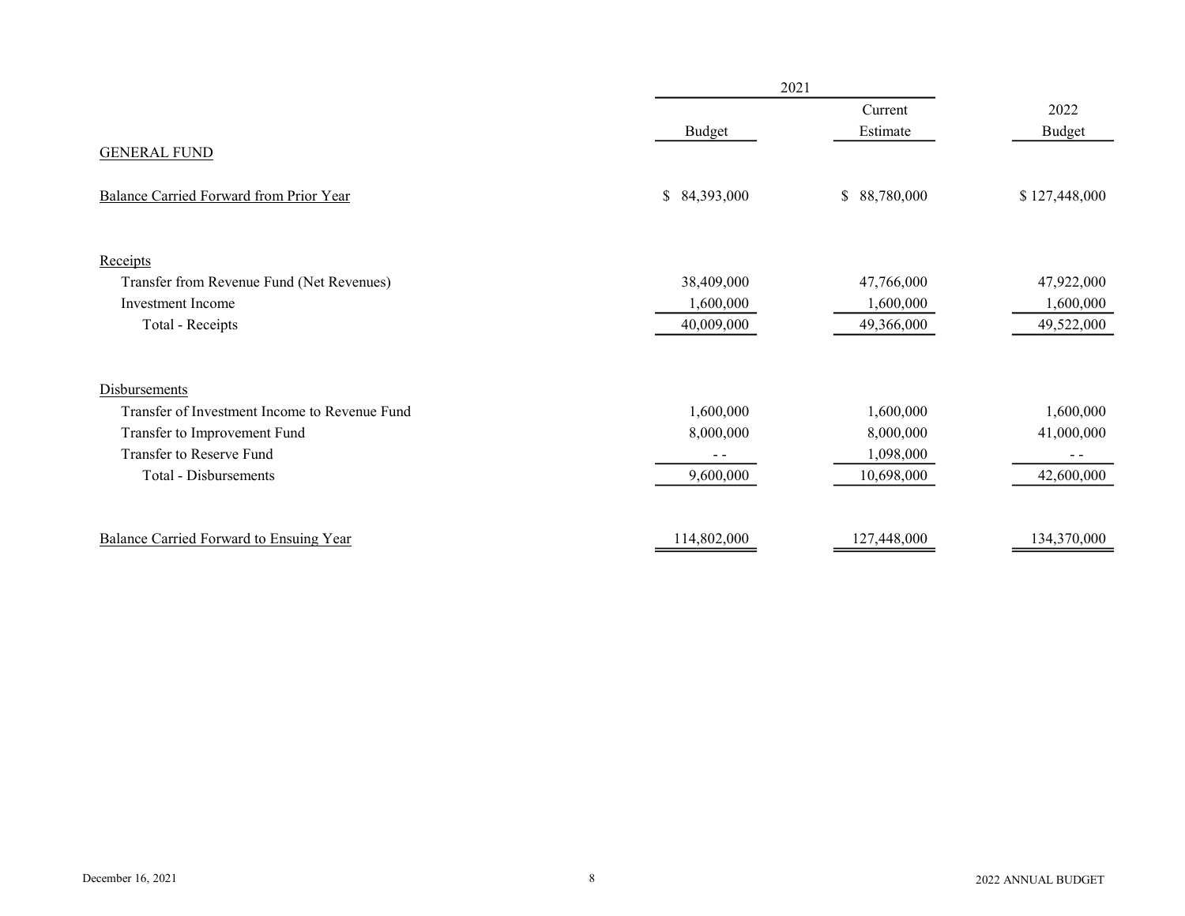| | 2021 | | |
|---|---|---|---|
| | Budget | Current Estimate | 2022 Budget |
| GENERAL FUND | | | |
| Balance Carried Forward from Prior Year | $ 84,393,000 | $ 88,780,000 | $ 127,448,000 |
| Receipts | | | |
| Transfer from Revenue Fund (Net Revenues) | 38,409,000 | 47,766,000 | 47,922,000 |
| Investment Income | 1,600,000 | 1,600,000 | 1,600,000 |
| Total - Receipts | 40,009,000 | 49,366,000 | 49,522,000 |
| Disbursements | | | |
| Transfer of Investment Income to Revenue Fund | 1,600,000 | 1,600,000 | 1,600,000 |
| Transfer to Improvement Fund | 8,000,000 | 8,000,000 | 41,000,000 |
| Transfer to Reserve Fund | - - | 1,098,000 | - - |
| Total - Disbursements | 9,600,000 | 10,698,000 | 42,600,000 |
| Balance Carried Forward to Ensuing Year | 114,802,000 | 127,448,000 | 134,370,000 |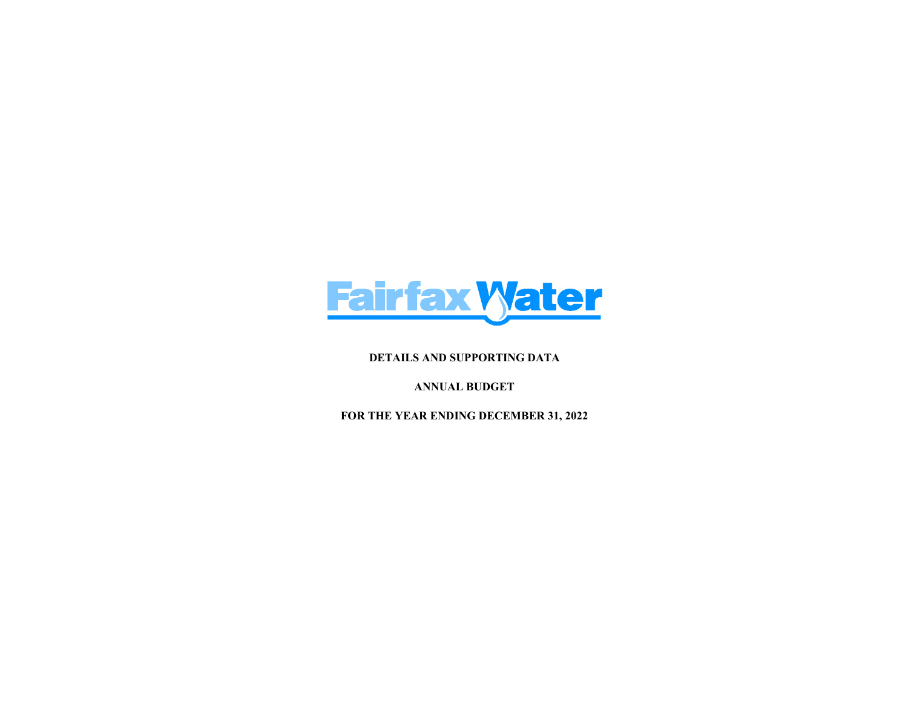Fairfax Water

**DETAILS AND SUPPORTING DATA**

**ANNUAL BUDGET**

**FOR THE YEAR ENDING DECEMBER 31, 2022**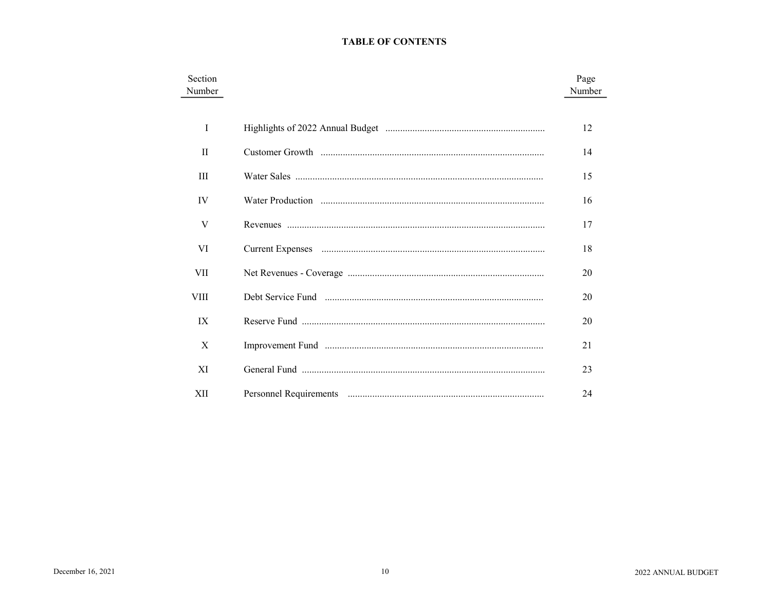# TABLE OF CONTENTS

| Section Number | | Page Number |
|---|---|---|
| I | Highlights of 2022 Annual Budget | 12 |
| II | Customer Growth | 14 |
| III | Water Sales | 15 |
| IV | Water Production | 16 |
| V | Revenues | 17 |
| VI | Current Expenses | 18 |
| VII | Net Revenues - Coverage | 20 |
| VIII | Debt Service Fund | 20 |
| IX | Reserve Fund | 20 |
| X | Improvement Fund | 21 |
| XI | General Fund | 23 |
| XII | Personnel Requirements | 24 |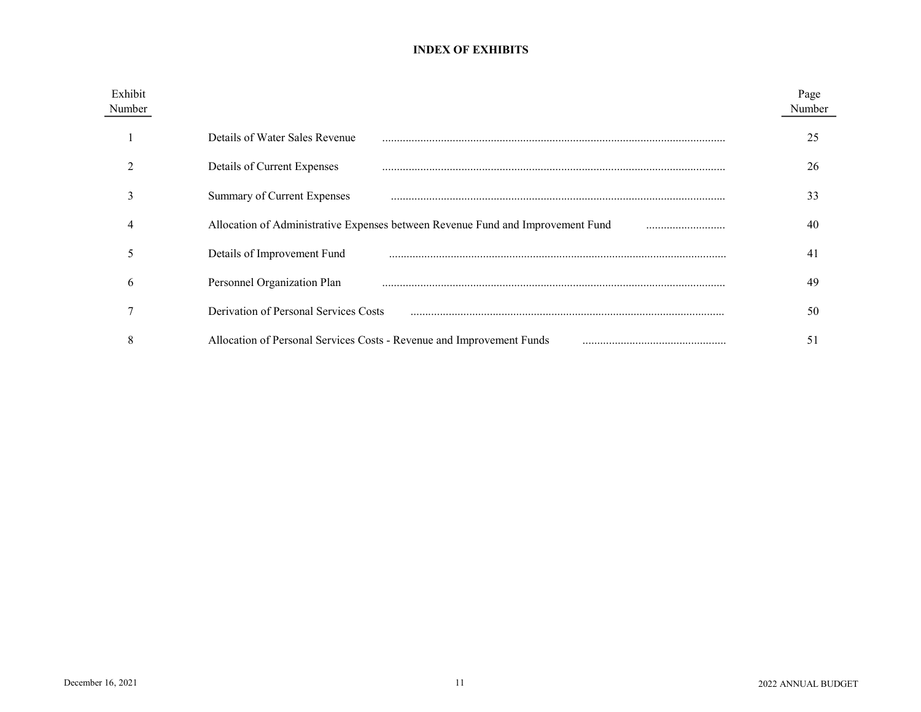# INDEX OF EXHIBITS

| Exhibit Number | | Page Number |
|---|---|---|
| 1 | Details of Water Sales Revenue | 25 |
| 2 | Details of Current Expenses | 26 |
| 3 | Summary of Current Expenses | 33 |
| 4 | Allocation of Administrative Expenses between Revenue Fund and Improvement Fund | 40 |
| 5 | Details of Improvement Fund | 41 |
| 6 | Personnel Organization Plan | 49 |
| 7 | Derivation of Personal Services Costs | 50 |
| 8 | Allocation of Personal Services Costs - Revenue and Improvement Funds | 51 |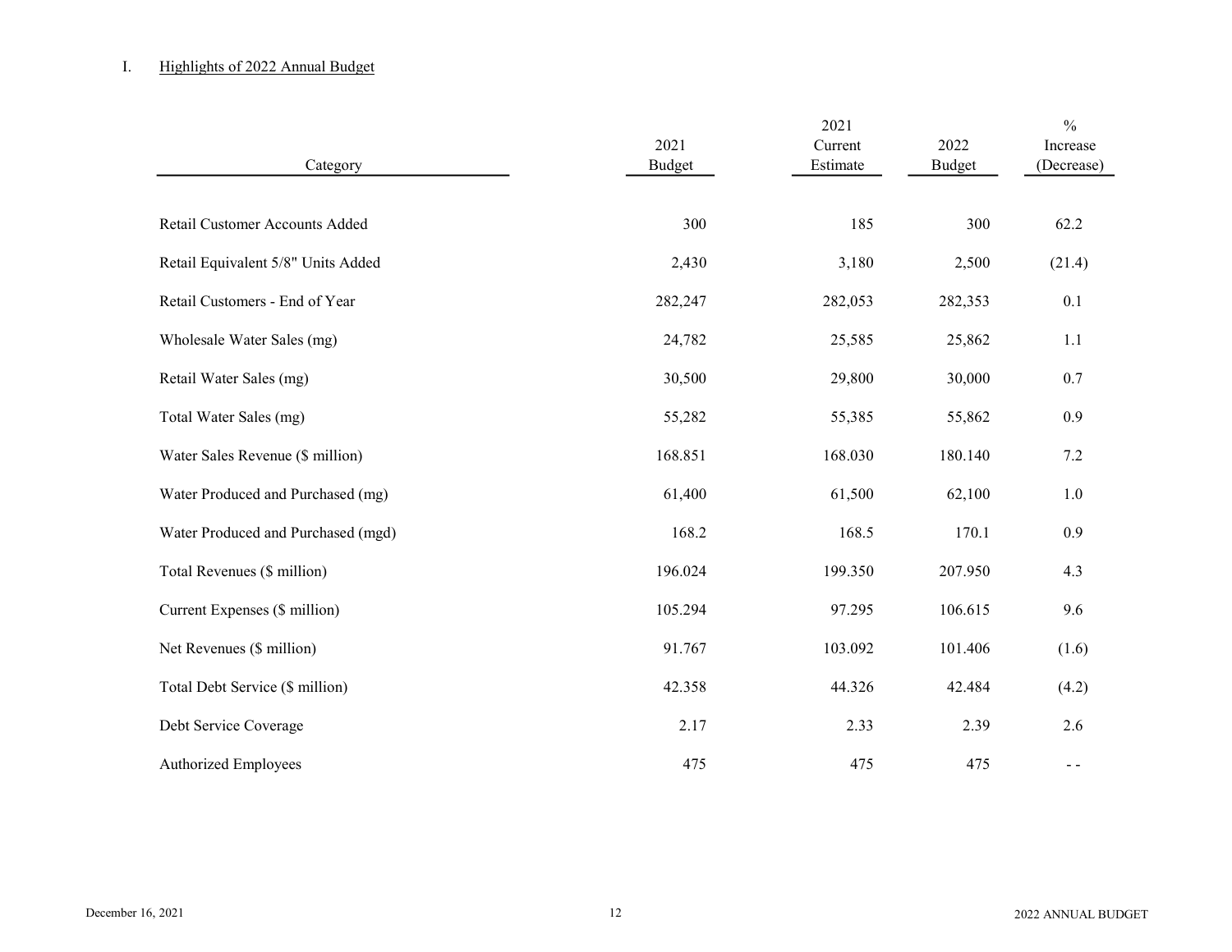## I. Highlights of 2022 Annual Budget

| Category | 2021 Budget | 2021 Current Estimate | 2022 Budget | % Increase (Decrease) |
|---|---|---|---|---|
| Retail Customer Accounts Added | 300 | 185 | 300 | 62.2 |
| Retail Equivalent 5/8" Units Added | 2,430 | 3,180 | 2,500 | (21.4) |
| Retail Customers - End of Year | 282,247 | 282,053 | 282,353 | 0.1 |
| Wholesale Water Sales (mg) | 24,782 | 25,585 | 25,862 | 1.1 |
| Retail Water Sales (mg) | 30,500 | 29,800 | 30,000 | 0.7 |
| Total Water Sales (mg) | 55,282 | 55,385 | 55,862 | 0.9 |
| Water Sales Revenue ($ million) | 168.851 | 168.030 | 180.140 | 7.2 |
| Water Produced and Purchased (mg) | 61,400 | 61,500 | 62,100 | 1.0 |
| Water Produced and Purchased (mgd) | 168.2 | 168.5 | 170.1 | 0.9 |
| Total Revenues ($ million) | 196.024 | 199.350 | 207.950 | 4.3 |
| Current Expenses ($ million) | 105.294 | 97.295 | 106.615 | 9.6 |
| Net Revenues ($ million) | 91.767 | 103.092 | 101.406 | (1.6) |
| Total Debt Service ($ million) | 42.358 | 44.326 | 42.484 | (4.2) |
| Debt Service Coverage | 2.17 | 2.33 | 2.39 | 2.6 |
| Authorized Employees | 475 | 475 | 475 | - - |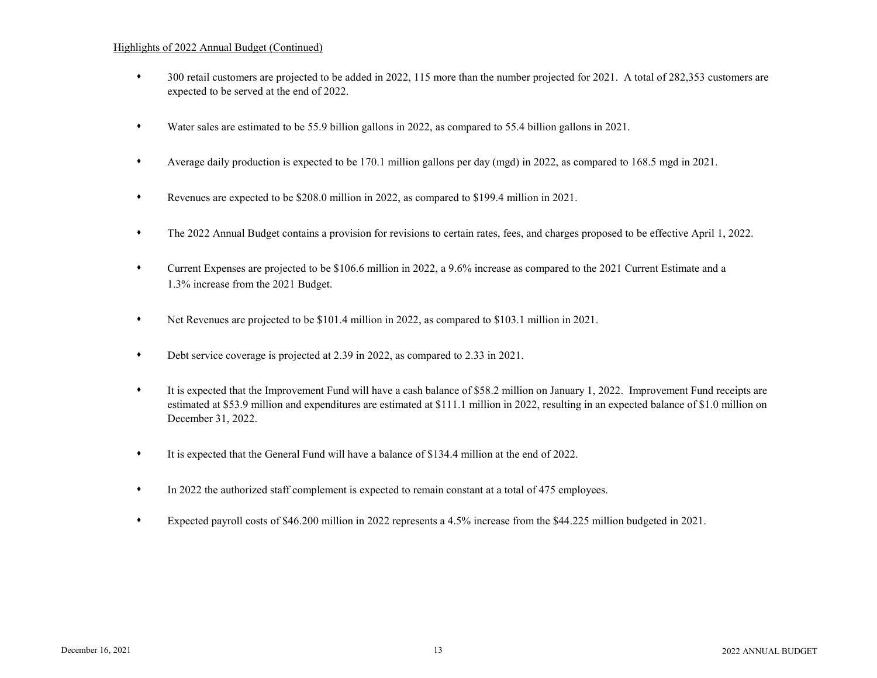Highlights of 2022 Annual Budget (Continued)

- 300 retail customers are projected to be added in 2022, 115 more than the number projected for 2021. A total of 282,353 customers are expected to be served at the end of 2022.

- Water sales are estimated to be 55.9 billion gallons in 2022, as compared to 55.4 billion gallons in 2021.

- Average daily production is expected to be 170.1 million gallons per day (mgd) in 2022, as compared to 168.5 mgd in 2021.

- Revenues are expected to be $208.0 million in 2022, as compared to $199.4 million in 2021.

- The 2022 Annual Budget contains a provision for revisions to certain rates, fees, and charges proposed to be effective April 1, 2022.

- Current Expenses are projected to be $106.6 million in 2022, a 9.6% increase as compared to the 2021 Current Estimate and a 1.3% increase from the 2021 Budget.

- Net Revenues are projected to be $101.4 million in 2022, as compared to $103.1 million in 2021.

- Debt service coverage is projected at 2.39 in 2022, as compared to 2.33 in 2021.

- It is expected that the Improvement Fund will have a cash balance of $58.2 million on January 1, 2022. Improvement Fund receipts are estimated at $53.9 million and expenditures are estimated at $111.1 million in 2022, resulting in an expected balance of $1.0 million on December 31, 2022.

- It is expected that the General Fund will have a balance of $134.4 million at the end of 2022.

- In 2022 the authorized staff complement is expected to remain constant at a total of 475 employees.

- Expected payroll costs of $46.200 million in 2022 represents a 4.5% increase from the $44.225 million budgeted in 2021.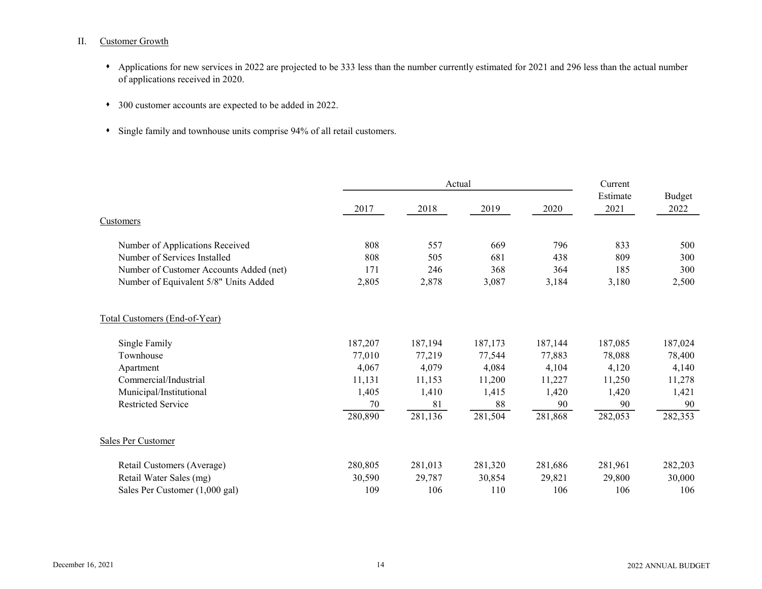## II. Customer Growth

- Applications for new services in 2022 are projected to be 333 less than the number currently estimated for 2021 and 296 less than the actual number of applications received in 2020.
- 300 customer accounts are expected to be added in 2022.
- Single family and townhouse units comprise 94% of all retail customers.

| | Actual | | | | Current Estimate | Budget |
|---|---|---|---|---|---|---|
| | 2017 | 2018 | 2019 | 2020 | 2021 | 2022 |
| **Customers** | | | | | | |
| Number of Applications Received | 808 | 557 | 669 | 796 | 833 | 500 |
| Number of Services Installed | 808 | 505 | 681 | 438 | 809 | 300 |
| Number of Customer Accounts Added (net) | 171 | 246 | 368 | 364 | 185 | 300 |
| Number of Equivalent 5/8" Units Added | 2,805 | 2,878 | 3,087 | 3,184 | 3,180 | 2,500 |
| **Total Customers (End-of-Year)** | | | | | | |
| Single Family | 187,207 | 187,194 | 187,173 | 187,144 | 187,085 | 187,024 |
| Townhouse | 77,010 | 77,219 | 77,544 | 77,883 | 78,088 | 78,400 |
| Apartment | 4,067 | 4,079 | 4,084 | 4,104 | 4,120 | 4,140 |
| Commercial/Industrial | 11,131 | 11,153 | 11,200 | 11,227 | 11,250 | 11,278 |
| Municipal/Institutional | 1,405 | 1,410 | 1,415 | 1,420 | 1,420 | 1,421 |
| Restricted Service | 70 | 81 | 88 | 90 | 90 | 90 |
| | 280,890 | 281,136 | 281,504 | 281,868 | 282,053 | 282,353 |
| **Sales Per Customer** | | | | | | |
| Retail Customers (Average) | 280,805 | 281,013 | 281,320 | 281,686 | 281,961 | 282,203 |
| Retail Water Sales (mg) | 30,590 | 29,787 | 30,854 | 29,821 | 29,800 | 30,000 |
| Sales Per Customer (1,000 gal) | 109 | 106 | 110 | 106 | 106 | 106 |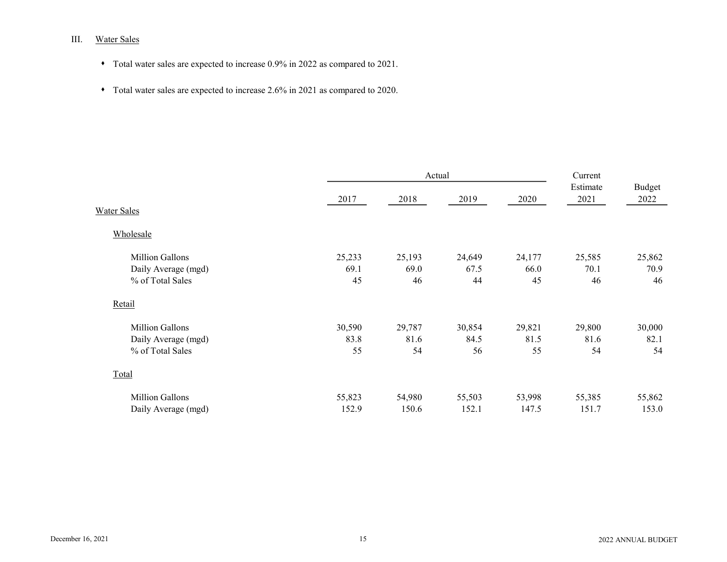## III. Water Sales

- Total water sales are expected to increase 0.9% in 2022 as compared to 2021.
- Total water sales are expected to increase 2.6% in 2021 as compared to 2020.

| | Actual | | | | Current Estimate | Budget |
|---|---|---|---|---|---|---|
| | 2017 | 2018 | 2019 | 2020 | 2021 | 2022 |
| **Water Sales** | | | | | | |
| **Wholesale** | | | | | | |
| Million Gallons | 25,233 | 25,193 | 24,649 | 24,177 | 25,585 | 25,862 |
| Daily Average (mgd) | 69.1 | 69.0 | 67.5 | 66.0 | 70.1 | 70.9 |
| % of Total Sales | 45 | 46 | 44 | 45 | 46 | 46 |
| **Retail** | | | | | | |
| Million Gallons | 30,590 | 29,787 | 30,854 | 29,821 | 29,800 | 30,000 |
| Daily Average (mgd) | 83.8 | 81.6 | 84.5 | 81.5 | 81.6 | 82.1 |
| % of Total Sales | 55 | 54 | 56 | 55 | 54 | 54 |
| **Total** | | | | | | |
| Million Gallons | 55,823 | 54,980 | 55,503 | 53,998 | 55,385 | 55,862 |
| Daily Average (mgd) | 152.9 | 150.6 | 152.1 | 147.5 | 151.7 | 153.0 |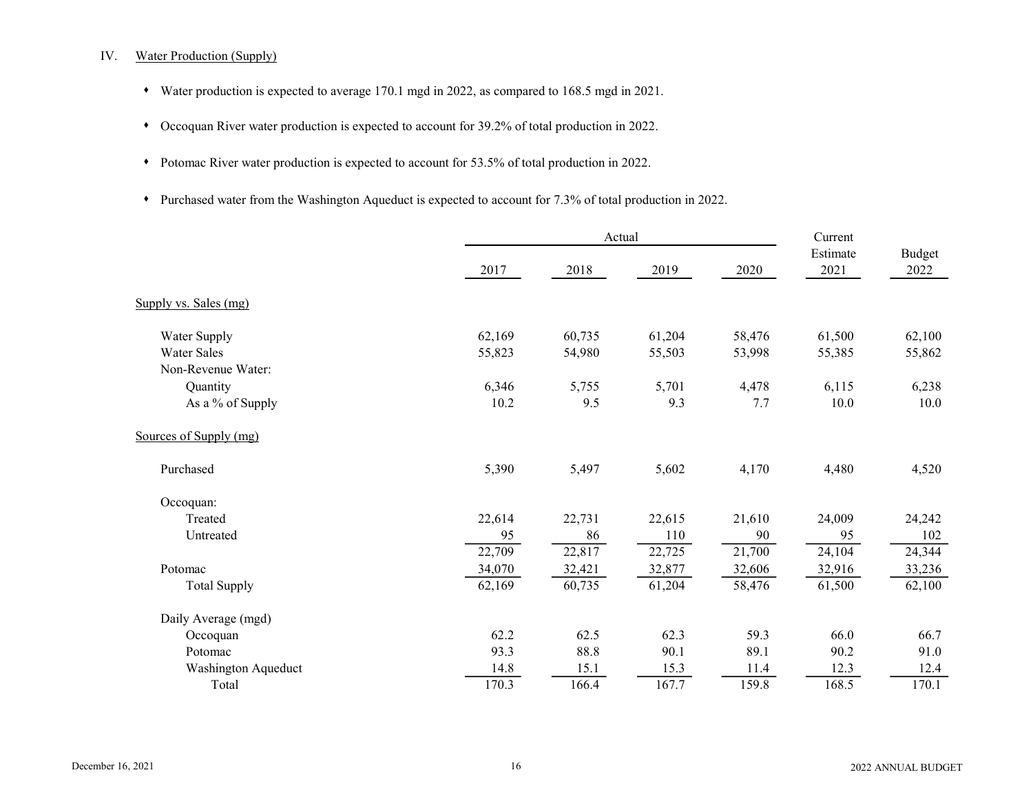## IV. Water Production (Supply)

- Water production is expected to average 170.1 mgd in 2022, as compared to 168.5 mgd in 2021.
- Occoquan River water production is expected to account for 39.2% of total production in 2022.
- Potomac River water production is expected to account for 53.5% of total production in 2022.
- Purchased water from the Washington Aqueduct is expected to account for 7.3% of total production in 2022.

| | Actual | | | | Current Estimate | Budget |
|---|---|---|---|---|---|---|
| | 2017 | 2018 | 2019 | 2020 | 2021 | 2022 |
| **Supply vs. Sales (mg)** | | | | | | |
| Water Supply | 62,169 | 60,735 | 61,204 | 58,476 | 61,500 | 62,100 |
| Water Sales | 55,823 | 54,980 | 55,503 | 53,998 | 55,385 | 55,862 |
| Non-Revenue Water: | | | | | | |
| Quantity | 6,346 | 5,755 | 5,701 | 4,478 | 6,115 | 6,238 |
| As a % of Supply | 10.2 | 9.5 | 9.3 | 7.7 | 10.0 | 10.0 |
| **Sources of Supply (mg)** | | | | | | |
| Purchased | 5,390 | 5,497 | 5,602 | 4,170 | 4,480 | 4,520 |
| Occoquan: | | | | | | |
| Treated | 22,614 | 22,731 | 22,615 | 21,610 | 24,009 | 24,242 |
| Untreated | 95 | 86 | 110 | 90 | 95 | 102 |
| | 22,709 | 22,817 | 22,725 | 21,700 | 24,104 | 24,344 |
| Potomac | 34,070 | 32,421 | 32,877 | 32,606 | 32,916 | 33,236 |
| Total Supply | 62,169 | 60,735 | 61,204 | 58,476 | 61,500 | 62,100 |
| Daily Average (mgd) | | | | | | |
| Occoquan | 62.2 | 62.5 | 62.3 | 59.3 | 66.0 | 66.7 |
| Potomac | 93.3 | 88.8 | 90.1 | 89.1 | 90.2 | 91.0 |
| Washington Aqueduct | 14.8 | 15.1 | 15.3 | 11.4 | 12.3 | 12.4 |
| Total | 170.3 | 166.4 | 167.7 | 159.8 | 168.5 | 170.1 |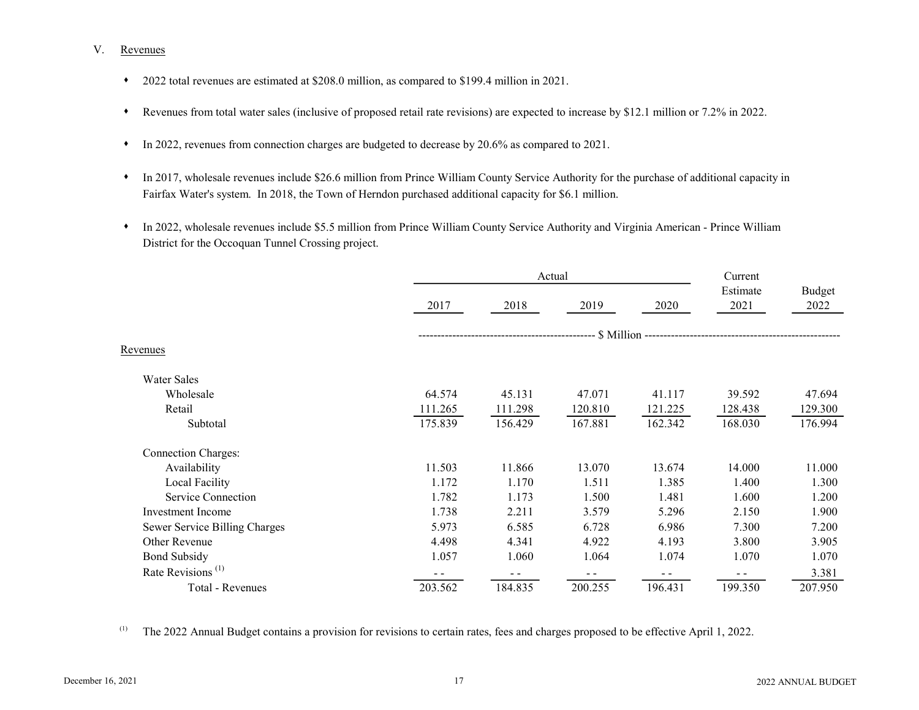## V. Revenues

- 2022 total revenues are estimated at $208.0 million, as compared to $199.4 million in 2021.
- Revenues from total water sales (inclusive of proposed retail rate revisions) are expected to increase by $12.1 million or 7.2% in 2022.
- In 2022, revenues from connection charges are budgeted to decrease by 20.6% as compared to 2021.
- In 2017, wholesale revenues include $26.6 million from Prince William County Service Authority for the purchase of additional capacity in Fairfax Water's system. In 2018, the Town of Herndon purchased additional capacity for $6.1 million.
- In 2022, wholesale revenues include $5.5 million from Prince William County Service Authority and Virginia American - Prince William District for the Occoquan Tunnel Crossing project.

| | Actual | | | | Current Estimate | Budget |
|---|---|---|---|---|---|---|
| | 2017 | 2018 | 2019 | 2020 | 2021 | 2022 |
| | $ Million | | | | | |
| **Revenues** | | | | | | |
| Water Sales | | | | | | |
| Wholesale | 64.574 | 45.131 | 47.071 | 41.117 | 39.592 | 47.694 |
| Retail | 111.265 | 111.298 | 120.810 | 121.225 | 128.438 | 129.300 |
| Subtotal | 175.839 | 156.429 | 167.881 | 162.342 | 168.030 | 176.994 |
| Connection Charges: | | | | | | |
| Availability | 11.503 | 11.866 | 13.070 | 13.674 | 14.000 | 11.000 |
| Local Facility | 1.172 | 1.170 | 1.511 | 1.385 | 1.400 | 1.300 |
| Service Connection | 1.782 | 1.173 | 1.500 | 1.481 | 1.600 | 1.200 |
| Investment Income | 1.738 | 2.211 | 3.579 | 5.296 | 2.150 | 1.900 |
| Sewer Service Billing Charges | 5.973 | 6.585 | 6.728 | 6.986 | 7.300 | 7.200 |
| Other Revenue | 4.498 | 4.341 | 4.922 | 4.193 | 3.800 | 3.905 |
| Bond Subsidy | 1.057 | 1.060 | 1.064 | 1.074 | 1.070 | 1.070 |
| Rate Revisions [1] | - - | - - | - - | - - | - - | 3.381 |
| Total - Revenues | 203.562 | 184.835 | 200.255 | 196.431 | 199.350 | 207.950 |

[1] The 2022 Annual Budget contains a provision for revisions to certain rates, fees and charges proposed to be effective April 1, 2022.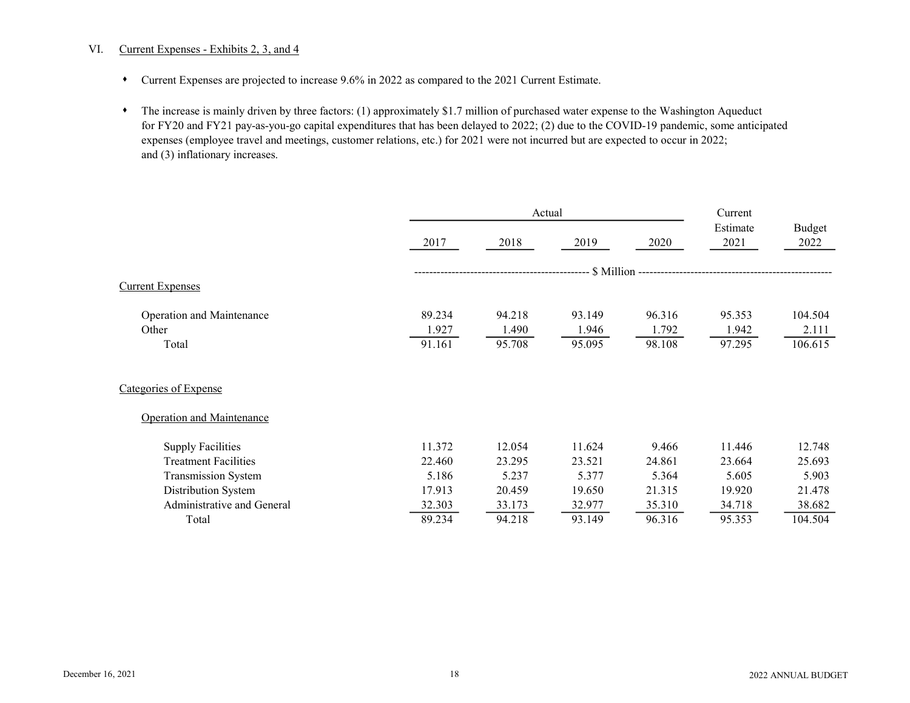## VI. Current Expenses - Exhibits 2, 3, and 4

- Current Expenses are projected to increase 9.6% in 2022 as compared to the 2021 Current Estimate.
- The increase is mainly driven by three factors: (1) approximately $1.7 million of purchased water expense to the Washington Aqueduct for FY20 and FY21 pay-as-you-go capital expenditures that has been delayed to 2022; (2) due to the COVID-19 pandemic, some anticipated expenses (employee travel and meetings, customer relations, etc.) for 2021 were not incurred but are expected to occur in 2022; and (3) inflationary increases.

| | Actual | | | | Current Estimate | Budget |
|---|---|---|---|---|---|---|
| | 2017 | 2018 | 2019 | 2020 | 2021 | 2022 |
| | $ Million | | | | | |
| **Current Expenses** | | | | | | |
| Operation and Maintenance | 89.234 | 94.218 | 93.149 | 96.316 | 95.353 | 104.504 |
| Other | 1.927 | 1.490 | 1.946 | 1.792 | 1.942 | 2.111 |
| Total | 91.161 | 95.708 | 95.095 | 98.108 | 97.295 | 106.615 |
| **Categories of Expense** | | | | | | |
| Operation and Maintenance | | | | | | |
| Supply Facilities | 11.372 | 12.054 | 11.624 | 9.466 | 11.446 | 12.748 |
| Treatment Facilities | 22.460 | 23.295 | 23.521 | 24.861 | 23.664 | 25.693 |
| Transmission System | 5.186 | 5.237 | 5.377 | 5.364 | 5.605 | 5.903 |
| Distribution System | 17.913 | 20.459 | 19.650 | 21.315 | 19.920 | 21.478 |
| Administrative and General | 32.303 | 33.173 | 32.977 | 35.310 | 34.718 | 38.682 |
| Total | 89.234 | 94.218 | 93.149 | 96.316 | 95.353 | 104.504 |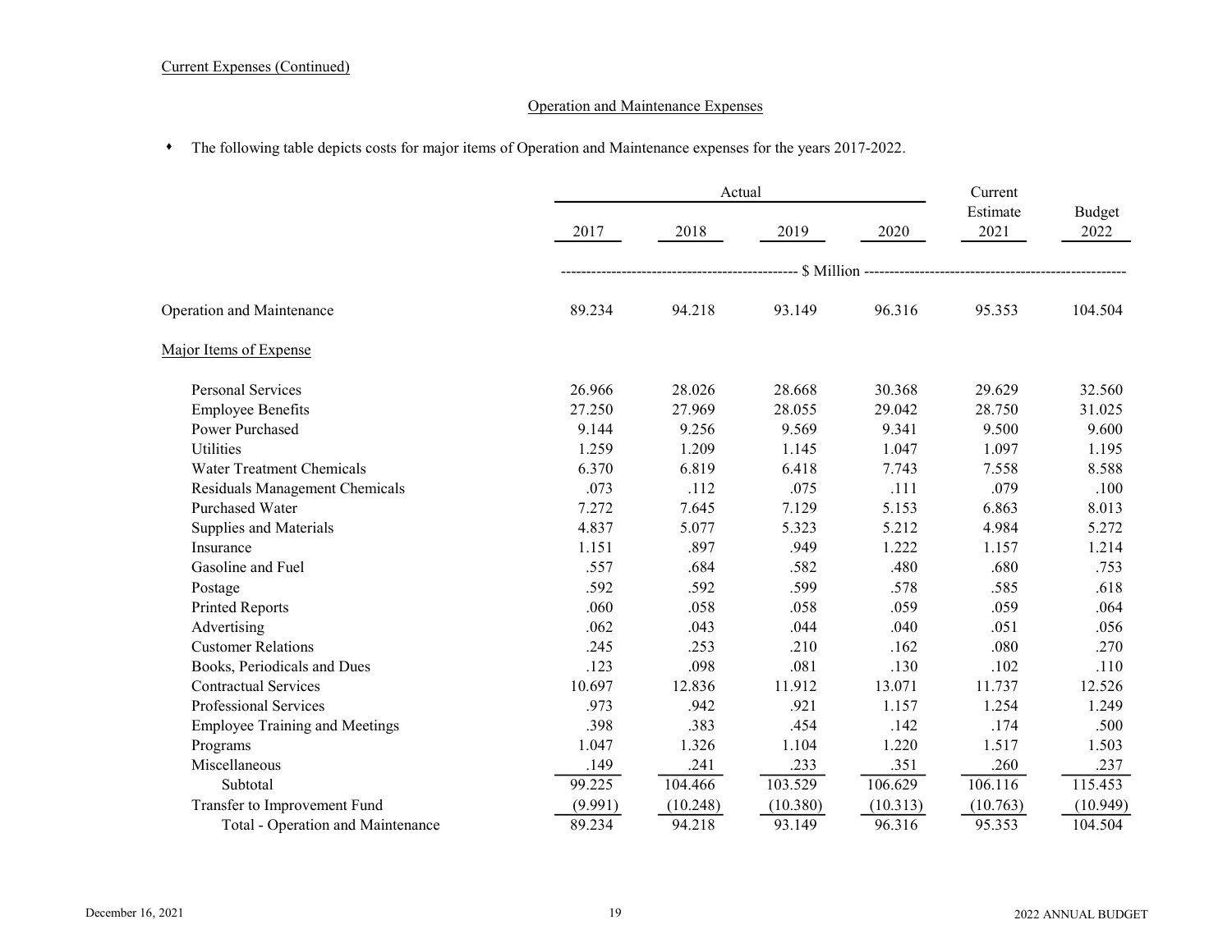Current Expenses (Continued)

## Operation and Maintenance Expenses

- The following table depicts costs for major items of Operation and Maintenance expenses for the years 2017-2022.

| | Actual | | | | Current Estimate | Budget |
|---|---|---|---|---|---|---|
| | 2017 | 2018 | 2019 | 2020 | 2021 | 2022 |
| | $ Million | | | | | |
| Operation and Maintenance | 89.234 | 94.218 | 93.149 | 96.316 | 95.353 | 104.504 |
| Major Items of Expense | | | | | | |
| Personal Services | 26.966 | 28.026 | 28.668 | 30.368 | 29.629 | 32.560 |
| Employee Benefits | 27.250 | 27.969 | 28.055 | 29.042 | 28.750 | 31.025 |
| Power Purchased | 9.144 | 9.256 | 9.569 | 9.341 | 9.500 | 9.600 |
| Utilities | 1.259 | 1.209 | 1.145 | 1.047 | 1.097 | 1.195 |
| Water Treatment Chemicals | 6.370 | 6.819 | 6.418 | 7.743 | 7.558 | 8.588 |
| Residuals Management Chemicals | .073 | .112 | .075 | .111 | .079 | .100 |
| Purchased Water | 7.272 | 7.645 | 7.129 | 5.153 | 6.863 | 8.013 |
| Supplies and Materials | 4.837 | 5.077 | 5.323 | 5.212 | 4.984 | 5.272 |
| Insurance | 1.151 | .897 | .949 | 1.222 | 1.157 | 1.214 |
| Gasoline and Fuel | .557 | .684 | .582 | .480 | .680 | .753 |
| Postage | .592 | .592 | .599 | .578 | .585 | .618 |
| Printed Reports | .060 | .058 | .058 | .059 | .059 | .064 |
| Advertising | .062 | .043 | .044 | .040 | .051 | .056 |
| Customer Relations | .245 | .253 | .210 | .162 | .080 | .270 |
| Books, Periodicals and Dues | .123 | .098 | .081 | .130 | .102 | .110 |
| Contractual Services | 10.697 | 12.836 | 11.912 | 13.071 | 11.737 | 12.526 |
| Professional Services | .973 | .942 | .921 | 1.157 | 1.254 | 1.249 |
| Employee Training and Meetings | .398 | .383 | .454 | .142 | .174 | .500 |
| Programs | 1.047 | 1.326 | 1.104 | 1.220 | 1.517 | 1.503 |
| Miscellaneous | .149 | .241 | .233 | .351 | .260 | .237 |
| Subtotal | 99.225 | 104.466 | 103.529 | 106.629 | 106.116 | 115.453 |
| Transfer to Improvement Fund | (9.991) | (10.248) | (10.380) | (10.313) | (10.763) | (10.949) |
| Total - Operation and Maintenance | 89.234 | 94.218 | 93.149 | 96.316 | 95.353 | 104.504 |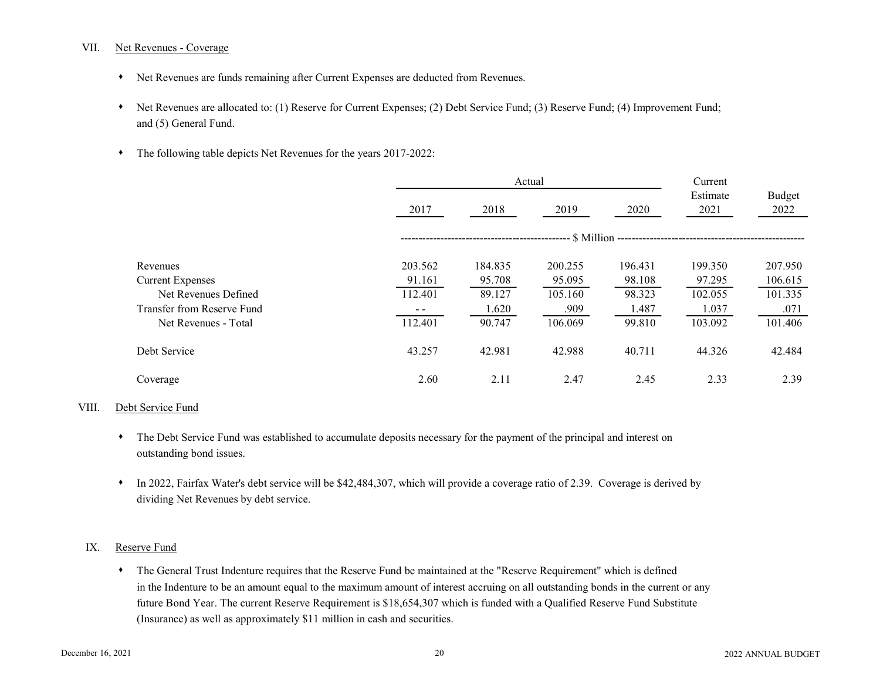## VII. Net Revenues - Coverage

- Net Revenues are funds remaining after Current Expenses are deducted from Revenues.
- Net Revenues are allocated to: (1) Reserve for Current Expenses; (2) Debt Service Fund; (3) Reserve Fund; (4) Improvement Fund; and (5) General Fund.
- The following table depicts Net Revenues for the years 2017-2022:

| | Actual | | | | Current Estimate | Budget |
|---|---|---|---|---|---|---|
| | 2017 | 2018 | 2019 | 2020 | 2021 | 2022 |
| | $ Million | | | | | |
| Revenues | 203.562 | 184.835 | 200.255 | 196.431 | 199.350 | 207.950 |
| Current Expenses | 91.161 | 95.708 | 95.095 | 98.108 | 97.295 | 106.615 |
| Net Revenues Defined | 112.401 | 89.127 | 105.160 | 98.323 | 102.055 | 101.335 |
| Transfer from Reserve Fund | - - | 1.620 | .909 | 1.487 | 1.037 | .071 |
| Net Revenues - Total | 112.401 | 90.747 | 106.069 | 99.810 | 103.092 | 101.406 |
| Debt Service | 43.257 | 42.981 | 42.988 | 40.711 | 44.326 | 42.484 |
| Coverage | 2.60 | 2.11 | 2.47 | 2.45 | 2.33 | 2.39 |

## VIII. Debt Service Fund

- The Debt Service Fund was established to accumulate deposits necessary for the payment of the principal and interest on outstanding bond issues.
- In 2022, Fairfax Water's debt service will be $42,484,307, which will provide a coverage ratio of 2.39. Coverage is derived by dividing Net Revenues by debt service.

## IX. Reserve Fund

- The General Trust Indenture requires that the Reserve Fund be maintained at the "Reserve Requirement" which is defined in the Indenture to be an amount equal to the maximum amount of interest accruing on all outstanding bonds in the current or any future Bond Year. The current Reserve Requirement is $18,654,307 which is funded with a Qualified Reserve Fund Substitute (Insurance) as well as approximately $11 million in cash and securities.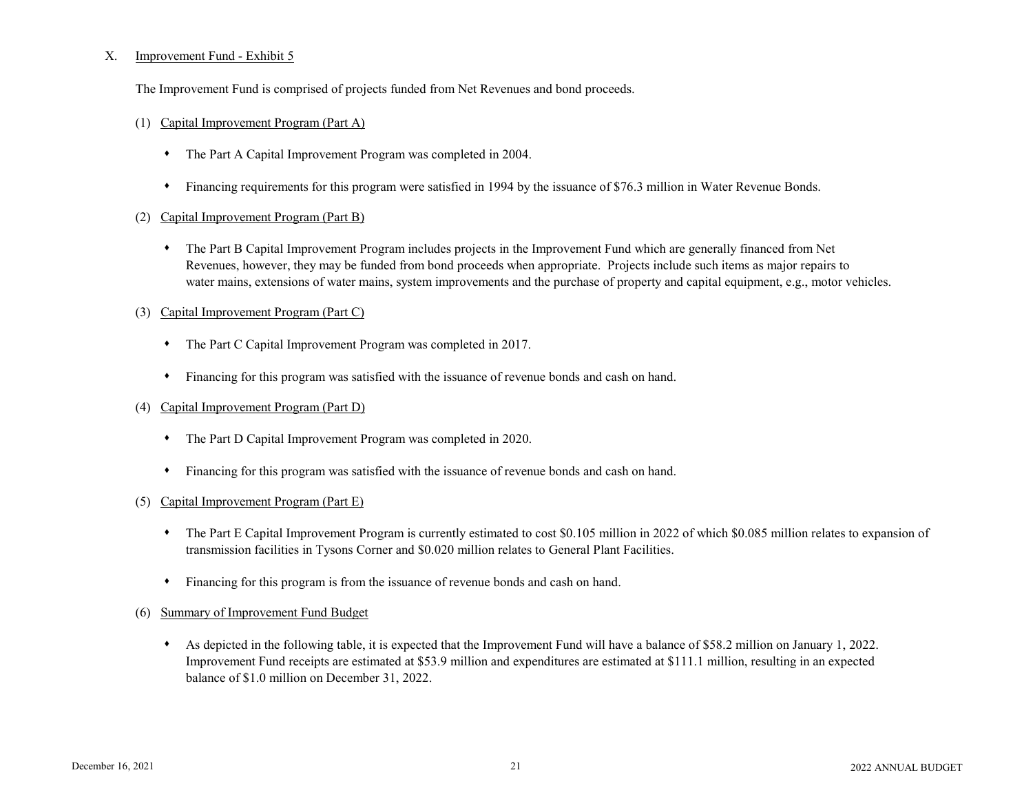## X. Improvement Fund - Exhibit 5

The Improvement Fund is comprised of projects funded from Net Revenues and bond proceeds.

### (1) Capital Improvement Program (Part A)

- The Part A Capital Improvement Program was completed in 2004.
- Financing requirements for this program were satisfied in 1994 by the issuance of $76.3 million in Water Revenue Bonds.

### (2) Capital Improvement Program (Part B)

- The Part B Capital Improvement Program includes projects in the Improvement Fund which are generally financed from Net Revenues, however, they may be funded from bond proceeds when appropriate. Projects include such items as major repairs to water mains, extensions of water mains, system improvements and the purchase of property and capital equipment, e.g., motor vehicles.

### (3) Capital Improvement Program (Part C)

- The Part C Capital Improvement Program was completed in 2017.
- Financing for this program was satisfied with the issuance of revenue bonds and cash on hand.

### (4) Capital Improvement Program (Part D)

- The Part D Capital Improvement Program was completed in 2020.
- Financing for this program was satisfied with the issuance of revenue bonds and cash on hand.

### (5) Capital Improvement Program (Part E)

- The Part E Capital Improvement Program is currently estimated to cost $0.105 million in 2022 of which $0.085 million relates to expansion of transmission facilities in Tysons Corner and $0.020 million relates to General Plant Facilities.
- Financing for this program is from the issuance of revenue bonds and cash on hand.

### (6) Summary of Improvement Fund Budget

- As depicted in the following table, it is expected that the Improvement Fund will have a balance of $58.2 million on January 1, 2022. Improvement Fund receipts are estimated at $53.9 million and expenditures are estimated at $111.1 million, resulting in an expected balance of $1.0 million on December 31, 2022.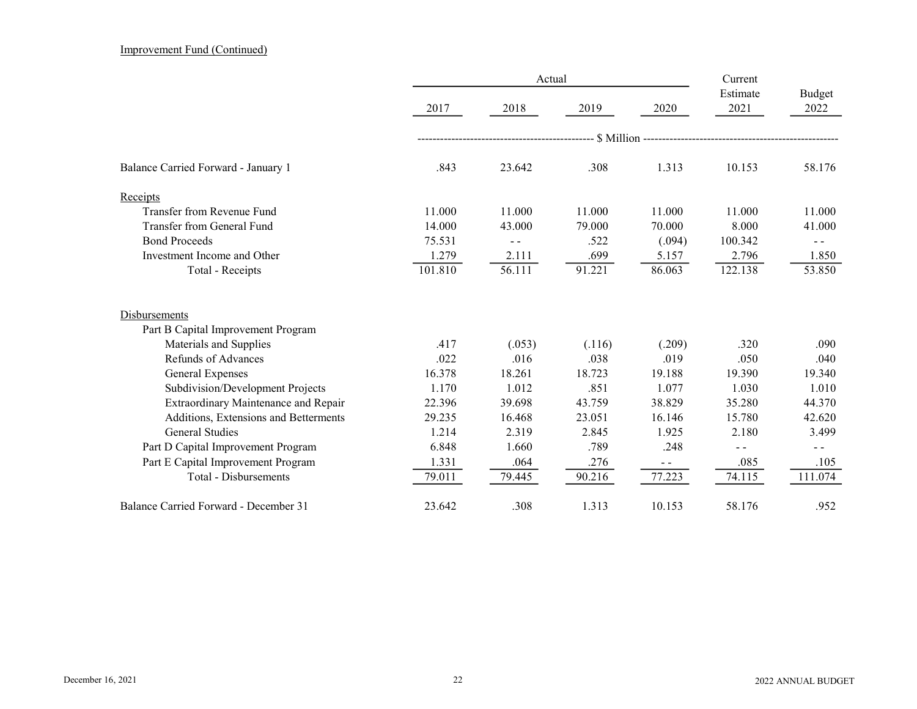Improvement Fund (Continued)

| | Actual | | | | Current Estimate | Budget |
|---|---|---|---|---|---|---|
| | 2017 | 2018 | 2019 | 2020 | 2021 | 2022 |
| | $ Million | | | | | |
| Balance Carried Forward - January 1 | .843 | 23.642 | .308 | 1.313 | 10.153 | 58.176 |
| **Receipts** | | | | | | |
| Transfer from Revenue Fund | 11.000 | 11.000 | 11.000 | 11.000 | 11.000 | 11.000 |
| Transfer from General Fund | 14.000 | 43.000 | 79.000 | 70.000 | 8.000 | 41.000 |
| Bond Proceeds | 75.531 | - - | .522 | (.094) | 100.342 | - - |
| Investment Income and Other | 1.279 | 2.111 | .699 | 5.157 | 2.796 | 1.850 |
| Total - Receipts | 101.810 | 56.111 | 91.221 | 86.063 | 122.138 | 53.850 |
| **Disbursements** | | | | | | |
| Part B Capital Improvement Program | | | | | | |
| Materials and Supplies | .417 | (.053) | (.116) | (.209) | .320 | .090 |
| Refunds of Advances | .022 | .016 | .038 | .019 | .050 | .040 |
| General Expenses | 16.378 | 18.261 | 18.723 | 19.188 | 19.390 | 19.340 |
| Subdivision/Development Projects | 1.170 | 1.012 | .851 | 1.077 | 1.030 | 1.010 |
| Extraordinary Maintenance and Repair | 22.396 | 39.698 | 43.759 | 38.829 | 35.280 | 44.370 |
| Additions, Extensions and Betterments | 29.235 | 16.468 | 23.051 | 16.146 | 15.780 | 42.620 |
| General Studies | 1.214 | 2.319 | 2.845 | 1.925 | 2.180 | 3.499 |
| Part D Capital Improvement Program | 6.848 | 1.660 | .789 | .248 | - - | - - |
| Part E Capital Improvement Program | 1.331 | .064 | .276 | - - | .085 | .105 |
| Total - Disbursements | 79.011 | 79.445 | 90.216 | 77.223 | 74.115 | 111.074 |
| Balance Carried Forward - December 31 | 23.642 | .308 | 1.313 | 10.153 | 58.176 | .952 |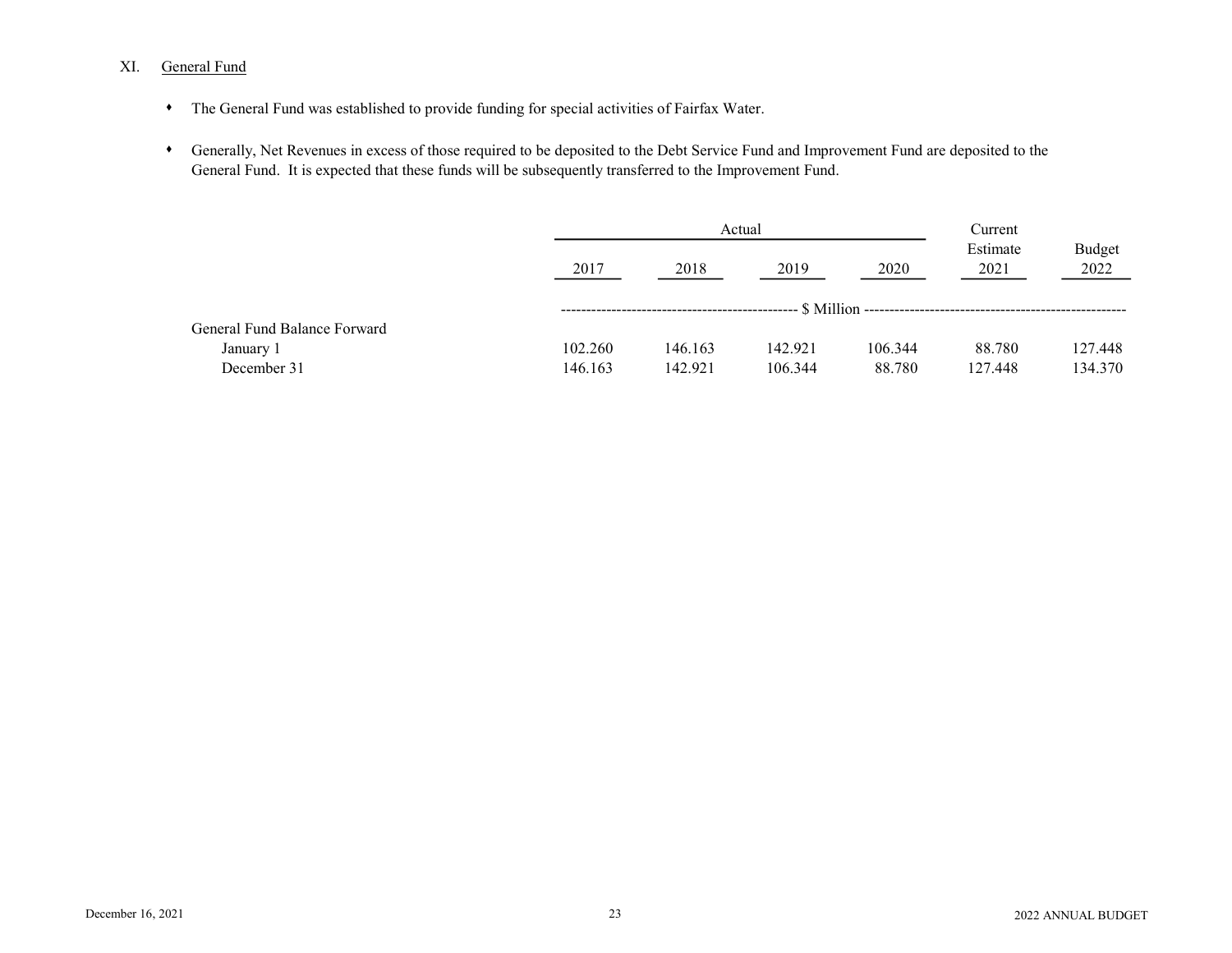## XI. General Fund

- The General Fund was established to provide funding for special activities of Fairfax Water.
- Generally, Net Revenues in excess of those required to be deposited to the Debt Service Fund and Improvement Fund are deposited to the General Fund. It is expected that these funds will be subsequently transferred to the Improvement Fund.

| | Actual | | | | Current Estimate | Budget |
|---|---|---|---|---|---|---|
| | 2017 | 2018 | 2019 | 2020 | 2021 | 2022 |
| | $ Million | | | | | |
| General Fund Balance Forward | | | | | | |
| January 1 | 102.260 | 146.163 | 142.921 | 106.344 | 88.780 | 127.448 |
| December 31 | 146.163 | 142.921 | 106.344 | 88.780 | 127.448 | 134.370 |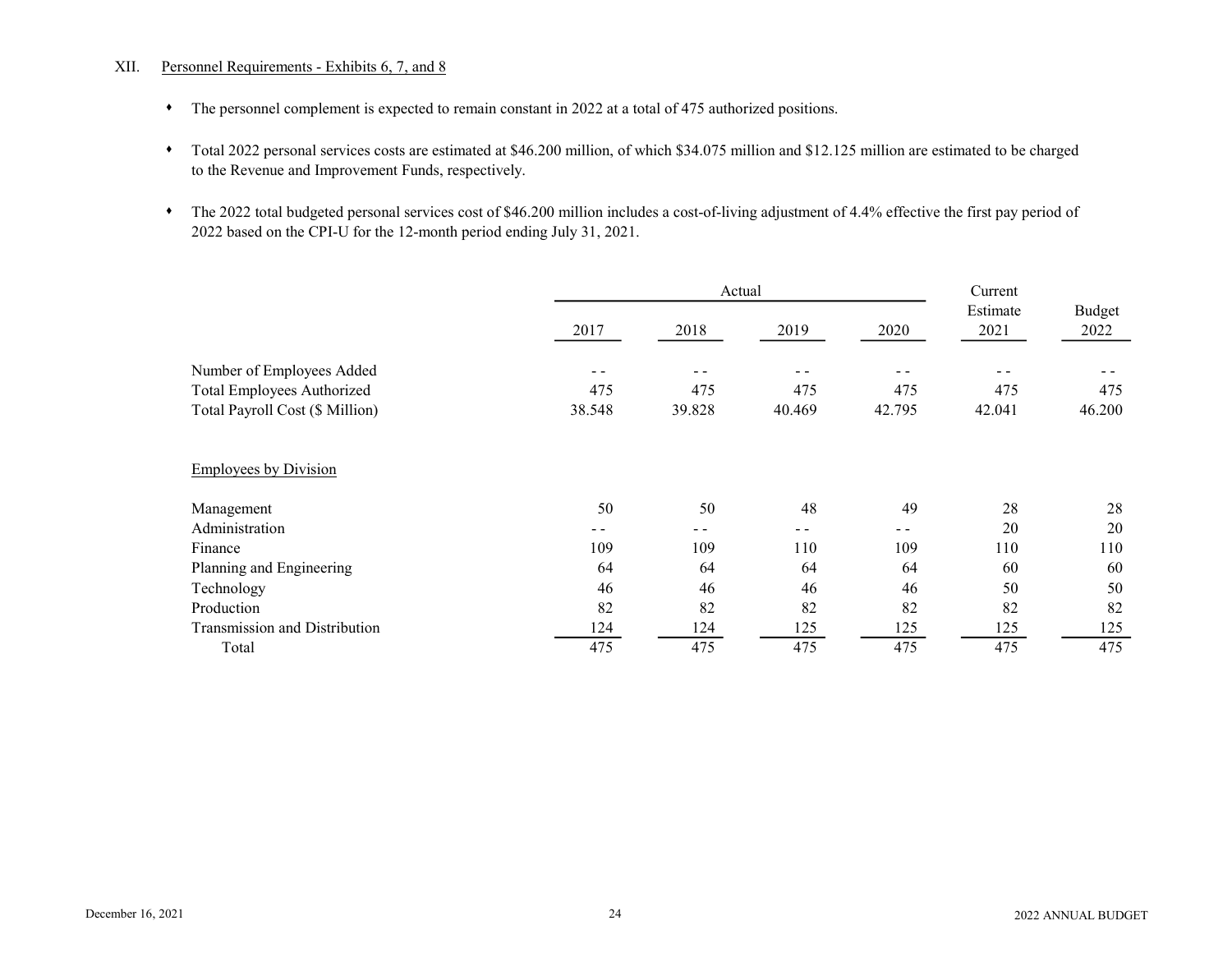## XII. Personnel Requirements - Exhibits 6, 7, and 8

- The personnel complement is expected to remain constant in 2022 at a total of 475 authorized positions.
- Total 2022 personal services costs are estimated at $46.200 million, of which $34.075 million and $12.125 million are estimated to be charged to the Revenue and Improvement Funds, respectively.
- The 2022 total budgeted personal services cost of $46.200 million includes a cost-of-living adjustment of 4.4% effective the first pay period of 2022 based on the CPI-U for the 12-month period ending July 31, 2021.

| | Actual | | | | Current Estimate | Budget |
|---|---|---|---|---|---|---|
| | 2017 | 2018 | 2019 | 2020 | 2021 | 2022 |
| Number of Employees Added | - - | - - | - - | - - | - - | - - |
| Total Employees Authorized | 475 | 475 | 475 | 475 | 475 | 475 |
| Total Payroll Cost ($ Million) | 38.548 | 39.828 | 40.469 | 42.795 | 42.041 | 46.200 |
| Employees by Division | | | | | | |
| Management | 50 | 50 | 48 | 49 | 28 | 28 |
| Administration | - - | - - | - - | - - | 20 | 20 |
| Finance | 109 | 109 | 110 | 109 | 110 | 110 |
| Planning and Engineering | 64 | 64 | 64 | 64 | 60 | 60 |
| Technology | 46 | 46 | 46 | 46 | 50 | 50 |
| Production | 82 | 82 | 82 | 82 | 82 | 82 |
| Transmission and Distribution | 124 | 124 | 125 | 125 | 125 | 125 |
| Total | 475 | 475 | 475 | 475 | 475 | 475 |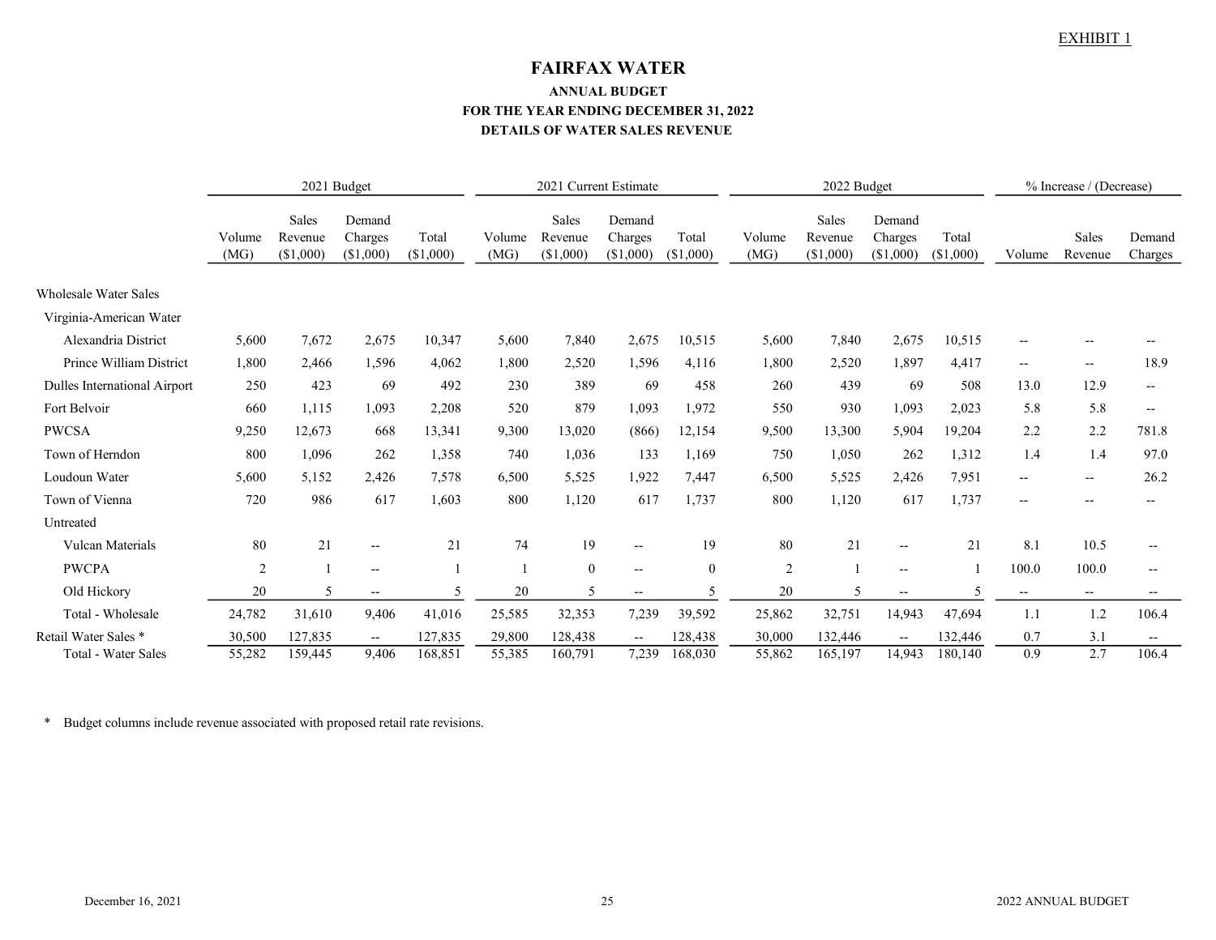EXHIBIT 1

# FAIRFAX WATER

### ANNUAL BUDGET
### FOR THE YEAR ENDING DECEMBER 31, 2022
### DETAILS OF WATER SALES REVENUE

| | 2021 Budget | | | | 2021 Current Estimate | | | | 2022 Budget | | | | % Increase / (Decrease) | | |
|---|---|---|---|---|---|---|---|---|---|---|---|---|---|---|---|
| | Volume (MG) | Sales Revenue ($1,000) | Demand Charges ($1,000) | Total ($1,000) | Volume (MG) | Sales Revenue ($1,000) | Demand Charges ($1,000) | Total ($1,000) | Volume (MG) | Sales Revenue ($1,000) | Demand Charges ($1,000) | Total ($1,000) | Volume | Sales Revenue | Demand Charges |
| Wholesale Water Sales | | | | | | | | | | | | | | | |
| Virginia-American Water | | | | | | | | | | | | | | | |
| Alexandria District | 5,600 | 7,672 | 2,675 | 10,347 | 5,600 | 7,840 | 2,675 | 10,515 | 5,600 | 7,840 | 2,675 | 10,515 | -- | -- | -- |
| Prince William District | 1,800 | 2,466 | 1,596 | 4,062 | 1,800 | 2,520 | 1,596 | 4,116 | 1,800 | 2,520 | 1,897 | 4,417 | -- | -- | 18.9 |
| Dulles International Airport | 250 | 423 | 69 | 492 | 230 | 389 | 69 | 458 | 260 | 439 | 69 | 508 | 13.0 | 12.9 | -- |
| Fort Belvoir | 660 | 1,115 | 1,093 | 2,208 | 520 | 879 | 1,093 | 1,972 | 550 | 930 | 1,093 | 2,023 | 5.8 | 5.8 | -- |
| PWCSA | 9,250 | 12,673 | 668 | 13,341 | 9,300 | 13,020 | (866) | 12,154 | 9,500 | 13,300 | 5,904 | 19,204 | 2.2 | 2.2 | 781.8 |
| Town of Herndon | 800 | 1,096 | 262 | 1,358 | 740 | 1,036 | 133 | 1,169 | 750 | 1,050 | 262 | 1,312 | 1.4 | 1.4 | 97.0 |
| Loudoun Water | 5,600 | 5,152 | 2,426 | 7,578 | 6,500 | 5,525 | 1,922 | 7,447 | 6,500 | 5,525 | 2,426 | 7,951 | -- | -- | 26.2 |
| Town of Vienna | 720 | 986 | 617 | 1,603 | 800 | 1,120 | 617 | 1,737 | 800 | 1,120 | 617 | 1,737 | -- | -- | -- |
| Untreated | | | | | | | | | | | | | | | |
| Vulcan Materials | 80 | 21 | -- | 21 | 74 | 19 | -- | 19 | 80 | 21 | -- | 21 | 8.1 | 10.5 | -- |
| PWCPA | 2 | 1 | -- | 1 | 1 | 0 | -- | 0 | 2 | 1 | -- | 1 | 100.0 | 100.0 | -- |
| Old Hickory | 20 | 5 | -- | 5 | 20 | 5 | -- | 5 | 20 | 5 | -- | 5 | -- | -- | -- |
| Total - Wholesale | 24,782 | 31,610 | 9,406 | 41,016 | 25,585 | 32,353 | 7,239 | 39,592 | 25,862 | 32,751 | 14,943 | 47,694 | 1.1 | 1.2 | 106.4 |
| Retail Water Sales * | 30,500 | 127,835 | -- | 127,835 | 29,800 | 128,438 | -- | 128,438 | 30,000 | 132,446 | -- | 132,446 | 0.7 | 3.1 | -- |
| Total - Water Sales | 55,282 | 159,445 | 9,406 | 168,851 | 55,385 | 160,791 | 7,239 | 168,030 | 55,862 | 165,197 | 14,943 | 180,140 | 0.9 | 2.7 | 106.4 |

* Budget columns include revenue associated with proposed retail rate revisions.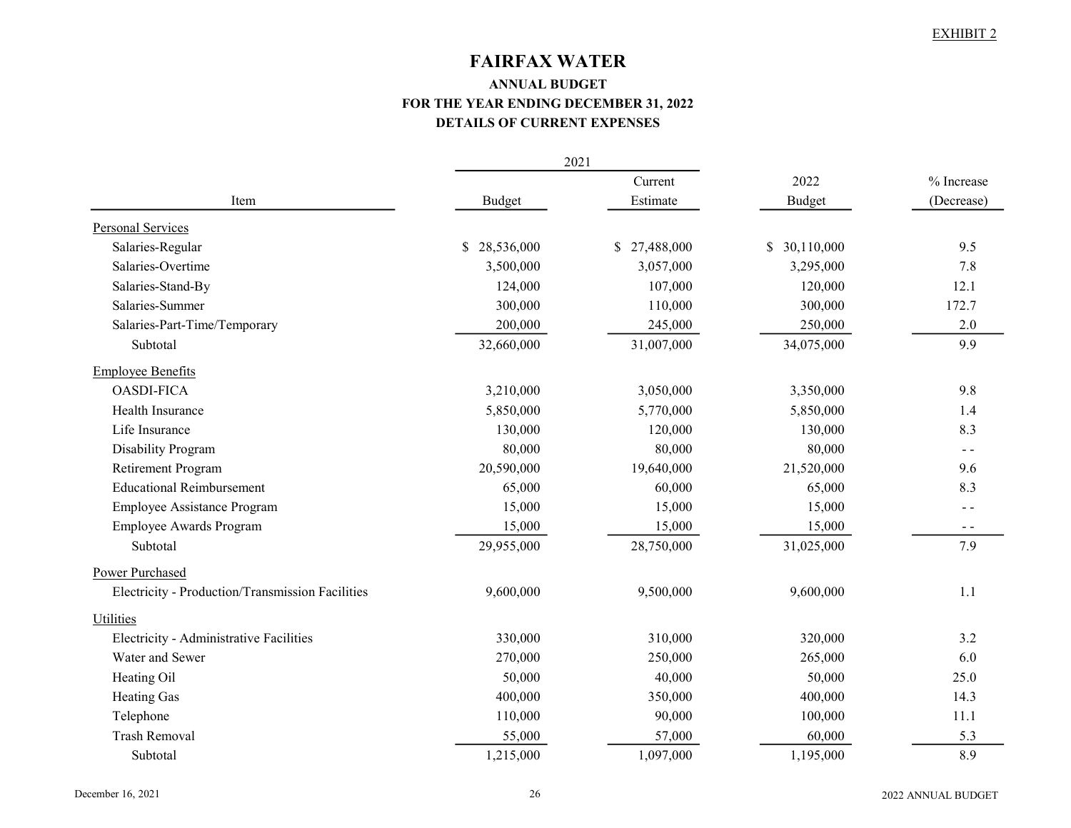EXHIBIT 2

# FAIRFAX WATER

### ANNUAL BUDGET
### FOR THE YEAR ENDING DECEMBER 31, 2022
### DETAILS OF CURRENT EXPENSES

| Item | 2021 Budget | 2021 Current Estimate | 2022 Budget | % Increase (Decrease) |
|---|---|---|---|---|
| **Personal Services** | | | | |
| Salaries-Regular | $ 28,536,000 | $ 27,488,000 | $ 30,110,000 | 9.5 |
| Salaries-Overtime | 3,500,000 | 3,057,000 | 3,295,000 | 7.8 |
| Salaries-Stand-By | 124,000 | 107,000 | 120,000 | 12.1 |
| Salaries-Summer | 300,000 | 110,000 | 300,000 | 172.7 |
| Salaries-Part-Time/Temporary | 200,000 | 245,000 | 250,000 | 2.0 |
| Subtotal | 32,660,000 | 31,007,000 | 34,075,000 | 9.9 |
| **Employee Benefits** | | | | |
| OASDI-FICA | 3,210,000 | 3,050,000 | 3,350,000 | 9.8 |
| Health Insurance | 5,850,000 | 5,770,000 | 5,850,000 | 1.4 |
| Life Insurance | 130,000 | 120,000 | 130,000 | 8.3 |
| Disability Program | 80,000 | 80,000 | 80,000 | - - |
| Retirement Program | 20,590,000 | 19,640,000 | 21,520,000 | 9.6 |
| Educational Reimbursement | 65,000 | 60,000 | 65,000 | 8.3 |
| Employee Assistance Program | 15,000 | 15,000 | 15,000 | - - |
| Employee Awards Program | 15,000 | 15,000 | 15,000 | - - |
| Subtotal | 29,955,000 | 28,750,000 | 31,025,000 | 7.9 |
| **Power Purchased** | | | | |
| Electricity - Production/Transmission Facilities | 9,600,000 | 9,500,000 | 9,600,000 | 1.1 |
| **Utilities** | | | | |
| Electricity - Administrative Facilities | 330,000 | 310,000 | 320,000 | 3.2 |
| Water and Sewer | 270,000 | 250,000 | 265,000 | 6.0 |
| Heating Oil | 50,000 | 40,000 | 50,000 | 25.0 |
| Heating Gas | 400,000 | 350,000 | 400,000 | 14.3 |
| Telephone | 110,000 | 90,000 | 100,000 | 11.1 |
| Trash Removal | 55,000 | 57,000 | 60,000 | 5.3 |
| Subtotal | 1,215,000 | 1,097,000 | 1,195,000 | 8.9 |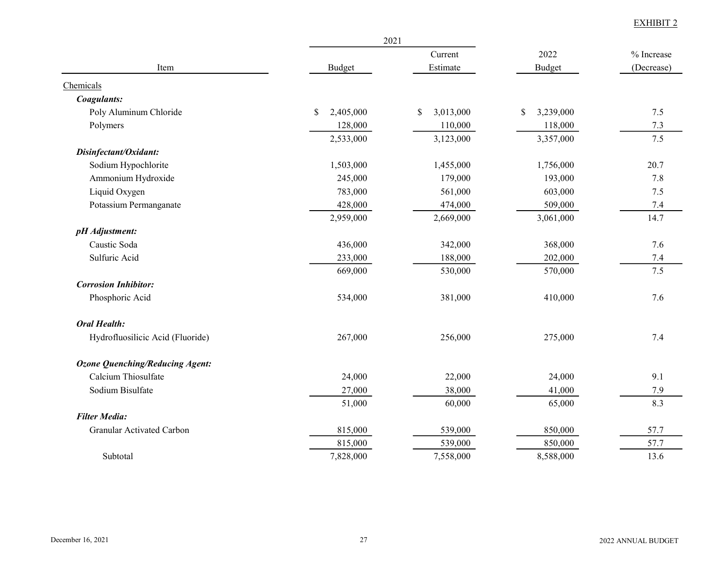EXHIBIT 2

| Item | 2021 Budget | 2021 Current Estimate | 2022 Budget | % Increase (Decrease) |
|---|---|---|---|---|
| Chemicals | | | | |
| ***Coagulants:*** | | | | |
| Poly Aluminum Chloride | $ 2,405,000 | $ 3,013,000 | $ 3,239,000 | 7.5 |
| Polymers | 128,000 | 110,000 | 118,000 | 7.3 |
| | 2,533,000 | 3,123,000 | 3,357,000 | 7.5 |
| ***Disinfectant/Oxidant:*** | | | | |
| Sodium Hypochlorite | 1,503,000 | 1,455,000 | 1,756,000 | 20.7 |
| Ammonium Hydroxide | 245,000 | 179,000 | 193,000 | 7.8 |
| Liquid Oxygen | 783,000 | 561,000 | 603,000 | 7.5 |
| Potassium Permanganate | 428,000 | 474,000 | 509,000 | 7.4 |
| | 2,959,000 | 2,669,000 | 3,061,000 | 14.7 |
| ***pH Adjustment:*** | | | | |
| Caustic Soda | 436,000 | 342,000 | 368,000 | 7.6 |
| Sulfuric Acid | 233,000 | 188,000 | 202,000 | 7.4 |
| | 669,000 | 530,000 | 570,000 | 7.5 |
| ***Corrosion Inhibitor:*** | | | | |
| Phosphoric Acid | 534,000 | 381,000 | 410,000 | 7.6 |
| ***Oral Health:*** | | | | |
| Hydrofluosilicic Acid (Fluoride) | 267,000 | 256,000 | 275,000 | 7.4 |
| ***Ozone Quenching/Reducing Agent:*** | | | | |
| Calcium Thiosulfate | 24,000 | 22,000 | 24,000 | 9.1 |
| Sodium Bisulfate | 27,000 | 38,000 | 41,000 | 7.9 |
| | 51,000 | 60,000 | 65,000 | 8.3 |
| ***Filter Media:*** | | | | |
| Granular Activated Carbon | 815,000 | 539,000 | 850,000 | 57.7 |
| | 815,000 | 539,000 | 850,000 | 57.7 |
| Subtotal | 7,828,000 | 7,558,000 | 8,588,000 | 13.6 |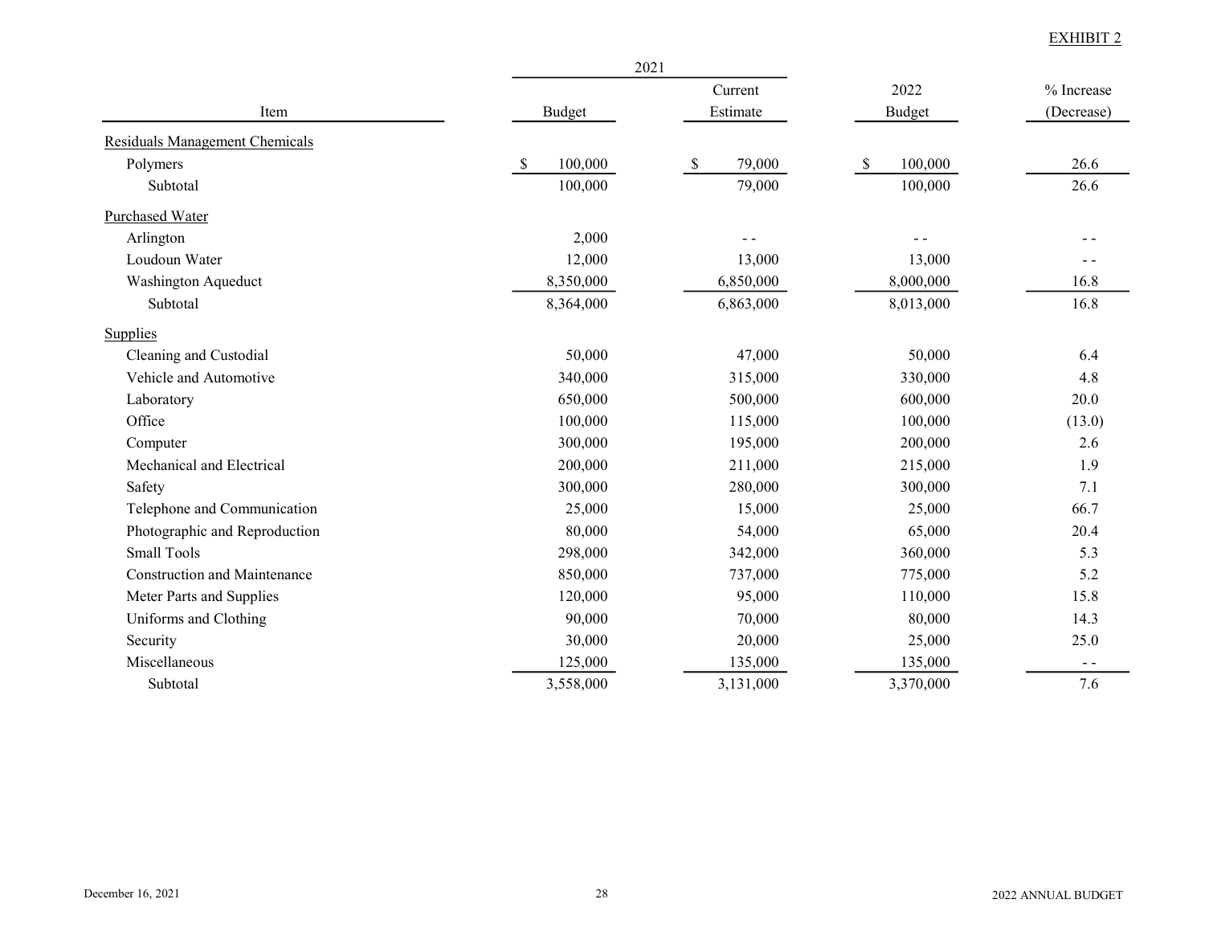EXHIBIT 2

| Item | 2021 Budget | 2021 Current Estimate | 2022 Budget | % Increase (Decrease) |
|---|---|---|---|---|
| Residuals Management Chemicals | | | | |
| Polymers | $ 100,000 | $ 79,000 | $ 100,000 | 26.6 |
| Subtotal | 100,000 | 79,000 | 100,000 | 26.6 |
| Purchased Water | | | | |
| Arlington | 2,000 | - - | - - | - - |
| Loudoun Water | 12,000 | 13,000 | 13,000 | - - |
| Washington Aqueduct | 8,350,000 | 6,850,000 | 8,000,000 | 16.8 |
| Subtotal | 8,364,000 | 6,863,000 | 8,013,000 | 16.8 |
| Supplies | | | | |
| Cleaning and Custodial | 50,000 | 47,000 | 50,000 | 6.4 |
| Vehicle and Automotive | 340,000 | 315,000 | 330,000 | 4.8 |
| Laboratory | 650,000 | 500,000 | 600,000 | 20.0 |
| Office | 100,000 | 115,000 | 100,000 | (13.0) |
| Computer | 300,000 | 195,000 | 200,000 | 2.6 |
| Mechanical and Electrical | 200,000 | 211,000 | 215,000 | 1.9 |
| Safety | 300,000 | 280,000 | 300,000 | 7.1 |
| Telephone and Communication | 25,000 | 15,000 | 25,000 | 66.7 |
| Photographic and Reproduction | 80,000 | 54,000 | 65,000 | 20.4 |
| Small Tools | 298,000 | 342,000 | 360,000 | 5.3 |
| Construction and Maintenance | 850,000 | 737,000 | 775,000 | 5.2 |
| Meter Parts and Supplies | 120,000 | 95,000 | 110,000 | 15.8 |
| Uniforms and Clothing | 90,000 | 70,000 | 80,000 | 14.3 |
| Security | 30,000 | 20,000 | 25,000 | 25.0 |
| Miscellaneous | 125,000 | 135,000 | 135,000 | - - |
| Subtotal | 3,558,000 | 3,131,000 | 3,370,000 | 7.6 |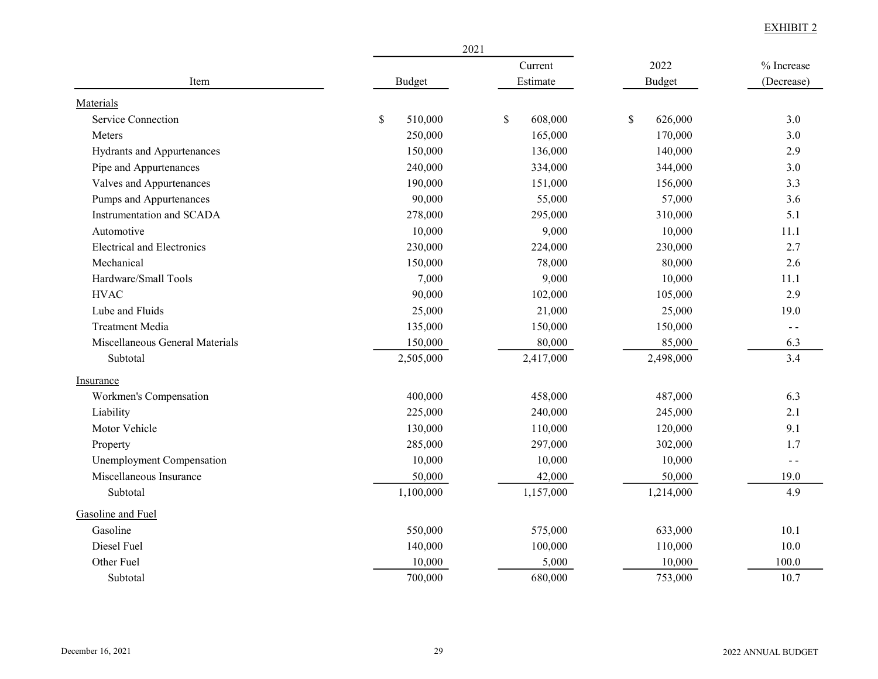EXHIBIT 2

| Item | 2021 Budget | 2021 Current Estimate | 2022 Budget | % Increase (Decrease) |
|---|---|---|---|---|
| Materials | | | | |
| Service Connection | $ 510,000 | $ 608,000 | $ 626,000 | 3.0 |
| Meters | 250,000 | 165,000 | 170,000 | 3.0 |
| Hydrants and Appurtenances | 150,000 | 136,000 | 140,000 | 2.9 |
| Pipe and Appurtenances | 240,000 | 334,000 | 344,000 | 3.0 |
| Valves and Appurtenances | 190,000 | 151,000 | 156,000 | 3.3 |
| Pumps and Appurtenances | 90,000 | 55,000 | 57,000 | 3.6 |
| Instrumentation and SCADA | 278,000 | 295,000 | 310,000 | 5.1 |
| Automotive | 10,000 | 9,000 | 10,000 | 11.1 |
| Electrical and Electronics | 230,000 | 224,000 | 230,000 | 2.7 |
| Mechanical | 150,000 | 78,000 | 80,000 | 2.6 |
| Hardware/Small Tools | 7,000 | 9,000 | 10,000 | 11.1 |
| HVAC | 90,000 | 102,000 | 105,000 | 2.9 |
| Lube and Fluids | 25,000 | 21,000 | 25,000 | 19.0 |
| Treatment Media | 135,000 | 150,000 | 150,000 | - - |
| Miscellaneous General Materials | 150,000 | 80,000 | 85,000 | 6.3 |
| Subtotal | 2,505,000 | 2,417,000 | 2,498,000 | 3.4 |
| Insurance | | | | |
| Workmen's Compensation | 400,000 | 458,000 | 487,000 | 6.3 |
| Liability | 225,000 | 240,000 | 245,000 | 2.1 |
| Motor Vehicle | 130,000 | 110,000 | 120,000 | 9.1 |
| Property | 285,000 | 297,000 | 302,000 | 1.7 |
| Unemployment Compensation | 10,000 | 10,000 | 10,000 | - - |
| Miscellaneous Insurance | 50,000 | 42,000 | 50,000 | 19.0 |
| Subtotal | 1,100,000 | 1,157,000 | 1,214,000 | 4.9 |
| Gasoline and Fuel | | | | |
| Gasoline | 550,000 | 575,000 | 633,000 | 10.1 |
| Diesel Fuel | 140,000 | 100,000 | 110,000 | 10.0 |
| Other Fuel | 10,000 | 5,000 | 10,000 | 100.0 |
| Subtotal | 700,000 | 680,000 | 753,000 | 10.7 |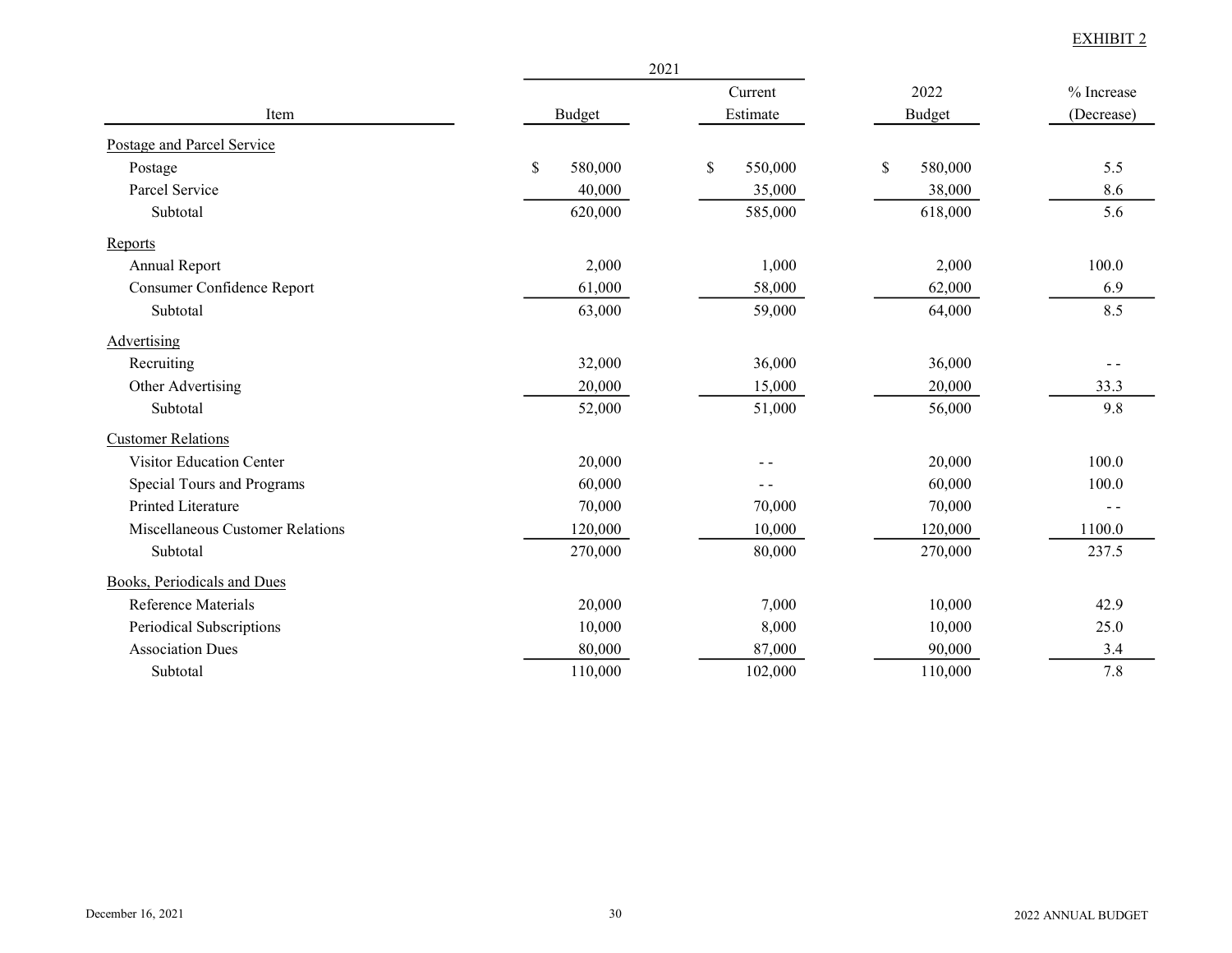EXHIBIT 2

| Item | 2021 Budget | 2021 Current Estimate | 2022 Budget | % Increase (Decrease) |
|---|---|---|---|---|
| Postage and Parcel Service | | | | |
| Postage | $ 580,000 | $ 550,000 | $ 580,000 | 5.5 |
| Parcel Service | 40,000 | 35,000 | 38,000 | 8.6 |
| Subtotal | 620,000 | 585,000 | 618,000 | 5.6 |
| Reports | | | | |
| Annual Report | 2,000 | 1,000 | 2,000 | 100.0 |
| Consumer Confidence Report | 61,000 | 58,000 | 62,000 | 6.9 |
| Subtotal | 63,000 | 59,000 | 64,000 | 8.5 |
| Advertising | | | | |
| Recruiting | 32,000 | 36,000 | 36,000 | - - |
| Other Advertising | 20,000 | 15,000 | 20,000 | 33.3 |
| Subtotal | 52,000 | 51,000 | 56,000 | 9.8 |
| Customer Relations | | | | |
| Visitor Education Center | 20,000 | - - | 20,000 | 100.0 |
| Special Tours and Programs | 60,000 | - - | 60,000 | 100.0 |
| Printed Literature | 70,000 | 70,000 | 70,000 | - - |
| Miscellaneous Customer Relations | 120,000 | 10,000 | 120,000 | 1100.0 |
| Subtotal | 270,000 | 80,000 | 270,000 | 237.5 |
| Books, Periodicals and Dues | | | | |
| Reference Materials | 20,000 | 7,000 | 10,000 | 42.9 |
| Periodical Subscriptions | 10,000 | 8,000 | 10,000 | 25.0 |
| Association Dues | 80,000 | 87,000 | 90,000 | 3.4 |
| Subtotal | 110,000 | 102,000 | 110,000 | 7.8 |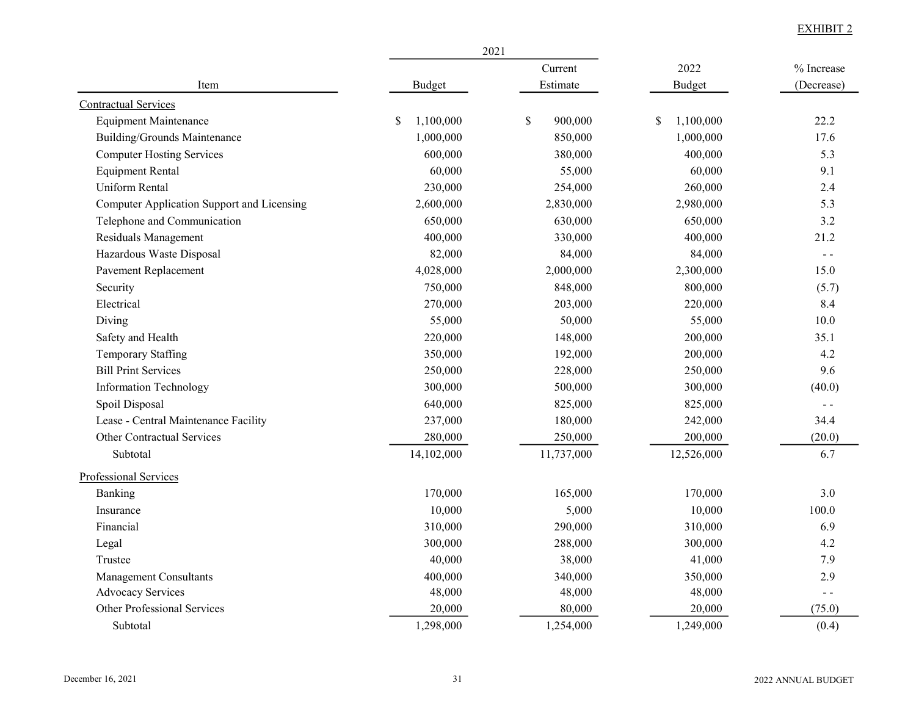EXHIBIT 2

| Item | 2021 Budget | 2021 Current Estimate | 2022 Budget | % Increase (Decrease) |
|---|---|---|---|---|
| **Contractual Services** | | | | |
| Equipment Maintenance | $ 1,100,000 | $ 900,000 | $ 1,100,000 | 22.2 |
| Building/Grounds Maintenance | 1,000,000 | 850,000 | 1,000,000 | 17.6 |
| Computer Hosting Services | 600,000 | 380,000 | 400,000 | 5.3 |
| Equipment Rental | 60,000 | 55,000 | 60,000 | 9.1 |
| Uniform Rental | 230,000 | 254,000 | 260,000 | 2.4 |
| Computer Application Support and Licensing | 2,600,000 | 2,830,000 | 2,980,000 | 5.3 |
| Telephone and Communication | 650,000 | 630,000 | 650,000 | 3.2 |
| Residuals Management | 400,000 | 330,000 | 400,000 | 21.2 |
| Hazardous Waste Disposal | 82,000 | 84,000 | 84,000 | - - |
| Pavement Replacement | 4,028,000 | 2,000,000 | 2,300,000 | 15.0 |
| Security | 750,000 | 848,000 | 800,000 | (5.7) |
| Electrical | 270,000 | 203,000 | 220,000 | 8.4 |
| Diving | 55,000 | 50,000 | 55,000 | 10.0 |
| Safety and Health | 220,000 | 148,000 | 200,000 | 35.1 |
| Temporary Staffing | 350,000 | 192,000 | 200,000 | 4.2 |
| Bill Print Services | 250,000 | 228,000 | 250,000 | 9.6 |
| Information Technology | 300,000 | 500,000 | 300,000 | (40.0) |
| Spoil Disposal | 640,000 | 825,000 | 825,000 | - - |
| Lease - Central Maintenance Facility | 237,000 | 180,000 | 242,000 | 34.4 |
| Other Contractual Services | 280,000 | 250,000 | 200,000 | (20.0) |
| Subtotal | 14,102,000 | 11,737,000 | 12,526,000 | 6.7 |
| **Professional Services** | | | | |
| Banking | 170,000 | 165,000 | 170,000 | 3.0 |
| Insurance | 10,000 | 5,000 | 10,000 | 100.0 |
| Financial | 310,000 | 290,000 | 310,000 | 6.9 |
| Legal | 300,000 | 288,000 | 300,000 | 4.2 |
| Trustee | 40,000 | 38,000 | 41,000 | 7.9 |
| Management Consultants | 400,000 | 340,000 | 350,000 | 2.9 |
| Advocacy Services | 48,000 | 48,000 | 48,000 | - - |
| Other Professional Services | 20,000 | 80,000 | 20,000 | (75.0) |
| Subtotal | 1,298,000 | 1,254,000 | 1,249,000 | (0.4) |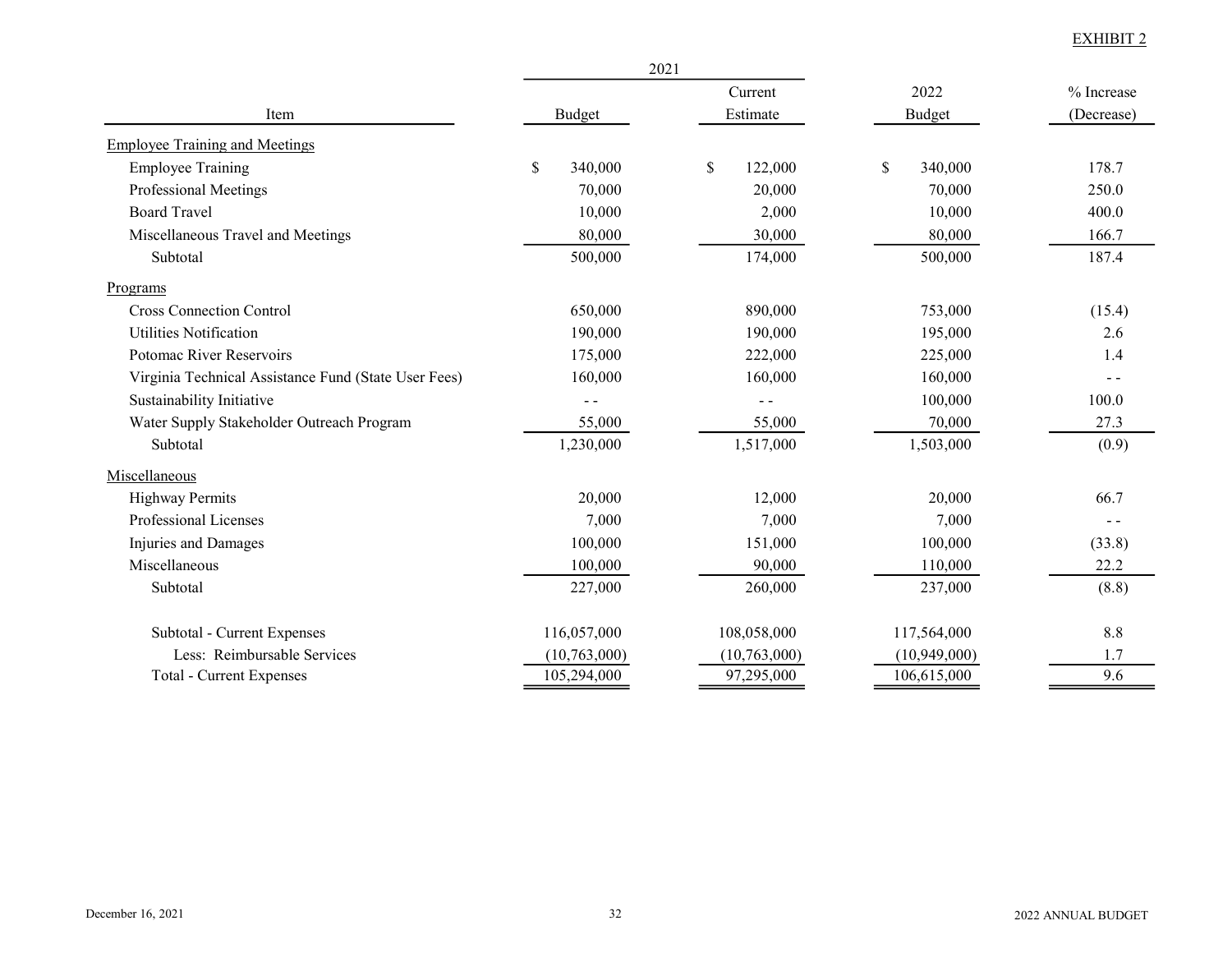EXHIBIT 2

| Item | 2021 Budget | 2021 Current Estimate | 2022 Budget | % Increase (Decrease) |
|---|---|---|---|---|
| Employee Training and Meetings | | | | |
| Employee Training | $ 340,000 | $ 122,000 | $ 340,000 | 178.7 |
| Professional Meetings | 70,000 | 20,000 | 70,000 | 250.0 |
| Board Travel | 10,000 | 2,000 | 10,000 | 400.0 |
| Miscellaneous Travel and Meetings | 80,000 | 30,000 | 80,000 | 166.7 |
| Subtotal | 500,000 | 174,000 | 500,000 | 187.4 |
| Programs | | | | |
| Cross Connection Control | 650,000 | 890,000 | 753,000 | (15.4) |
| Utilities Notification | 190,000 | 190,000 | 195,000 | 2.6 |
| Potomac River Reservoirs | 175,000 | 222,000 | 225,000 | 1.4 |
| Virginia Technical Assistance Fund (State User Fees) | 160,000 | 160,000 | 160,000 | - - |
| Sustainability Initiative | - - | - - | 100,000 | 100.0 |
| Water Supply Stakeholder Outreach Program | 55,000 | 55,000 | 70,000 | 27.3 |
| Subtotal | 1,230,000 | 1,517,000 | 1,503,000 | (0.9) |
| Miscellaneous | | | | |
| Highway Permits | 20,000 | 12,000 | 20,000 | 66.7 |
| Professional Licenses | 7,000 | 7,000 | 7,000 | - - |
| Injuries and Damages | 100,000 | 151,000 | 100,000 | (33.8) |
| Miscellaneous | 100,000 | 90,000 | 110,000 | 22.2 |
| Subtotal | 227,000 | 260,000 | 237,000 | (8.8) |
| Subtotal - Current Expenses | 116,057,000 | 108,058,000 | 117,564,000 | 8.8 |
| Less: Reimbursable Services | (10,763,000) | (10,763,000) | (10,949,000) | 1.7 |
| Total - Current Expenses | 105,294,000 | 97,295,000 | 106,615,000 | 9.6 |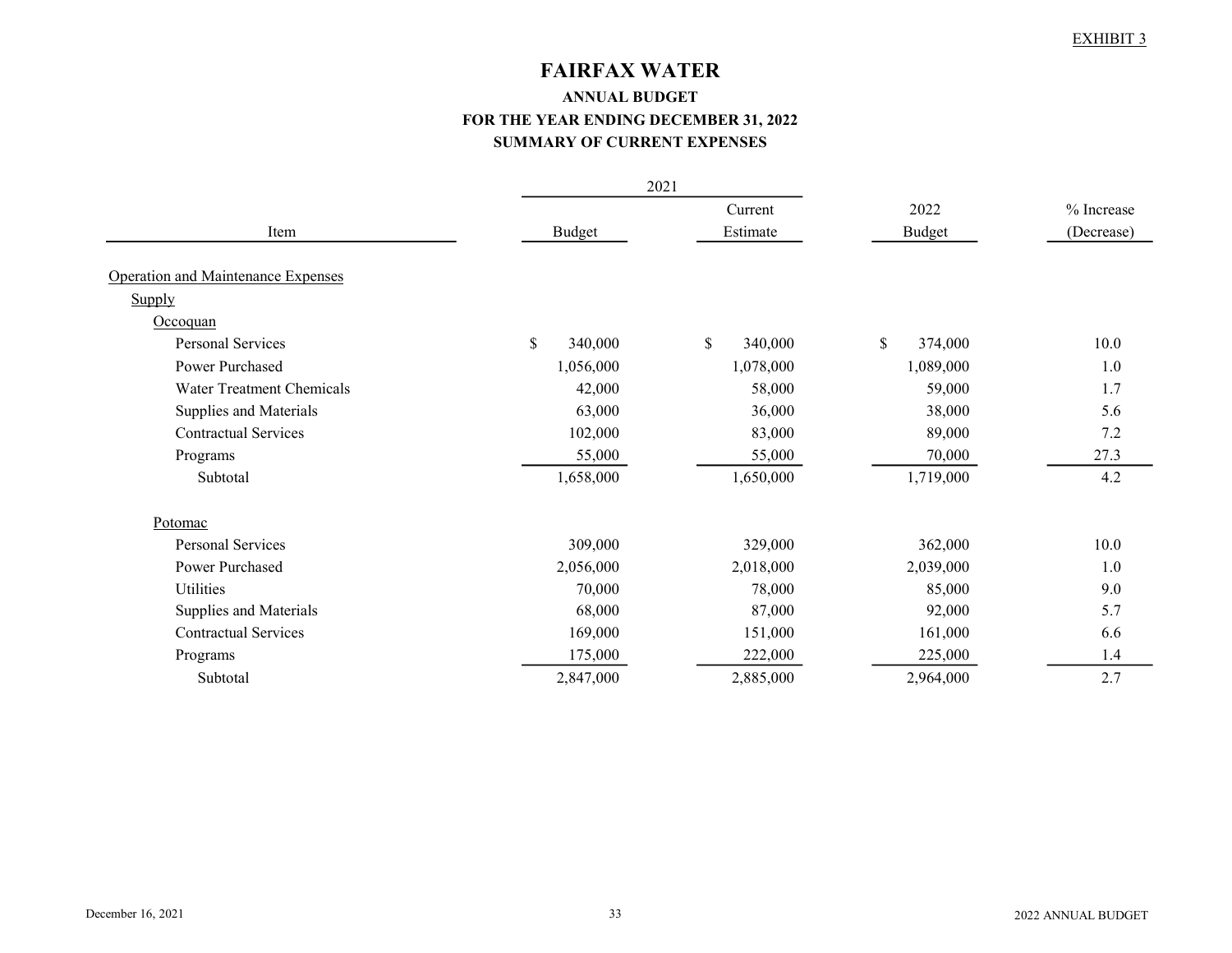EXHIBIT 3

# FAIRFAX WATER

## ANNUAL BUDGET

### FOR THE YEAR ENDING DECEMBER 31, 2022

### SUMMARY OF CURRENT EXPENSES

| Item | 2021 Budget | 2021 Current Estimate | 2022 Budget | % Increase (Decrease) |
|---|---|---|---|---|
| Operation and Maintenance Expenses | | | | |
| Supply | | | | |
| Occoquan | | | | |
| Personal Services | $ 340,000 | $ 340,000 | $ 374,000 | 10.0 |
| Power Purchased | 1,056,000 | 1,078,000 | 1,089,000 | 1.0 |
| Water Treatment Chemicals | 42,000 | 58,000 | 59,000 | 1.7 |
| Supplies and Materials | 63,000 | 36,000 | 38,000 | 5.6 |
| Contractual Services | 102,000 | 83,000 | 89,000 | 7.2 |
| Programs | 55,000 | 55,000 | 70,000 | 27.3 |
| Subtotal | 1,658,000 | 1,650,000 | 1,719,000 | 4.2 |
| Potomac | | | | |
| Personal Services | 309,000 | 329,000 | 362,000 | 10.0 |
| Power Purchased | 2,056,000 | 2,018,000 | 2,039,000 | 1.0 |
| Utilities | 70,000 | 78,000 | 85,000 | 9.0 |
| Supplies and Materials | 68,000 | 87,000 | 92,000 | 5.7 |
| Contractual Services | 169,000 | 151,000 | 161,000 | 6.6 |
| Programs | 175,000 | 222,000 | 225,000 | 1.4 |
| Subtotal | 2,847,000 | 2,885,000 | 2,964,000 | 2.7 |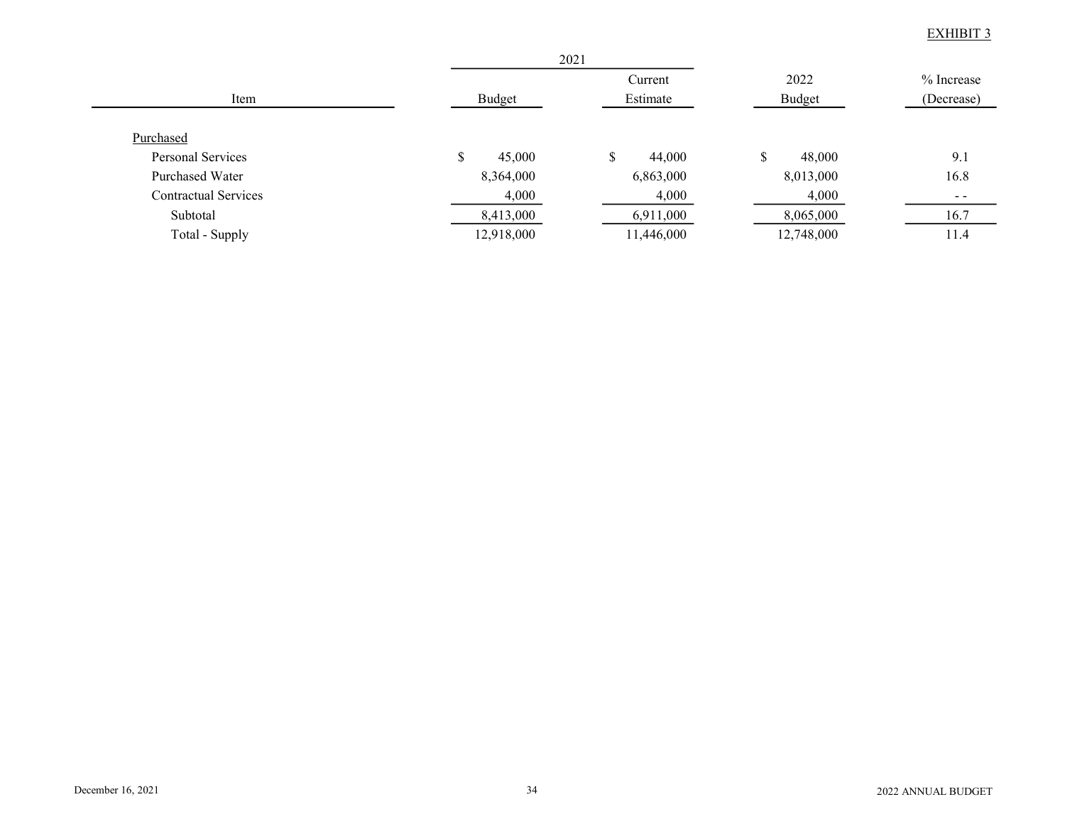EXHIBIT 3

| Item | 2021 Budget | 2021 Current Estimate | 2022 Budget | % Increase (Decrease) |
|---|---|---|---|---|
| Purchased | | | | |
| Personal Services | $ 45,000 | $ 44,000 | $ 48,000 | 9.1 |
| Purchased Water | 8,364,000 | 6,863,000 | 8,013,000 | 16.8 |
| Contractual Services | 4,000 | 4,000 | 4,000 | - - |
| Subtotal | 8,413,000 | 6,911,000 | 8,065,000 | 16.7 |
| Total - Supply | 12,918,000 | 11,446,000 | 12,748,000 | 11.4 |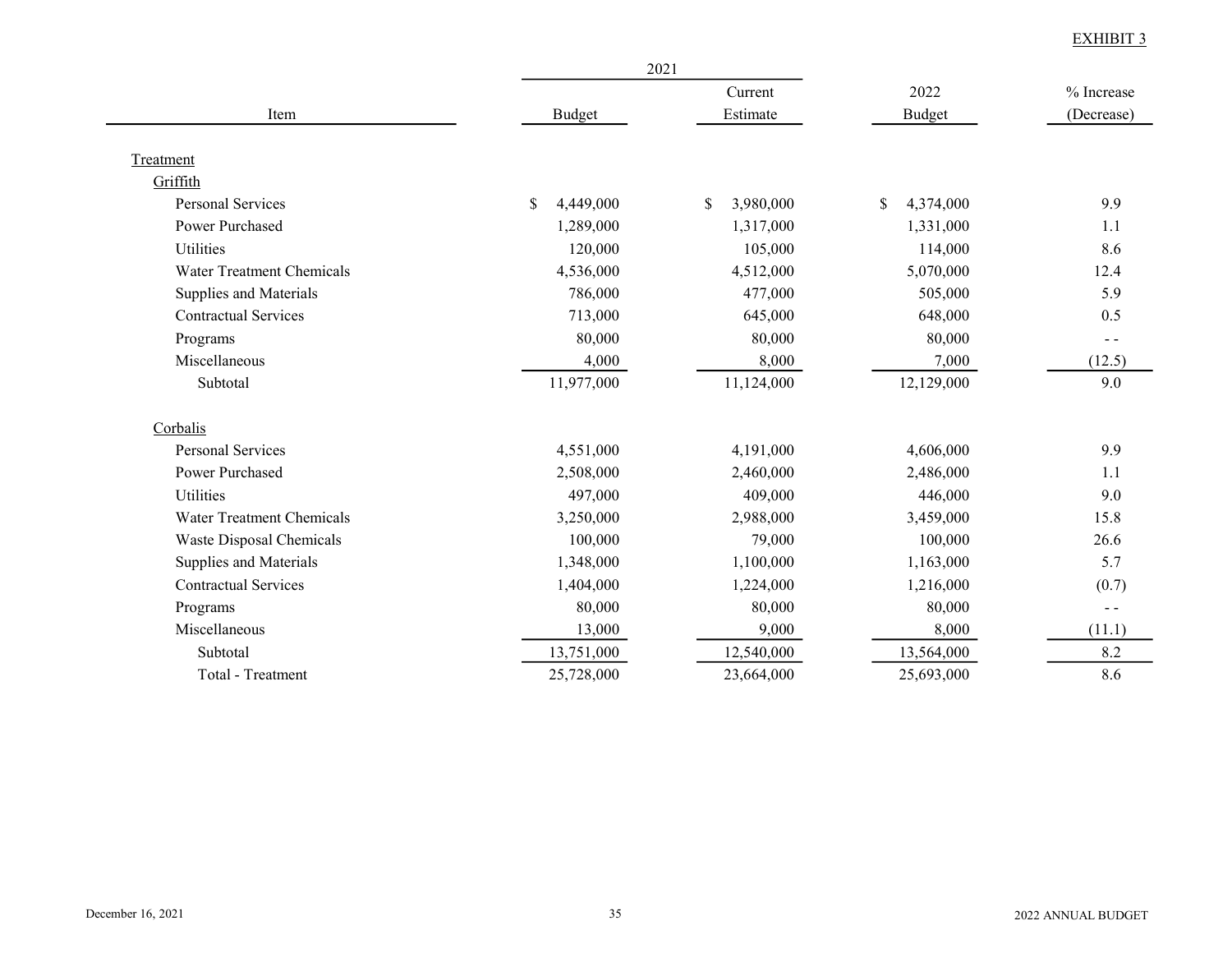EXHIBIT 3

| Item | 2021 Budget | 2021 Current Estimate | 2022 Budget | % Increase (Decrease) |
|---|---|---|---|---|
| Treatment | | | | |
| Griffith | | | | |
| Personal Services | $ 4,449,000 | $ 3,980,000 | $ 4,374,000 | 9.9 |
| Power Purchased | 1,289,000 | 1,317,000 | 1,331,000 | 1.1 |
| Utilities | 120,000 | 105,000 | 114,000 | 8.6 |
| Water Treatment Chemicals | 4,536,000 | 4,512,000 | 5,070,000 | 12.4 |
| Supplies and Materials | 786,000 | 477,000 | 505,000 | 5.9 |
| Contractual Services | 713,000 | 645,000 | 648,000 | 0.5 |
| Programs | 80,000 | 80,000 | 80,000 | - - |
| Miscellaneous | 4,000 | 8,000 | 7,000 | (12.5) |
| Subtotal | 11,977,000 | 11,124,000 | 12,129,000 | 9.0 |
| Corbalis | | | | |
| Personal Services | 4,551,000 | 4,191,000 | 4,606,000 | 9.9 |
| Power Purchased | 2,508,000 | 2,460,000 | 2,486,000 | 1.1 |
| Utilities | 497,000 | 409,000 | 446,000 | 9.0 |
| Water Treatment Chemicals | 3,250,000 | 2,988,000 | 3,459,000 | 15.8 |
| Waste Disposal Chemicals | 100,000 | 79,000 | 100,000 | 26.6 |
| Supplies and Materials | 1,348,000 | 1,100,000 | 1,163,000 | 5.7 |
| Contractual Services | 1,404,000 | 1,224,000 | 1,216,000 | (0.7) |
| Programs | 80,000 | 80,000 | 80,000 | - - |
| Miscellaneous | 13,000 | 9,000 | 8,000 | (11.1) |
| Subtotal | 13,751,000 | 12,540,000 | 13,564,000 | 8.2 |
| Total - Treatment | 25,728,000 | 23,664,000 | 25,693,000 | 8.6 |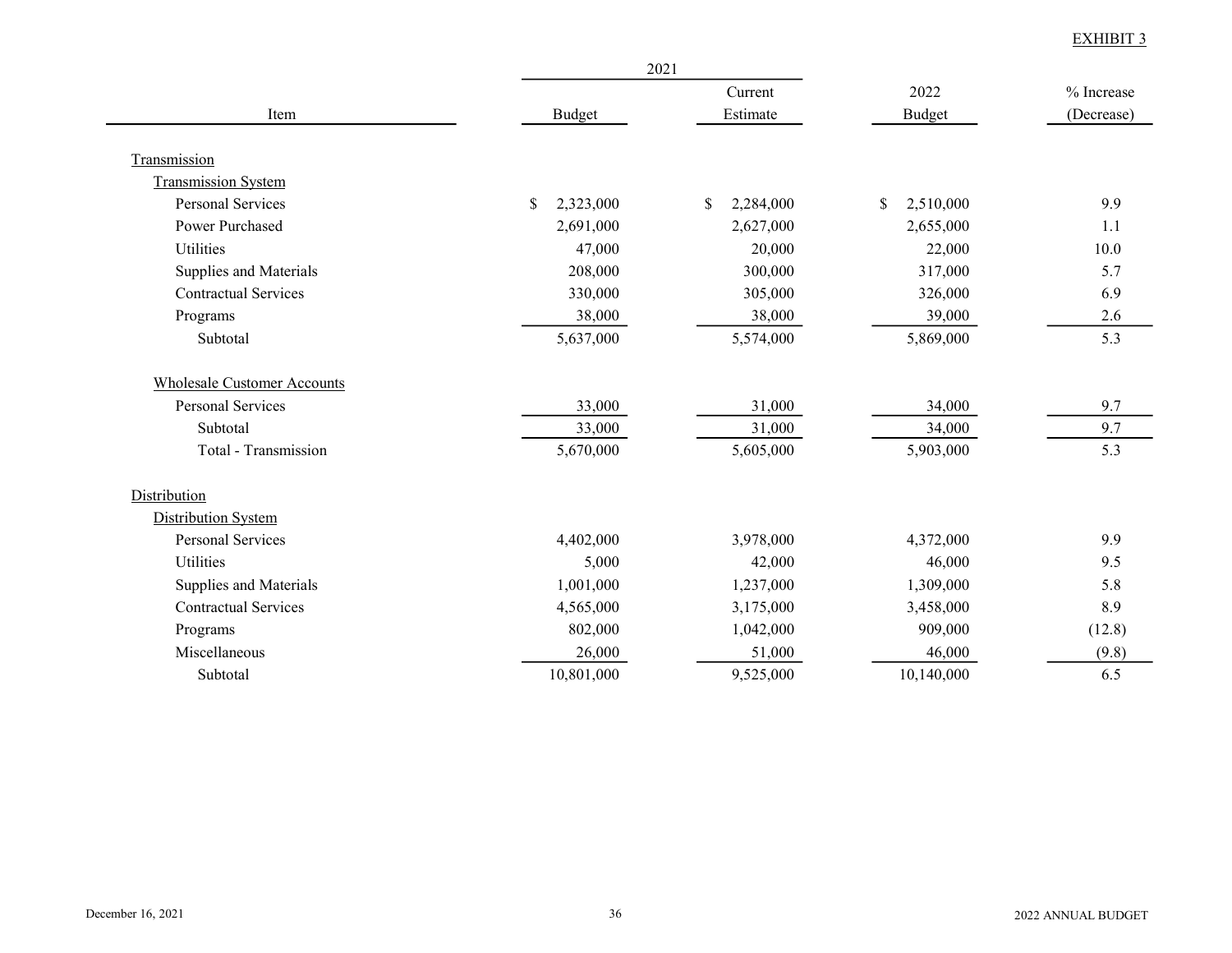EXHIBIT 3

| Item | 2021 Budget | 2021 Current Estimate | 2022 Budget | % Increase (Decrease) |
|---|---|---|---|---|
| Transmission | | | | |
| Transmission System | | | | |
| Personal Services | $ 2,323,000 | $ 2,284,000 | $ 2,510,000 | 9.9 |
| Power Purchased | 2,691,000 | 2,627,000 | 2,655,000 | 1.1 |
| Utilities | 47,000 | 20,000 | 22,000 | 10.0 |
| Supplies and Materials | 208,000 | 300,000 | 317,000 | 5.7 |
| Contractual Services | 330,000 | 305,000 | 326,000 | 6.9 |
| Programs | 38,000 | 38,000 | 39,000 | 2.6 |
| Subtotal | 5,637,000 | 5,574,000 | 5,869,000 | 5.3 |
| Wholesale Customer Accounts | | | | |
| Personal Services | 33,000 | 31,000 | 34,000 | 9.7 |
| Subtotal | 33,000 | 31,000 | 34,000 | 9.7 |
| Total - Transmission | 5,670,000 | 5,605,000 | 5,903,000 | 5.3 |
| Distribution | | | | |
| Distribution System | | | | |
| Personal Services | 4,402,000 | 3,978,000 | 4,372,000 | 9.9 |
| Utilities | 5,000 | 42,000 | 46,000 | 9.5 |
| Supplies and Materials | 1,001,000 | 1,237,000 | 1,309,000 | 5.8 |
| Contractual Services | 4,565,000 | 3,175,000 | 3,458,000 | 8.9 |
| Programs | 802,000 | 1,042,000 | 909,000 | (12.8) |
| Miscellaneous | 26,000 | 51,000 | 46,000 | (9.8) |
| Subtotal | 10,801,000 | 9,525,000 | 10,140,000 | 6.5 |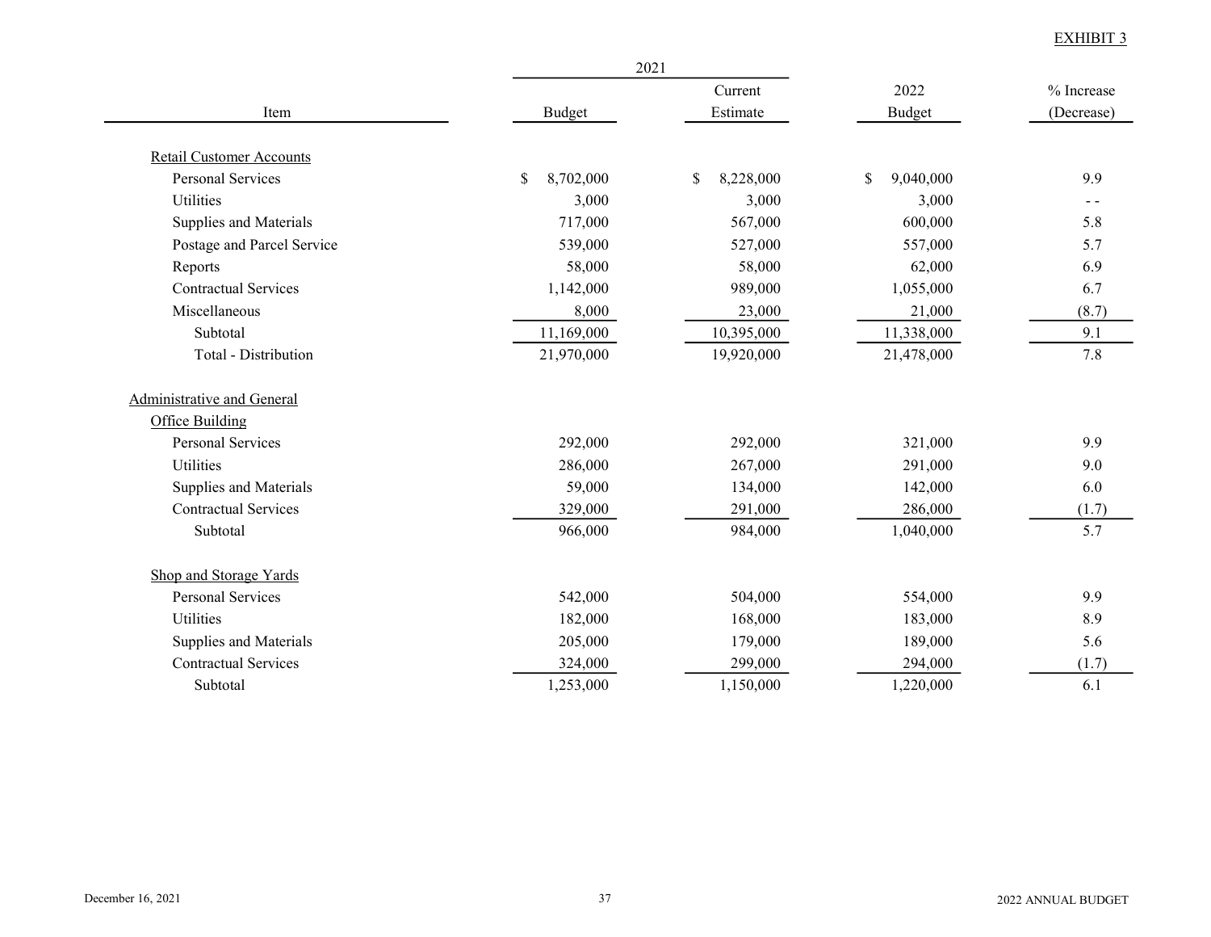EXHIBIT 3

| Item | 2021 Budget | 2021 Current Estimate | 2022 Budget | % Increase (Decrease) |
|---|---|---|---|---|
| Retail Customer Accounts | | | | |
| Personal Services | $ 8,702,000 | $ 8,228,000 | $ 9,040,000 | 9.9 |
| Utilities | 3,000 | 3,000 | 3,000 | - - |
| Supplies and Materials | 717,000 | 567,000 | 600,000 | 5.8 |
| Postage and Parcel Service | 539,000 | 527,000 | 557,000 | 5.7 |
| Reports | 58,000 | 58,000 | 62,000 | 6.9 |
| Contractual Services | 1,142,000 | 989,000 | 1,055,000 | 6.7 |
| Miscellaneous | 8,000 | 23,000 | 21,000 | (8.7) |
| Subtotal | 11,169,000 | 10,395,000 | 11,338,000 | 9.1 |
| Total - Distribution | 21,970,000 | 19,920,000 | 21,478,000 | 7.8 |
| Administrative and General | | | | |
| Office Building | | | | |
| Personal Services | 292,000 | 292,000 | 321,000 | 9.9 |
| Utilities | 286,000 | 267,000 | 291,000 | 9.0 |
| Supplies and Materials | 59,000 | 134,000 | 142,000 | 6.0 |
| Contractual Services | 329,000 | 291,000 | 286,000 | (1.7) |
| Subtotal | 966,000 | 984,000 | 1,040,000 | 5.7 |
| Shop and Storage Yards | | | | |
| Personal Services | 542,000 | 504,000 | 554,000 | 9.9 |
| Utilities | 182,000 | 168,000 | 183,000 | 8.9 |
| Supplies and Materials | 205,000 | 179,000 | 189,000 | 5.6 |
| Contractual Services | 324,000 | 299,000 | 294,000 | (1.7) |
| Subtotal | 1,253,000 | 1,150,000 | 1,220,000 | 6.1 |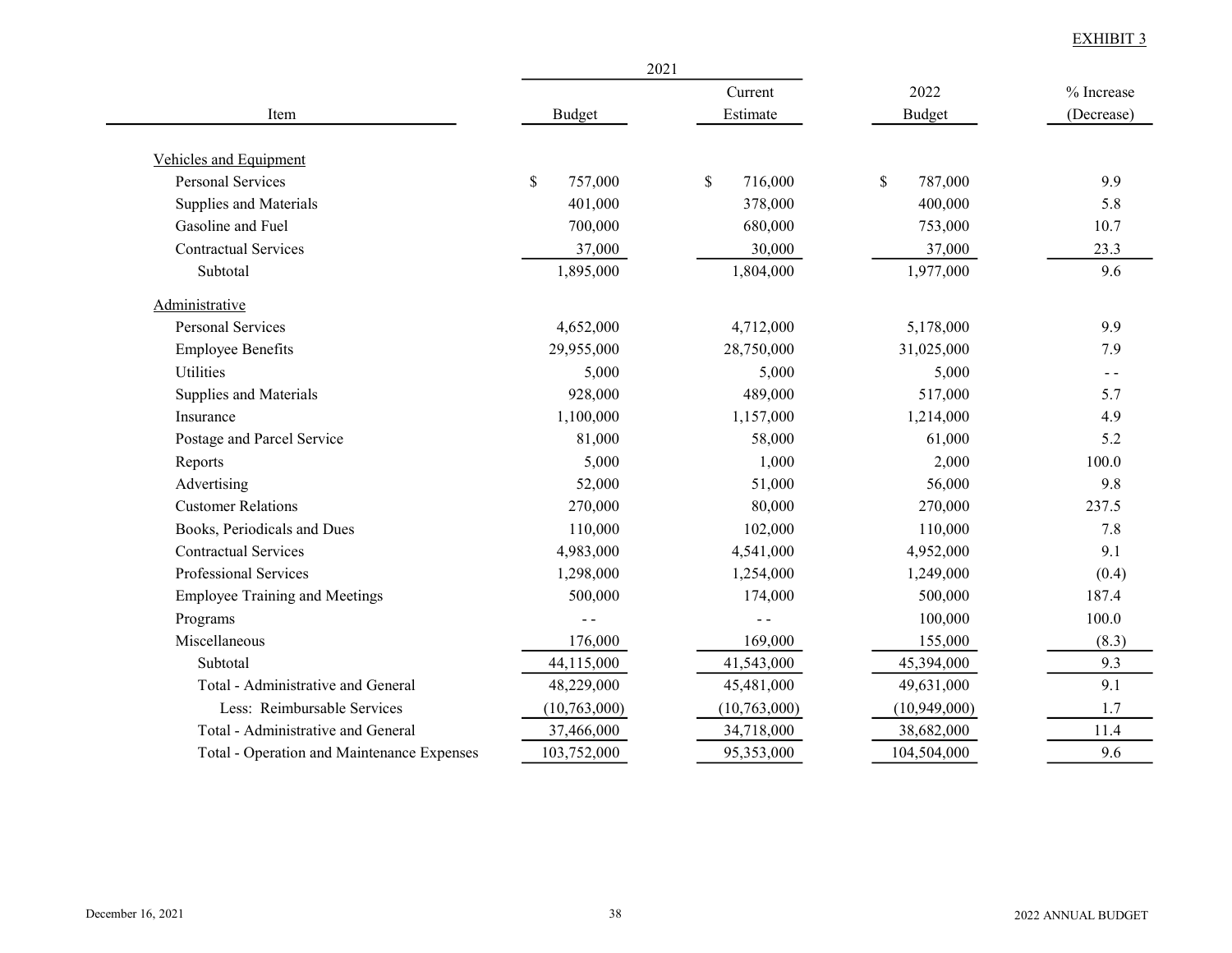EXHIBIT 3

| Item | 2021 Budget | 2021 Current Estimate | 2022 Budget | % Increase (Decrease) |
|---|---|---|---|---|
| Vehicles and Equipment | | | | |
| Personal Services | $ 757,000 | $ 716,000 | $ 787,000 | 9.9 |
| Supplies and Materials | 401,000 | 378,000 | 400,000 | 5.8 |
| Gasoline and Fuel | 700,000 | 680,000 | 753,000 | 10.7 |
| Contractual Services | 37,000 | 30,000 | 37,000 | 23.3 |
| Subtotal | 1,895,000 | 1,804,000 | 1,977,000 | 9.6 |
| Administrative | | | | |
| Personal Services | 4,652,000 | 4,712,000 | 5,178,000 | 9.9 |
| Employee Benefits | 29,955,000 | 28,750,000 | 31,025,000 | 7.9 |
| Utilities | 5,000 | 5,000 | 5,000 | - - |
| Supplies and Materials | 928,000 | 489,000 | 517,000 | 5.7 |
| Insurance | 1,100,000 | 1,157,000 | 1,214,000 | 4.9 |
| Postage and Parcel Service | 81,000 | 58,000 | 61,000 | 5.2 |
| Reports | 5,000 | 1,000 | 2,000 | 100.0 |
| Advertising | 52,000 | 51,000 | 56,000 | 9.8 |
| Customer Relations | 270,000 | 80,000 | 270,000 | 237.5 |
| Books, Periodicals and Dues | 110,000 | 102,000 | 110,000 | 7.8 |
| Contractual Services | 4,983,000 | 4,541,000 | 4,952,000 | 9.1 |
| Professional Services | 1,298,000 | 1,254,000 | 1,249,000 | (0.4) |
| Employee Training and Meetings | 500,000 | 174,000 | 500,000 | 187.4 |
| Programs | - - | - - | 100,000 | 100.0 |
| Miscellaneous | 176,000 | 169,000 | 155,000 | (8.3) |
| Subtotal | 44,115,000 | 41,543,000 | 45,394,000 | 9.3 |
| Total - Administrative and General | 48,229,000 | 45,481,000 | 49,631,000 | 9.1 |
| Less: Reimbursable Services | (10,763,000) | (10,763,000) | (10,949,000) | 1.7 |
| Total - Administrative and General | 37,466,000 | 34,718,000 | 38,682,000 | 11.4 |
| Total - Operation and Maintenance Expenses | 103,752,000 | 95,353,000 | 104,504,000 | 9.6 |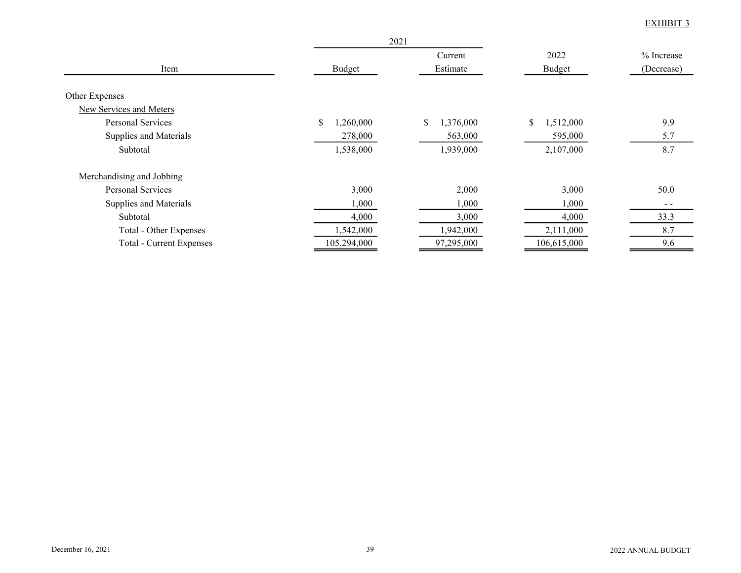EXHIBIT 3

| Item | 2021 Budget | 2021 Current Estimate | 2022 Budget | % Increase (Decrease) |
|---|---|---|---|---|
| Other Expenses | | | | |
| New Services and Meters | | | | |
| Personal Services | $ 1,260,000 | $ 1,376,000 | $ 1,512,000 | 9.9 |
| Supplies and Materials | 278,000 | 563,000 | 595,000 | 5.7 |
| Subtotal | 1,538,000 | 1,939,000 | 2,107,000 | 8.7 |
| Merchandising and Jobbing | | | | |
| Personal Services | 3,000 | 2,000 | 3,000 | 50.0 |
| Supplies and Materials | 1,000 | 1,000 | 1,000 | - - |
| Subtotal | 4,000 | 3,000 | 4,000 | 33.3 |
| Total - Other Expenses | 1,542,000 | 1,942,000 | 2,111,000 | 8.7 |
| Total - Current Expenses | 105,294,000 | 97,295,000 | 106,615,000 | 9.6 |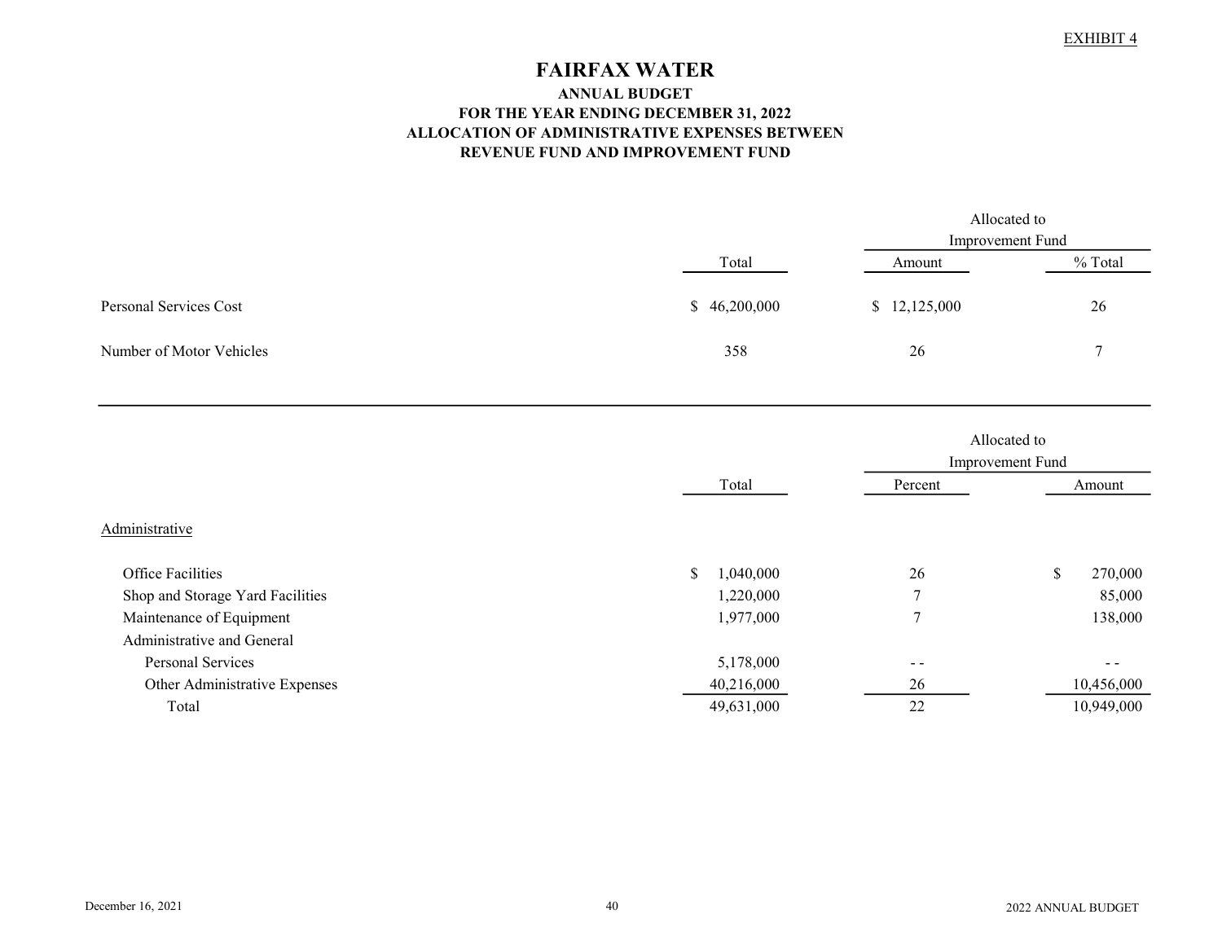EXHIBIT 4

# FAIRFAX WATER

## ANNUAL BUDGET
## FOR THE YEAR ENDING DECEMBER 31, 2022
## ALLOCATION OF ADMINISTRATIVE EXPENSES BETWEEN REVENUE FUND AND IMPROVEMENT FUND

| | Total | Allocated to Improvement Fund | |
|---|---|---|---|
| | | Amount | % Total |
| Personal Services Cost | $ 46,200,000 | $ 12,125,000 | 26 |
| Number of Motor Vehicles | 358 | 26 | 7 |

| | Total | Allocated to Improvement Fund | |
|---|---|---|---|
| | | Percent | Amount |
| Administrative | | | |
| Office Facilities | $ 1,040,000 | 26 | $ 270,000 |
| Shop and Storage Yard Facilities | 1,220,000 | 7 | 85,000 |
| Maintenance of Equipment | 1,977,000 | 7 | 138,000 |
| Administrative and General | | | |
| Personal Services | 5,178,000 | - - | - - |
| Other Administrative Expenses | 40,216,000 | 26 | 10,456,000 |
| Total | 49,631,000 | 22 | 10,949,000 |

December 16, 2021

2022 ANNUAL BUDGET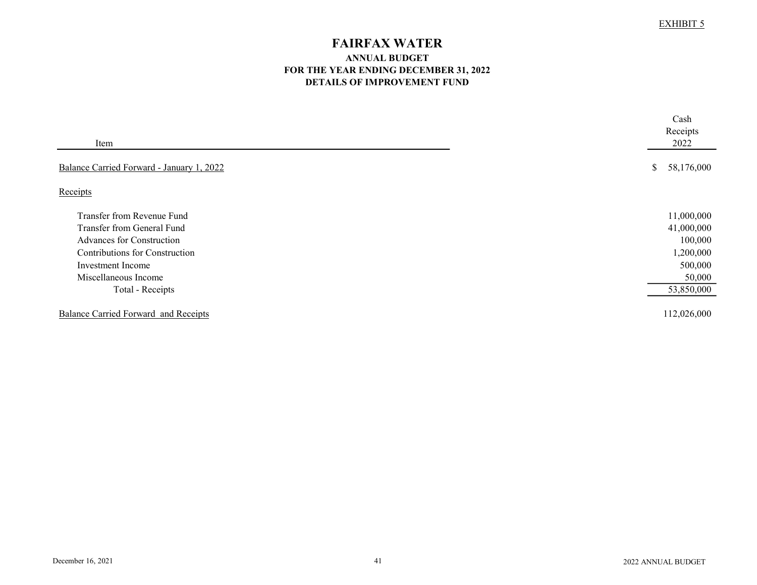EXHIBIT 5

# FAIRFAX WATER

## ANNUAL BUDGET
## FOR THE YEAR ENDING DECEMBER 31, 2022
## DETAILS OF IMPROVEMENT FUND

| Item | Cash Receipts 2022 |
|---|---|
| Balance Carried Forward - January 1, 2022 | $ 58,176,000 |
| Receipts | |
| Transfer from Revenue Fund | 11,000,000 |
| Transfer from General Fund | 41,000,000 |
| Advances for Construction | 100,000 |
| Contributions for Construction | 1,200,000 |
| Investment Income | 500,000 |
| Miscellaneous Income | 50,000 |
| Total - Receipts | 53,850,000 |
| Balance Carried Forward and Receipts | 112,026,000 |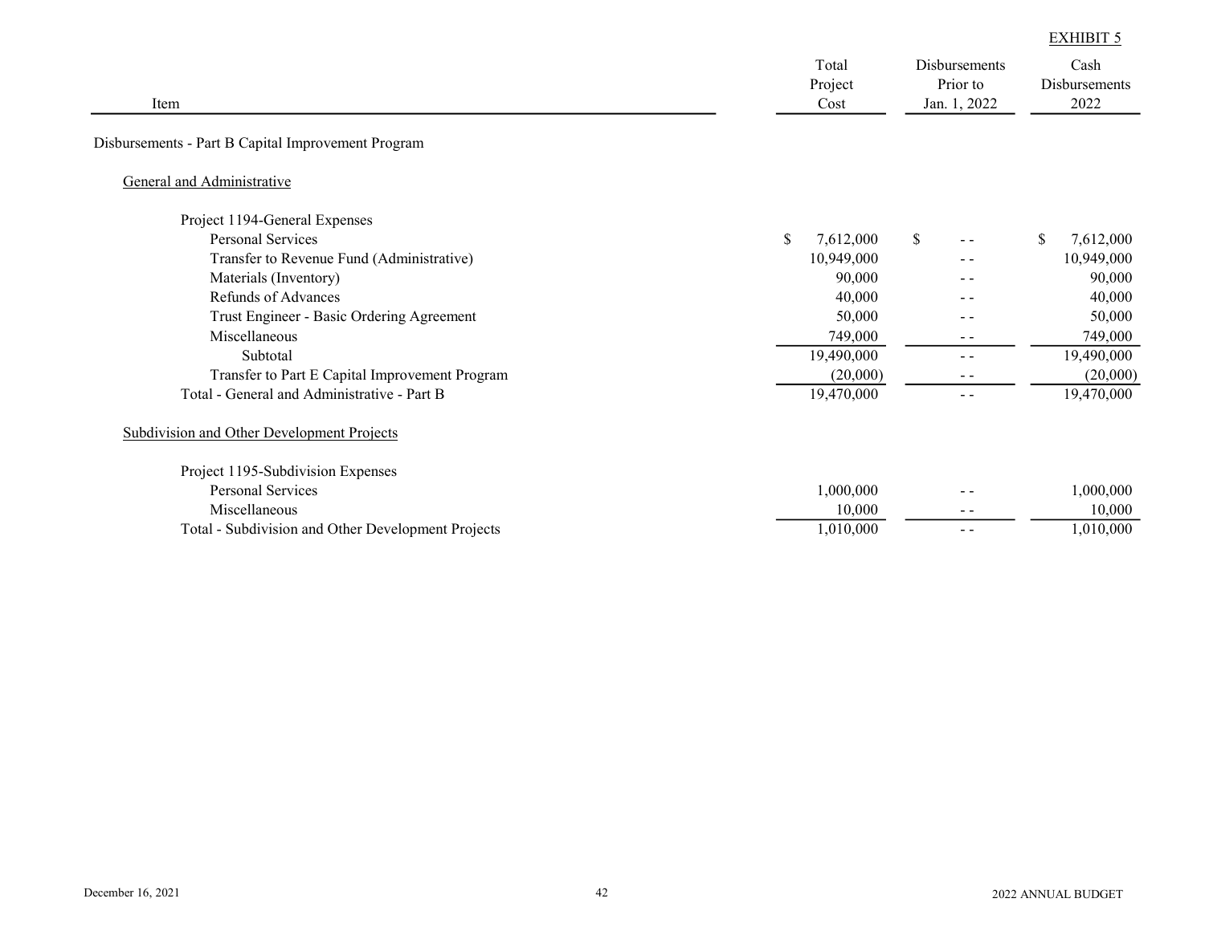EXHIBIT 5

| Item | Total Project Cost | Disbursements Prior to Jan. 1, 2022 | Cash Disbursements 2022 |
|---|---|---|---|
| Disbursements - Part B Capital Improvement Program | | | |
| General and Administrative | | | |
| Project 1194-General Expenses | | | |
| Personal Services | $ 7,612,000 | $ - - | $ 7,612,000 |
| Transfer to Revenue Fund (Administrative) | 10,949,000 | - - | 10,949,000 |
| Materials (Inventory) | 90,000 | - - | 90,000 |
| Refunds of Advances | 40,000 | - - | 40,000 |
| Trust Engineer - Basic Ordering Agreement | 50,000 | - - | 50,000 |
| Miscellaneous | 749,000 | - - | 749,000 |
| Subtotal | 19,490,000 | - - | 19,490,000 |
| Transfer to Part E Capital Improvement Program | (20,000) | - - | (20,000) |
| Total - General and Administrative - Part B | 19,470,000 | - - | 19,470,000 |
| Subdivision and Other Development Projects | | | |
| Project 1195-Subdivision Expenses | | | |
| Personal Services | 1,000,000 | - - | 1,000,000 |
| Miscellaneous | 10,000 | - - | 10,000 |
| Total - Subdivision and Other Development Projects | 1,010,000 | - - | 1,010,000 |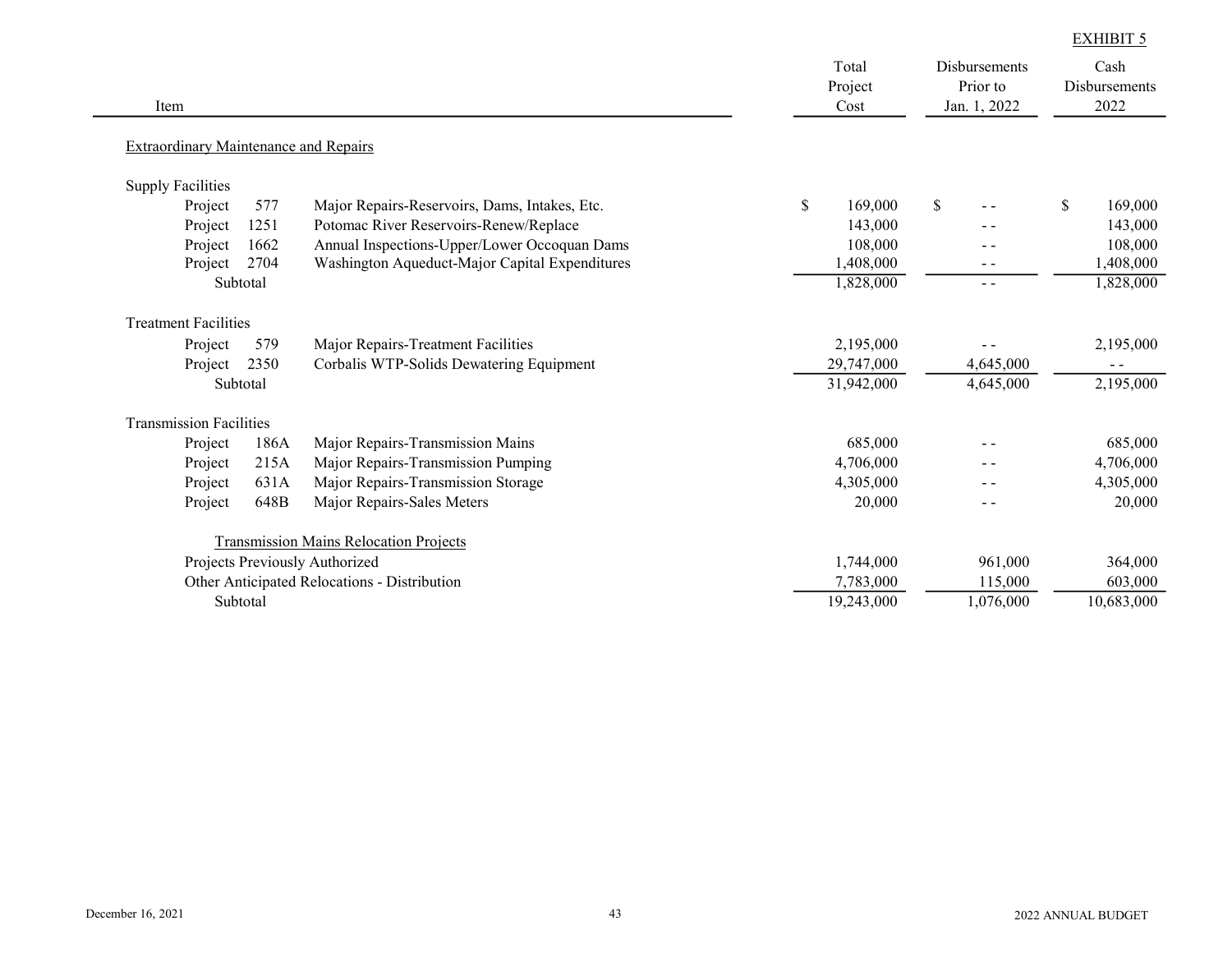EXHIBIT 5

| Item | | Total Project Cost | Disbursements Prior to Jan. 1, 2022 | Cash Disbursements 2022 |
|---|---|---|---|---|
| Extraordinary Maintenance and Repairs | | | | |
| Supply Facilities | | | | |
| Project 577 | Major Repairs-Reservoirs, Dams, Intakes, Etc. | $ 169,000 | $ - - | $ 169,000 |
| Project 1251 | Potomac River Reservoirs-Renew/Replace | 143,000 | - - | 143,000 |
| Project 1662 | Annual Inspections-Upper/Lower Occoquan Dams | 108,000 | - - | 108,000 |
| Project 2704 | Washington Aqueduct-Major Capital Expenditures | 1,408,000 | - - | 1,408,000 |
| Subtotal | | 1,828,000 | - - | 1,828,000 |
| Treatment Facilities | | | | |
| Project 579 | Major Repairs-Treatment Facilities | 2,195,000 | - - | 2,195,000 |
| Project 2350 | Corbalis WTP-Solids Dewatering Equipment | 29,747,000 | 4,645,000 | - - |
| Subtotal | | 31,942,000 | 4,645,000 | 2,195,000 |
| Transmission Facilities | | | | |
| Project 186A | Major Repairs-Transmission Mains | 685,000 | - - | 685,000 |
| Project 215A | Major Repairs-Transmission Pumping | 4,706,000 | - - | 4,706,000 |
| Project 631A | Major Repairs-Transmission Storage | 4,305,000 | - - | 4,305,000 |
| Project 648B | Major Repairs-Sales Meters | 20,000 | - - | 20,000 |
| Transmission Mains Relocation Projects | | | | |
| Projects Previously Authorized | | 1,744,000 | 961,000 | 364,000 |
| Other Anticipated Relocations - Distribution | | 7,783,000 | 115,000 | 603,000 |
| Subtotal | | 19,243,000 | 1,076,000 | 10,683,000 |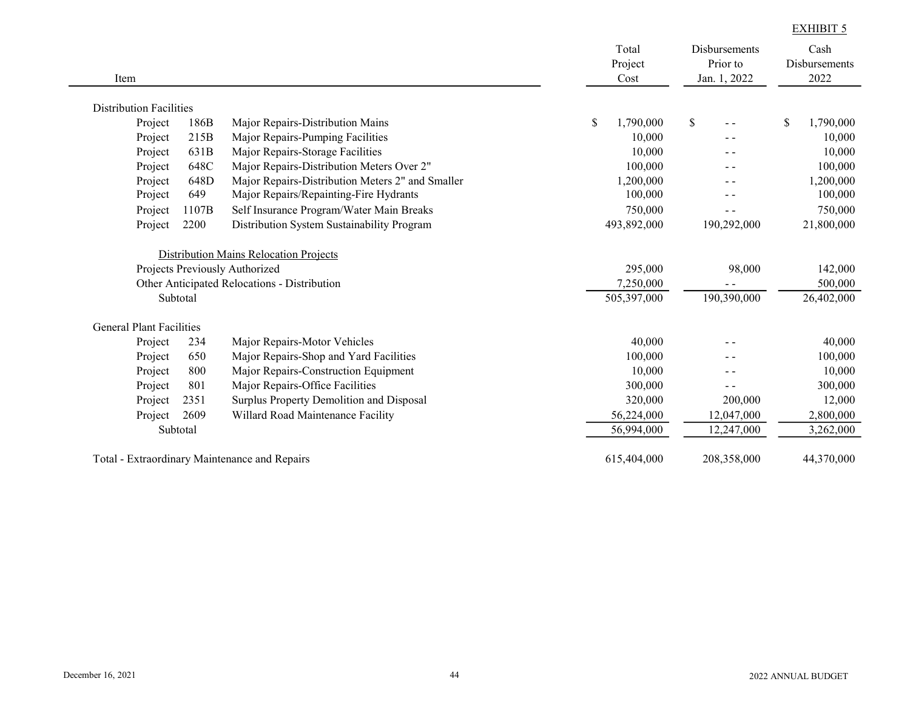EXHIBIT 5

| Item | | | Total Project Cost | Disbursements Prior to Jan. 1, 2022 | Cash Disbursements 2022 |
|---|---|---|---|---|---|
| Distribution Facilities | | | | | |
| Project | 186B | Major Repairs-Distribution Mains | $ 1,790,000 | $ - - | $ 1,790,000 |
| Project | 215B | Major Repairs-Pumping Facilities | 10,000 | - - | 10,000 |
| Project | 631B | Major Repairs-Storage Facilities | 10,000 | - - | 10,000 |
| Project | 648C | Major Repairs-Distribution Meters Over 2" | 100,000 | - - | 100,000 |
| Project | 648D | Major Repairs-Distribution Meters 2" and Smaller | 1,200,000 | - - | 1,200,000 |
| Project | 649 | Major Repairs/Repainting-Fire Hydrants | 100,000 | - - | 100,000 |
| Project | 1107B | Self Insurance Program/Water Main Breaks | 750,000 | - - | 750,000 |
| Project | 2200 | Distribution System Sustainability Program | 493,892,000 | 190,292,000 | 21,800,000 |
| Distribution Mains Relocation Projects | | | | | |
| Projects Previously Authorized | | | 295,000 | 98,000 | 142,000 |
| Other Anticipated Relocations - Distribution | | | 7,250,000 | - - | 500,000 |
| Subtotal | | | 505,397,000 | 190,390,000 | 26,402,000 |
| General Plant Facilities | | | | | |
| Project | 234 | Major Repairs-Motor Vehicles | 40,000 | - - | 40,000 |
| Project | 650 | Major Repairs-Shop and Yard Facilities | 100,000 | - - | 100,000 |
| Project | 800 | Major Repairs-Construction Equipment | 10,000 | - - | 10,000 |
| Project | 801 | Major Repairs-Office Facilities | 300,000 | - - | 300,000 |
| Project | 2351 | Surplus Property Demolition and Disposal | 320,000 | 200,000 | 12,000 |
| Project | 2609 | Willard Road Maintenance Facility | 56,224,000 | 12,047,000 | 2,800,000 |
| Subtotal | | | 56,994,000 | 12,247,000 | 3,262,000 |
| Total - Extraordinary Maintenance and Repairs | | | 615,404,000 | 208,358,000 | 44,370,000 |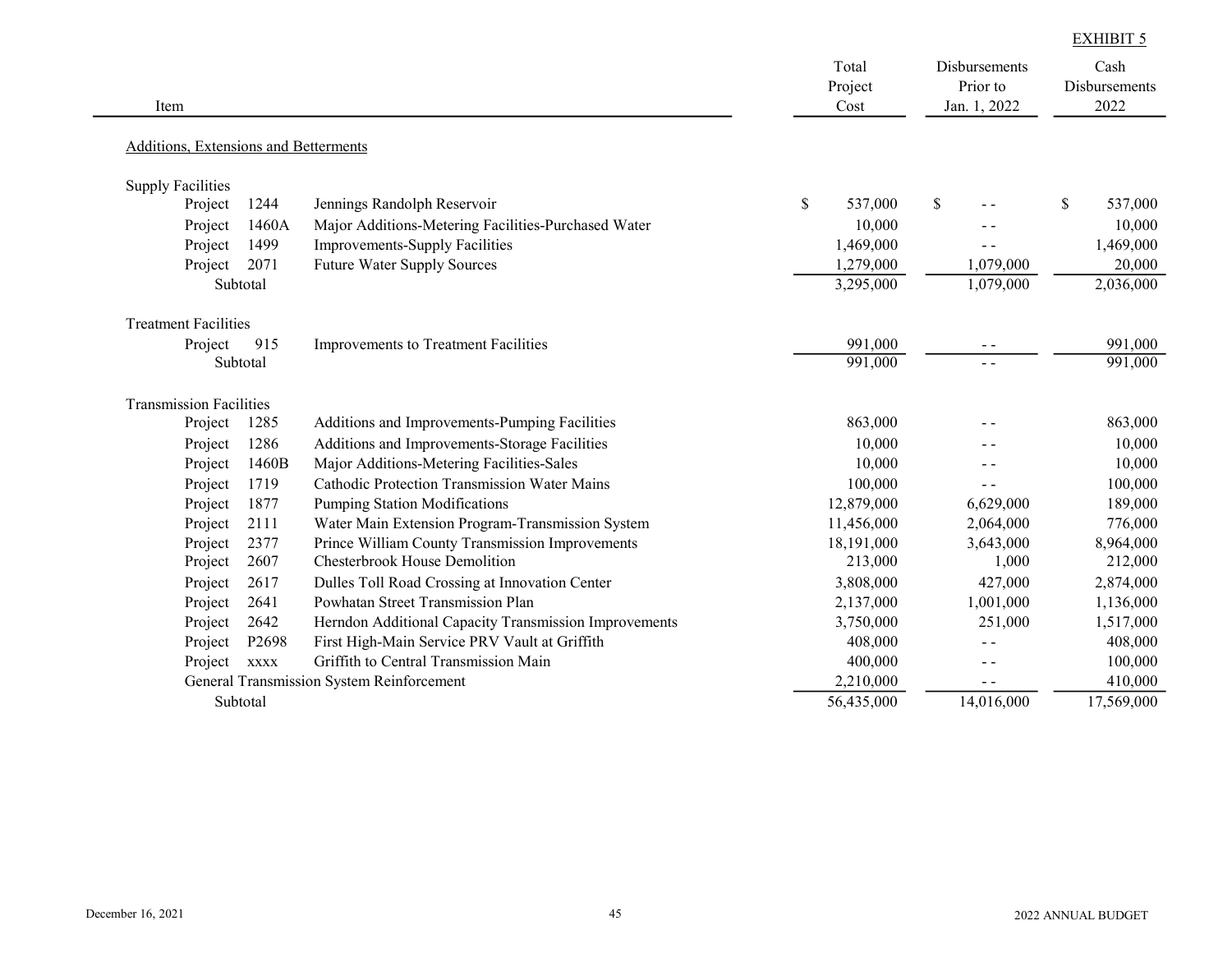EXHIBIT 5

| Item | | | Total Project Cost | Disbursements Prior to Jan. 1, 2022 | Cash Disbursements 2022 |
|---|---|---|---|---|---|
| Additions, Extensions and Betterments | | | | | |
| Supply Facilities | | | | | |
| Project | 1244 | Jennings Randolph Reservoir | $ 537,000 | $ - - | $ 537,000 |
| Project | 1460A | Major Additions-Metering Facilities-Purchased Water | 10,000 | - - | 10,000 |
| Project | 1499 | Improvements-Supply Facilities | 1,469,000 | - - | 1,469,000 |
| Project | 2071 | Future Water Supply Sources | 1,279,000 | 1,079,000 | 20,000 |
| Subtotal | | | 3,295,000 | 1,079,000 | 2,036,000 |
| Treatment Facilities | | | | | |
| Project | 915 | Improvements to Treatment Facilities | 991,000 | - - | 991,000 |
| Subtotal | | | 991,000 | - - | 991,000 |
| Transmission Facilities | | | | | |
| Project | 1285 | Additions and Improvements-Pumping Facilities | 863,000 | - - | 863,000 |
| Project | 1286 | Additions and Improvements-Storage Facilities | 10,000 | - - | 10,000 |
| Project | 1460B | Major Additions-Metering Facilities-Sales | 10,000 | - - | 10,000 |
| Project | 1719 | Cathodic Protection Transmission Water Mains | 100,000 | - - | 100,000 |
| Project | 1877 | Pumping Station Modifications | 12,879,000 | 6,629,000 | 189,000 |
| Project | 2111 | Water Main Extension Program-Transmission System | 11,456,000 | 2,064,000 | 776,000 |
| Project | 2377 | Prince William County Transmission Improvements | 18,191,000 | 3,643,000 | 8,964,000 |
| Project | 2607 | Chesterbrook House Demolition | 213,000 | 1,000 | 212,000 |
| Project | 2617 | Dulles Toll Road Crossing at Innovation Center | 3,808,000 | 427,000 | 2,874,000 |
| Project | 2641 | Powhatan Street Transmission Plan | 2,137,000 | 1,001,000 | 1,136,000 |
| Project | 2642 | Herndon Additional Capacity Transmission Improvements | 3,750,000 | 251,000 | 1,517,000 |
| Project | P2698 | First High-Main Service PRV Vault at Griffith | 408,000 | - - | 408,000 |
| Project | xxxx | Griffith to Central Transmission Main | 400,000 | - - | 100,000 |
| General Transmission System Reinforcement | | | 2,210,000 | - - | 410,000 |
| Subtotal | | | 56,435,000 | 14,016,000 | 17,569,000 |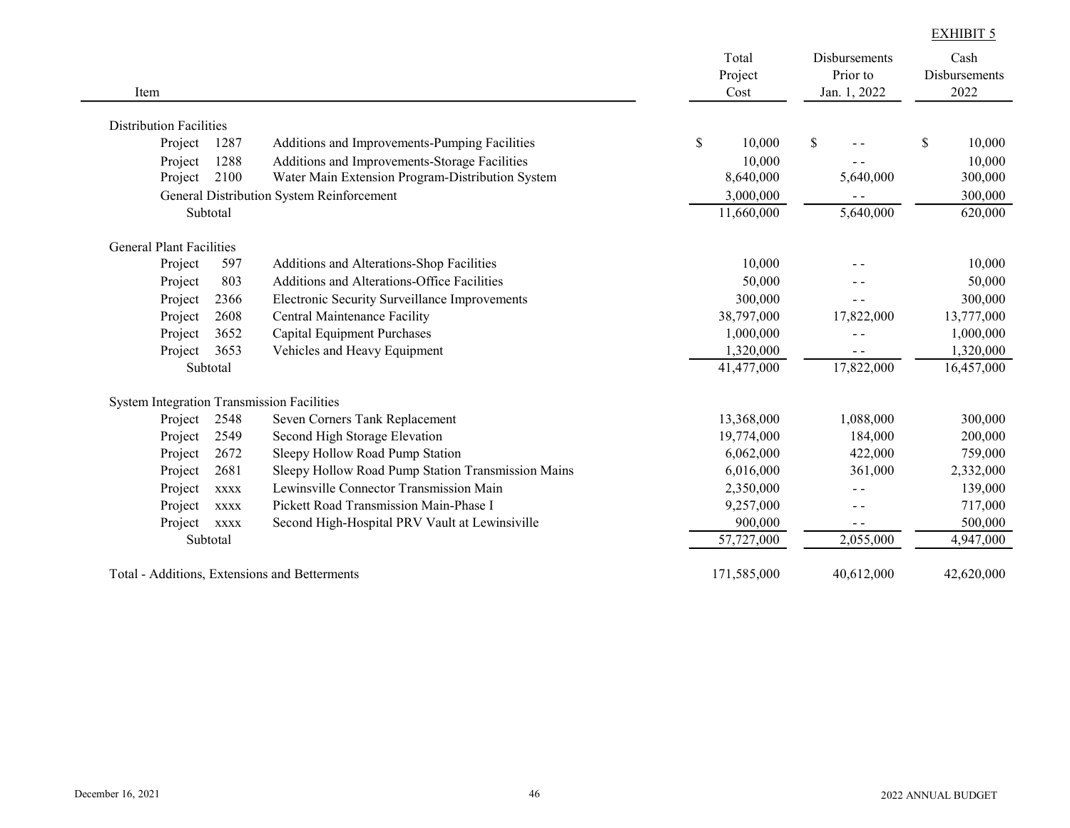EXHIBIT 5

| Item | | | Total Project Cost | Disbursements Prior to Jan. 1, 2022 | Cash Disbursements 2022 |
|---|---|---|---|---|---|
| **Distribution Facilities** | | | | | |
| Project | 1287 | Additions and Improvements-Pumping Facilities | $ 10,000 | $ - - | $ 10,000 |
| Project | 1288 | Additions and Improvements-Storage Facilities | 10,000 | - - | 10,000 |
| Project | 2100 | Water Main Extension Program-Distribution System | 8,640,000 | 5,640,000 | 300,000 |
| General Distribution System Reinforcement | | | 3,000,000 | - - | 300,000 |
| Subtotal | | | 11,660,000 | 5,640,000 | 620,000 |
| **General Plant Facilities** | | | | | |
| Project | 597 | Additions and Alterations-Shop Facilities | 10,000 | - - | 10,000 |
| Project | 803 | Additions and Alterations-Office Facilities | 50,000 | - - | 50,000 |
| Project | 2366 | Electronic Security Surveillance Improvements | 300,000 | - - | 300,000 |
| Project | 2608 | Central Maintenance Facility | 38,797,000 | 17,822,000 | 13,777,000 |
| Project | 3652 | Capital Equipment Purchases | 1,000,000 | - - | 1,000,000 |
| Project | 3653 | Vehicles and Heavy Equipment | 1,320,000 | - - | 1,320,000 |
| Subtotal | | | 41,477,000 | 17,822,000 | 16,457,000 |
| **System Integration Transmission Facilities** | | | | | |
| Project | 2548 | Seven Corners Tank Replacement | 13,368,000 | 1,088,000 | 300,000 |
| Project | 2549 | Second High Storage Elevation | 19,774,000 | 184,000 | 200,000 |
| Project | 2672 | Sleepy Hollow Road Pump Station | 6,062,000 | 422,000 | 759,000 |
| Project | 2681 | Sleepy Hollow Road Pump Station Transmission Mains | 6,016,000 | 361,000 | 2,332,000 |
| Project | xxxx | Lewinsville Connector Transmission Main | 2,350,000 | - - | 139,000 |
| Project | xxxx | Pickett Road Transmission Main-Phase I | 9,257,000 | - - | 717,000 |
| Project | xxxx | Second High-Hospital PRV Vault at Lewinsiville | 900,000 | - - | 500,000 |
| Subtotal | | | 57,727,000 | 2,055,000 | 4,947,000 |
| Total - Additions, Extensions and Betterments | | | 171,585,000 | 40,612,000 | 42,620,000 |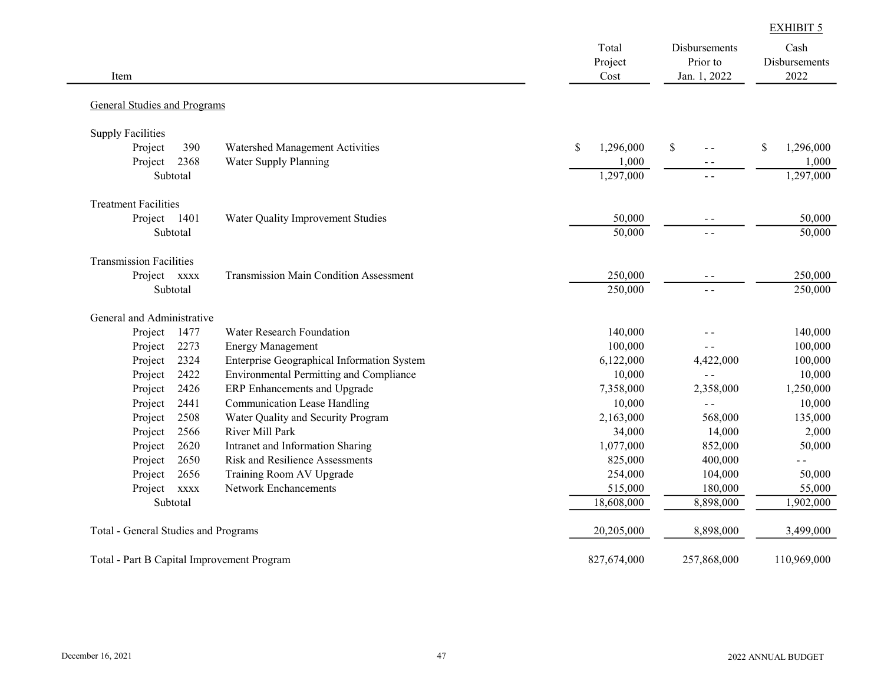EXHIBIT 5

| Item | | | Total Project Cost | Disbursements Prior to Jan. 1, 2022 | Cash Disbursements 2022 |
|---|---|---|---|---|---|
| General Studies and Programs | | | | | |
| Supply Facilities | | | | | |
| Project | 390 | Watershed Management Activities | $ 1,296,000 | $ - - | $ 1,296,000 |
| Project | 2368 | Water Supply Planning | 1,000 | - - | 1,000 |
| Subtotal | | | 1,297,000 | - - | 1,297,000 |
| Treatment Facilities | | | | | |
| Project | 1401 | Water Quality Improvement Studies | 50,000 | - - | 50,000 |
| Subtotal | | | 50,000 | - - | 50,000 |
| Transmission Facilities | | | | | |
| Project | xxxx | Transmission Main Condition Assessment | 250,000 | - - | 250,000 |
| Subtotal | | | 250,000 | - - | 250,000 |
| General and Administrative | | | | | |
| Project | 1477 | Water Research Foundation | 140,000 | - - | 140,000 |
| Project | 2273 | Energy Management | 100,000 | - - | 100,000 |
| Project | 2324 | Enterprise Geographical Information System | 6,122,000 | 4,422,000 | 100,000 |
| Project | 2422 | Environmental Permitting and Compliance | 10,000 | - - | 10,000 |
| Project | 2426 | ERP Enhancements and Upgrade | 7,358,000 | 2,358,000 | 1,250,000 |
| Project | 2441 | Communication Lease Handling | 10,000 | - - | 10,000 |
| Project | 2508 | Water Quality and Security Program | 2,163,000 | 568,000 | 135,000 |
| Project | 2566 | River Mill Park | 34,000 | 14,000 | 2,000 |
| Project | 2620 | Intranet and Information Sharing | 1,077,000 | 852,000 | 50,000 |
| Project | 2650 | Risk and Resilience Assessments | 825,000 | 400,000 | - - |
| Project | 2656 | Training Room AV Upgrade | 254,000 | 104,000 | 50,000 |
| Project | xxxx | Network Enchancements | 515,000 | 180,000 | 55,000 |
| Subtotal | | | 18,608,000 | 8,898,000 | 1,902,000 |
| Total - General Studies and Programs | | | 20,205,000 | 8,898,000 | 3,499,000 |
| Total - Part B Capital Improvement Program | | | 827,674,000 | 257,868,000 | 110,969,000 |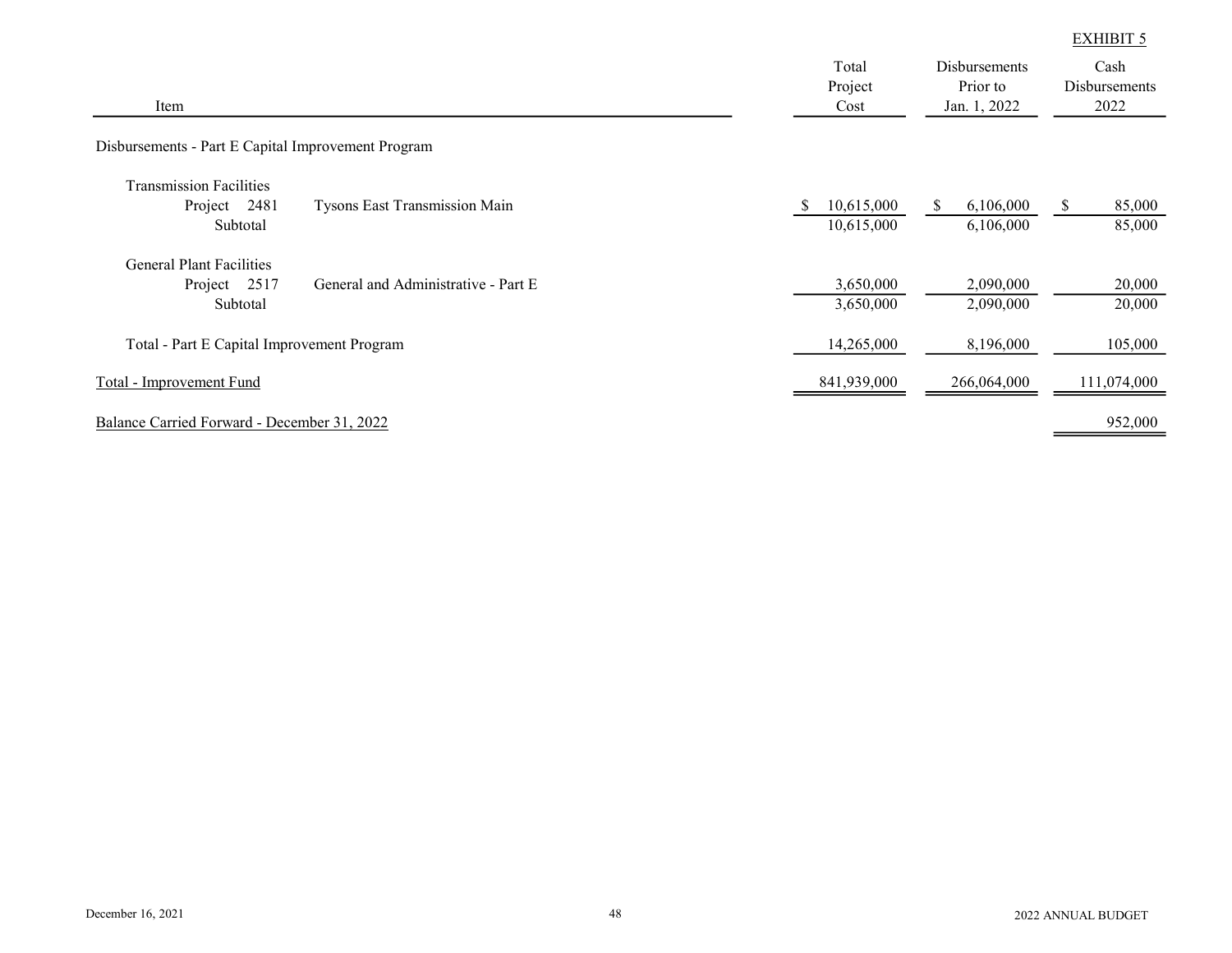EXHIBIT 5

| Item | Total Project Cost | Disbursements Prior to Jan. 1, 2022 | Cash Disbursements 2022 |
|---|---|---|---|
| Disbursements - Part E Capital Improvement Program | | | |
| Transmission Facilities | | | |
| Project 2481 Tysons East Transmission Main | $ 10,615,000 | $ 6,106,000 | $ 85,000 |
| Subtotal | 10,615,000 | 6,106,000 | 85,000 |
| General Plant Facilities | | | |
| Project 2517 General and Administrative - Part E | 3,650,000 | 2,090,000 | 20,000 |
| Subtotal | 3,650,000 | 2,090,000 | 20,000 |
| Total - Part E Capital Improvement Program | 14,265,000 | 8,196,000 | 105,000 |
| Total - Improvement Fund | 841,939,000 | 266,064,000 | 111,074,000 |
| Balance Carried Forward - December 31, 2022 | | | 952,000 |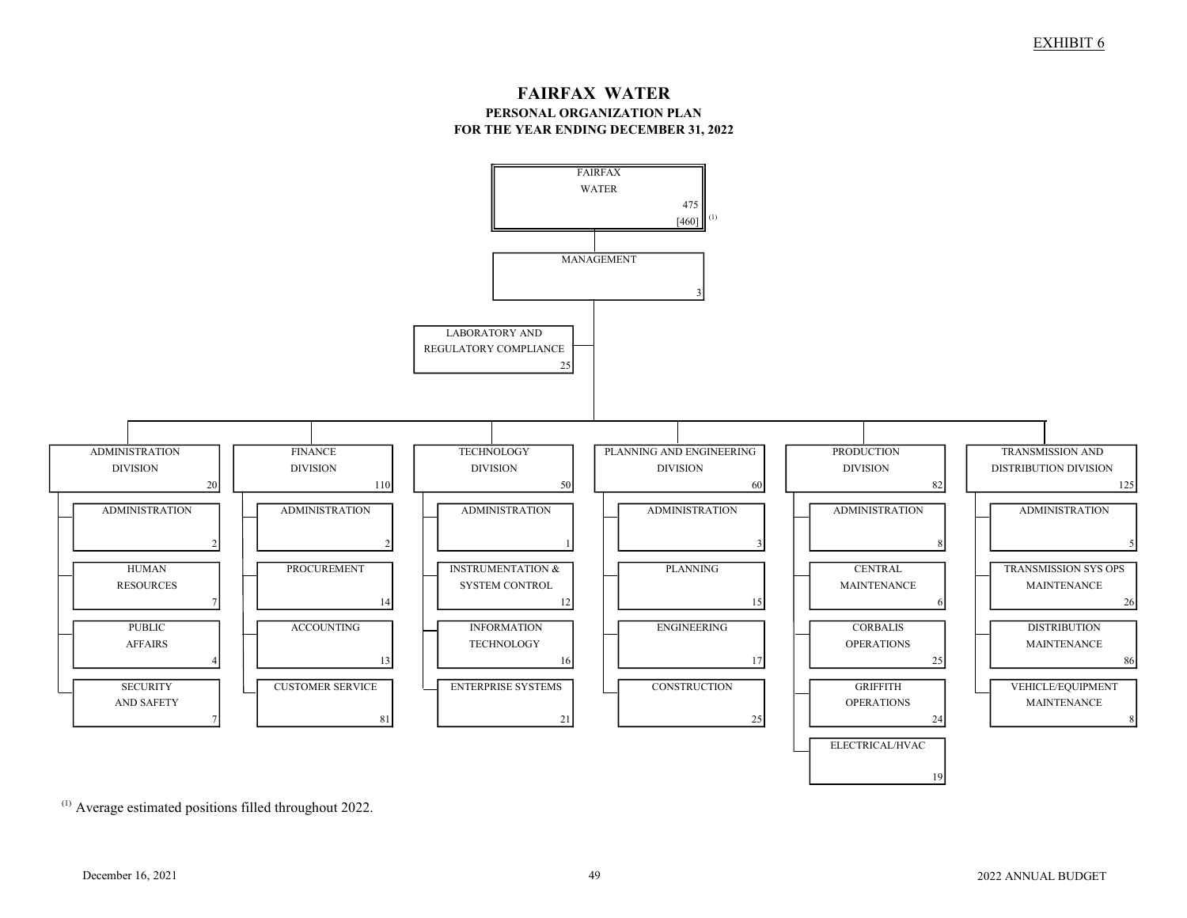EXHIBIT 6

# FAIRFAX WATER

## PERSONAL ORGANIZATION PLAN
## FOR THE YEAR ENDING DECEMBER 31, 2022

**FAIRFAX WATER** — 475 [460] [1]

- **MANAGEMENT** — 3
  - **LABORATORY AND REGULATORY COMPLIANCE** — 25
  - **ADMINISTRATION DIVISION** — 20
    - ADMINISTRATION — 2
    - HUMAN RESOURCES — 7
    - PUBLIC AFFAIRS — 4
    - SECURITY AND SAFETY — 7
  - **FINANCE DIVISION** — 110
    - ADMINISTRATION — 2
    - PROCUREMENT — 14
    - ACCOUNTING — 13
    - CUSTOMER SERVICE — 81
  - **TECHNOLOGY DIVISION** — 50
    - ADMINISTRATION — 1
    - INSTRUMENTATION & SYSTEM CONTROL — 12
    - INFORMATION TECHNOLOGY — 16
    - ENTERPRISE SYSTEMS — 21
  - **PLANNING AND ENGINEERING DIVISION** — 60
    - ADMINISTRATION — 3
    - PLANNING — 15
    - ENGINEERING — 17
    - CONSTRUCTION — 25
  - **PRODUCTION DIVISION** — 82
    - ADMINISTRATION — 8
    - CENTRAL MAINTENANCE — 6
    - CORBALIS OPERATIONS — 25
    - GRIFFITH OPERATIONS — 24
    - ELECTRICAL/HVAC — 19
  - **TRANSMISSION AND DISTRIBUTION DIVISION** — 125
    - ADMINISTRATION — 5
    - TRANSMISSION SYS OPS MAINTENANCE — 26
    - DISTRIBUTION MAINTENANCE — 86
    - VEHICLE/EQUIPMENT MAINTENANCE — 8

[1] Average estimated positions filled throughout 2022.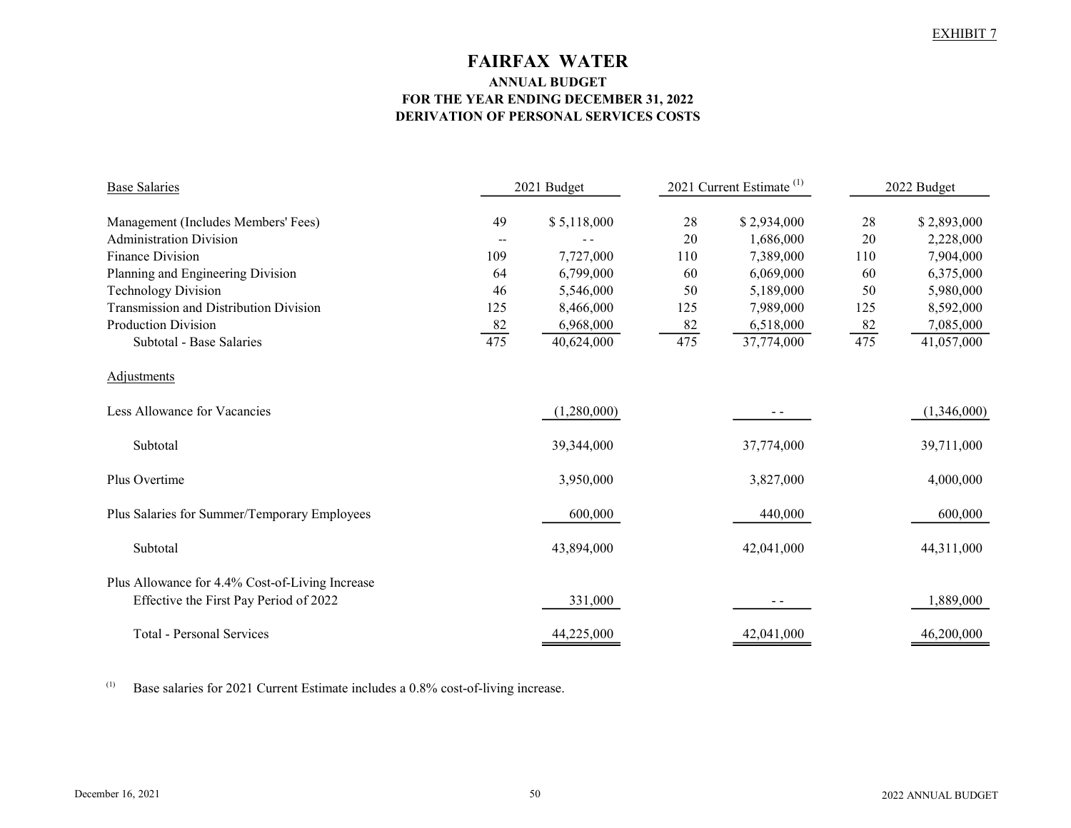EXHIBIT 7

# FAIRFAX WATER

## ANNUAL BUDGET
## FOR THE YEAR ENDING DECEMBER 31, 2022
## DERIVATION OF PERSONAL SERVICES COSTS

| Base Salaries | 2021 Budget | | 2021 Current Estimate [1] | | 2022 Budget | |
|---|---|---|---|---|---|---|
| Management (Includes Members' Fees) | 49 | $ 5,118,000 | 28 | $ 2,934,000 | 28 | $ 2,893,000 |
| Administration Division | -- | - - | 20 | 1,686,000 | 20 | 2,228,000 |
| Finance Division | 109 | 7,727,000 | 110 | 7,389,000 | 110 | 7,904,000 |
| Planning and Engineering Division | 64 | 6,799,000 | 60 | 6,069,000 | 60 | 6,375,000 |
| Technology Division | 46 | 5,546,000 | 50 | 5,189,000 | 50 | 5,980,000 |
| Transmission and Distribution Division | 125 | 8,466,000 | 125 | 7,989,000 | 125 | 8,592,000 |
| Production Division | 82 | 6,968,000 | 82 | 6,518,000 | 82 | 7,085,000 |
| Subtotal - Base Salaries | 475 | 40,624,000 | 475 | 37,774,000 | 475 | 41,057,000 |
| Adjustments | | | | | | |
| Less Allowance for Vacancies | | (1,280,000) | | - - | | (1,346,000) |
| Subtotal | | 39,344,000 | | 37,774,000 | | 39,711,000 |
| Plus Overtime | | 3,950,000 | | 3,827,000 | | 4,000,000 |
| Plus Salaries for Summer/Temporary Employees | | 600,000 | | 440,000 | | 600,000 |
| Subtotal | | 43,894,000 | | 42,041,000 | | 44,311,000 |
| Plus Allowance for 4.4% Cost-of-Living Increase Effective the First Pay Period of 2022 | | 331,000 | | - - | | 1,889,000 |
| Total - Personal Services | | 44,225,000 | | 42,041,000 | | 46,200,000 |

[1] Base salaries for 2021 Current Estimate includes a 0.8% cost-of-living increase.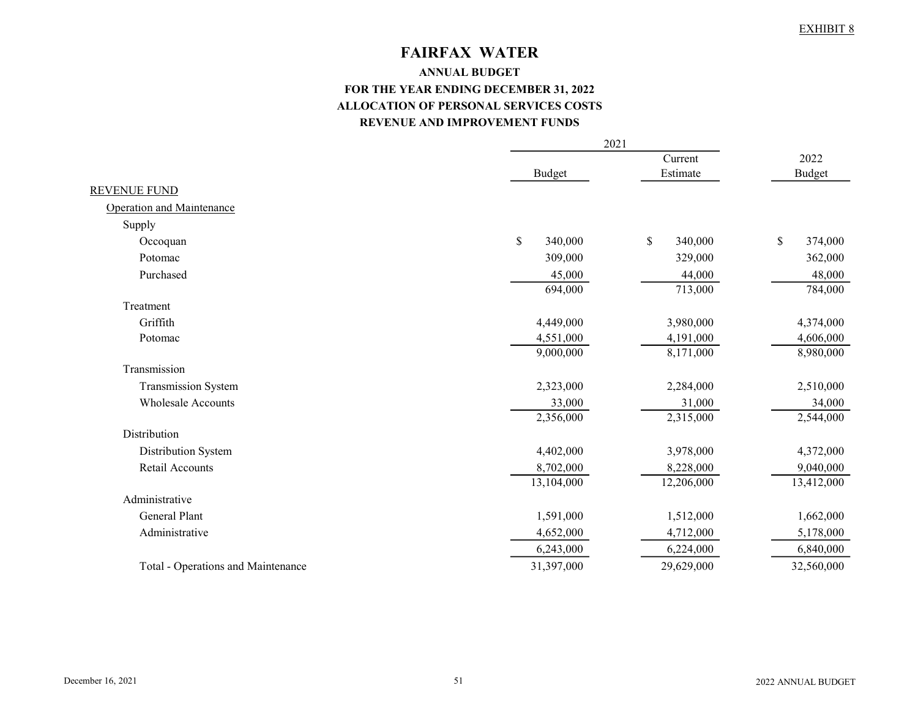EXHIBIT 8

# FAIRFAX WATER

## ANNUAL BUDGET
## FOR THE YEAR ENDING DECEMBER 31, 2022
## ALLOCATION OF PERSONAL SERVICES COSTS
## REVENUE AND IMPROVEMENT FUNDS

| | 2021 | | |
|---|---|---|---|
| | Budget | Current Estimate | 2022 Budget |
| REVENUE FUND | | | |
| Operation and Maintenance | | | |
| Supply | | | |
| Occoquan | $ 340,000 | $ 340,000 | $ 374,000 |
| Potomac | 309,000 | 329,000 | 362,000 |
| Purchased | 45,000 | 44,000 | 48,000 |
| | 694,000 | 713,000 | 784,000 |
| Treatment | | | |
| Griffith | 4,449,000 | 3,980,000 | 4,374,000 |
| Potomac | 4,551,000 | 4,191,000 | 4,606,000 |
| | 9,000,000 | 8,171,000 | 8,980,000 |
| Transmission | | | |
| Transmission System | 2,323,000 | 2,284,000 | 2,510,000 |
| Wholesale Accounts | 33,000 | 31,000 | 34,000 |
| | 2,356,000 | 2,315,000 | 2,544,000 |
| Distribution | | | |
| Distribution System | 4,402,000 | 3,978,000 | 4,372,000 |
| Retail Accounts | 8,702,000 | 8,228,000 | 9,040,000 |
| | 13,104,000 | 12,206,000 | 13,412,000 |
| Administrative | | | |
| General Plant | 1,591,000 | 1,512,000 | 1,662,000 |
| Administrative | 4,652,000 | 4,712,000 | 5,178,000 |
| | 6,243,000 | 6,224,000 | 6,840,000 |
| Total - Operations and Maintenance | 31,397,000 | 29,629,000 | 32,560,000 |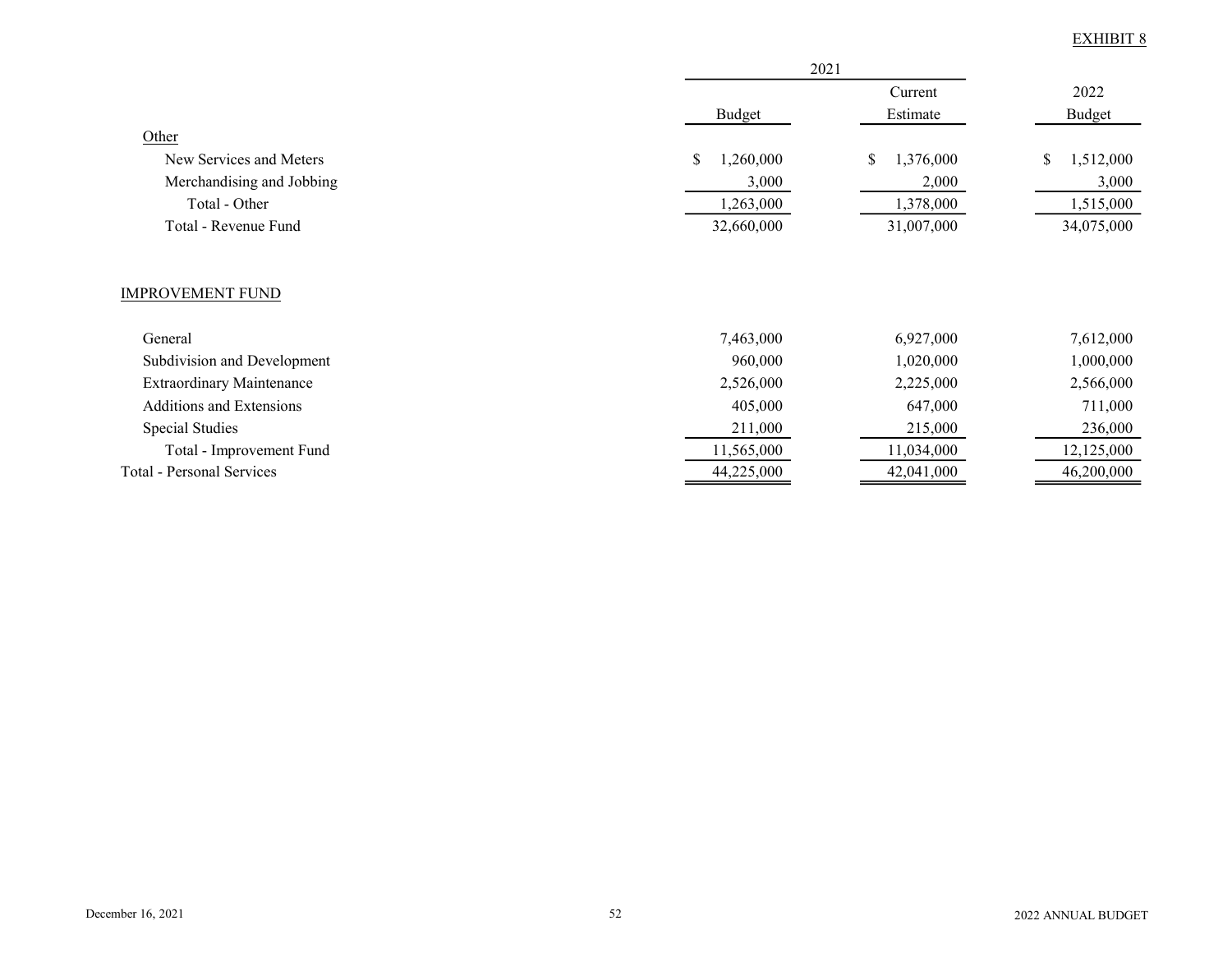EXHIBIT 8

| | 2021 | | |
|---|---|---|---|
| | Budget | Current Estimate | 2022 Budget |
| Other | | | |
| New Services and Meters | $ 1,260,000 | $ 1,376,000 | $ 1,512,000 |
| Merchandising and Jobbing | 3,000 | 2,000 | 3,000 |
| Total - Other | 1,263,000 | 1,378,000 | 1,515,000 |
| Total - Revenue Fund | 32,660,000 | 31,007,000 | 34,075,000 |
| | | | |
| IMPROVEMENT FUND | | | |
| General | 7,463,000 | 6,927,000 | 7,612,000 |
| Subdivision and Development | 960,000 | 1,020,000 | 1,000,000 |
| Extraordinary Maintenance | 2,526,000 | 2,225,000 | 2,566,000 |
| Additions and Extensions | 405,000 | 647,000 | 711,000 |
| Special Studies | 211,000 | 215,000 | 236,000 |
| Total - Improvement Fund | 11,565,000 | 11,034,000 | 12,125,000 |
| Total - Personal Services | 44,225,000 | 42,041,000 | 46,200,000 |